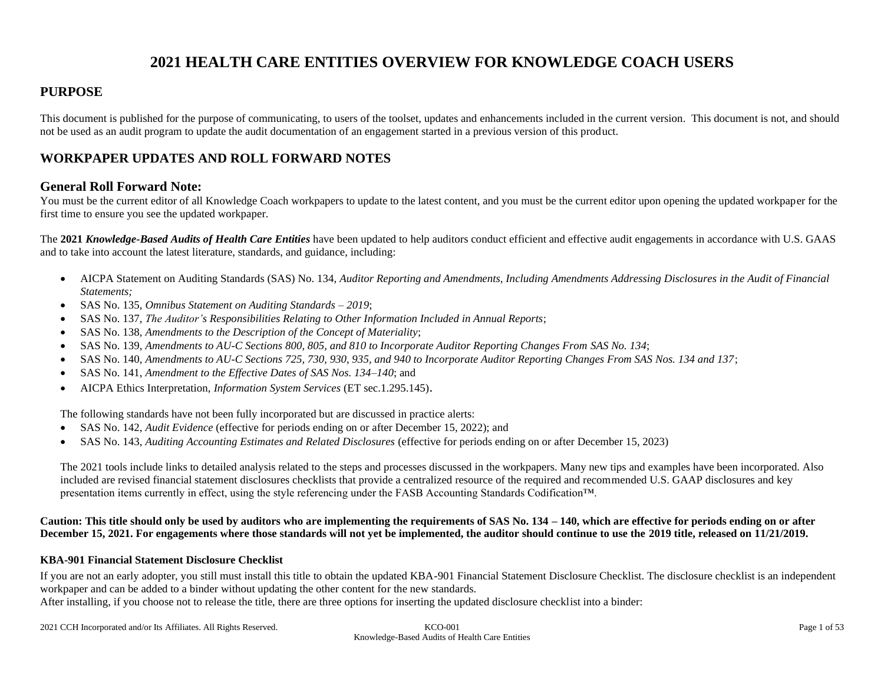# 2021 HEALTH CARE ENTITIES OVERVIEW FOR KNOWLEDGE COACH USERS

## PURPOSE

This document is published for the purpose of communicating, to users of the toolset, updates and enhancements included in the current version. This document is not, and should not be used as an audit program to update the audit documentation of an engagement started in a previous version of this product.

## WORKPAPER UPDATES AND ROLL FORWARD NOTES

## General Roll Forward Note:

You must be the current editor of all Knowledge Coach workpapers to update to the latest content, and you must be the current editor upon opening the updated workpaper for the first time to ensure you see the updated workpaper.

The **2021 *Knowledge-Based Audits of Health Care Entities*** have been updated to help auditors conduct efficient and effective audit engagements in accordance with U.S. GAAS and to take into account the latest literature, standards, and guidance, including:

- AICPA Statement on Auditing Standards (SAS) No. 134, *Auditor Reporting and Amendments, Including Amendments Addressing Disclosures in the Audit of Financial Statements;*
- SAS No. 135, *Omnibus Statement on Auditing Standards – 2019*;
- SAS No. 137, *The Auditor's Responsibilities Relating to Other Information Included in Annual Reports*;
- SAS No. 138, *Amendments to the Description of the Concept of Materiality*;
- SAS No. 139, *Amendments to AU-C Sections 800, 805, and 810 to Incorporate Auditor Reporting Changes From SAS No. 134*;
- SAS No. 140, *Amendments to AU-C Sections 725, 730, 930, 935, and 940 to Incorporate Auditor Reporting Changes From SAS Nos. 134 and 137*;
- SAS No. 141, *Amendment to the Effective Dates of SAS Nos. 134–140*; and
- AICPA Ethics Interpretation, *Information System Services* (ET sec.1.295.145).

The following standards have not been fully incorporated but are discussed in practice alerts:

- SAS No. 142, *Audit Evidence* (effective for periods ending on or after December 15, 2022); and
- SAS No. 143, *Auditing Accounting Estimates and Related Disclosures* (effective for periods ending on or after December 15, 2023)

The 2021 tools include links to detailed analysis related to the steps and processes discussed in the workpapers. Many new tips and examples have been incorporated. Also included are revised financial statement disclosures checklists that provide a centralized resource of the required and recommended U.S. GAAP disclosures and key presentation items currently in effect, using the style referencing under the FASB Accounting Standards Codification™.

**Caution: This title should only be used by auditors who are implementing the requirements of SAS No. 134 – 140, which are effective for periods ending on or after December 15, 2021. For engagements where those standards will not yet be implemented, the auditor should continue to use the 2019 title, released on 11/21/2019.**

#### KBA-901 Financial Statement Disclosure Checklist

If you are not an early adopter, you still must install this title to obtain the updated KBA-901 Financial Statement Disclosure Checklist. The disclosure checklist is an independent workpaper and can be added to a binder without updating the other content for the new standards.

After installing, if you choose not to release the title, there are three options for inserting the updated disclosure checklist into a binder: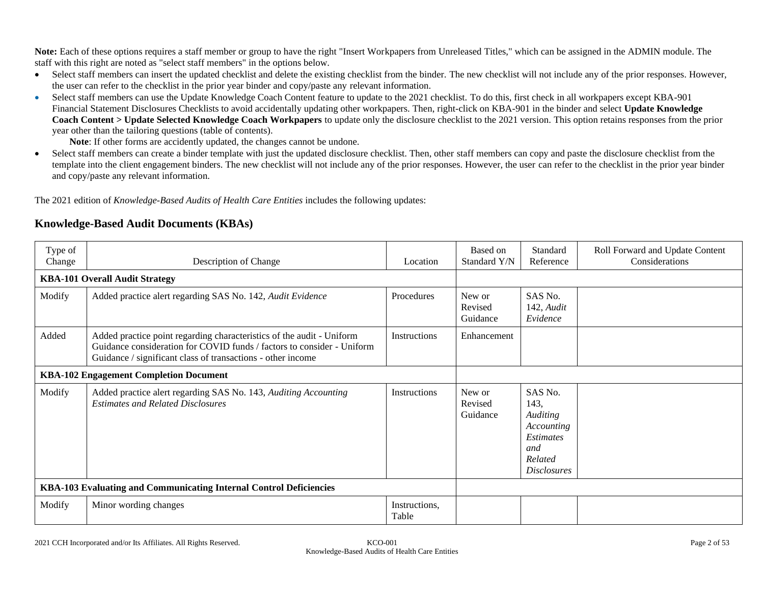**Note:** Each of these options requires a staff member or group to have the right "Insert Workpapers from Unreleased Titles," which can be assigned in the ADMIN module. The staff with this right are noted as "select staff members" in the options below.

- Select staff members can insert the updated checklist and delete the existing checklist from the binder. The new checklist will not include any of the prior responses. However, the user can refer to the checklist in the prior year binder and copy/paste any relevant information.
- Select staff members can use the Update Knowledge Coach Content feature to update to the 2021 checklist. To do this, first check in all workpapers except KBA-901 Financial Statement Disclosures Checklists to avoid accidentally updating other workpapers. Then, right-click on KBA-901 in the binder and select **Update Knowledge Coach Content > Update Selected Knowledge Coach Workpapers** to update only the disclosure checklist to the 2021 version. This option retains responses from the prior year other than the tailoring questions (table of contents).

  **Note**: If other forms are accidently updated, the changes cannot be undone.
- Select staff members can create a binder template with just the updated disclosure checklist. Then, other staff members can copy and paste the disclosure checklist from the template into the client engagement binders. The new checklist will not include any of the prior responses. However, the user can refer to the checklist in the prior year binder and copy/paste any relevant information.

The 2021 edition of *Knowledge-Based Audits of Health Care Entities* includes the following updates:

## Knowledge-Based Audit Documents (KBAs)

| Type of Change | Description of Change | Location | Based on Standard Y/N | Standard Reference | Roll Forward and Update Content Considerations |
|---|---|---|---|---|---|
| **KBA-101 Overall Audit Strategy** | | | | | |
| Modify | Added practice alert regarding SAS No. 142, *Audit Evidence* | Procedures | New or Revised Guidance | SAS No. 142, *Audit Evidence* | |
| Added | Added practice point regarding characteristics of the audit - Uniform Guidance consideration for COVID funds / factors to consider - Uniform Guidance / significant class of transactions - other income | Instructions | Enhancement | | |
| **KBA-102 Engagement Completion Document** | | | | | |
| Modify | Added practice alert regarding SAS No. 143, *Auditing Accounting Estimates and Related Disclosures* | Instructions | New or Revised Guidance | SAS No. 143, *Auditing Accounting Estimates and Related Disclosures* | |
| **KBA-103 Evaluating and Communicating Internal Control Deficiencies** | | | | | |
| Modify | Minor wording changes | Instructions, Table | | | |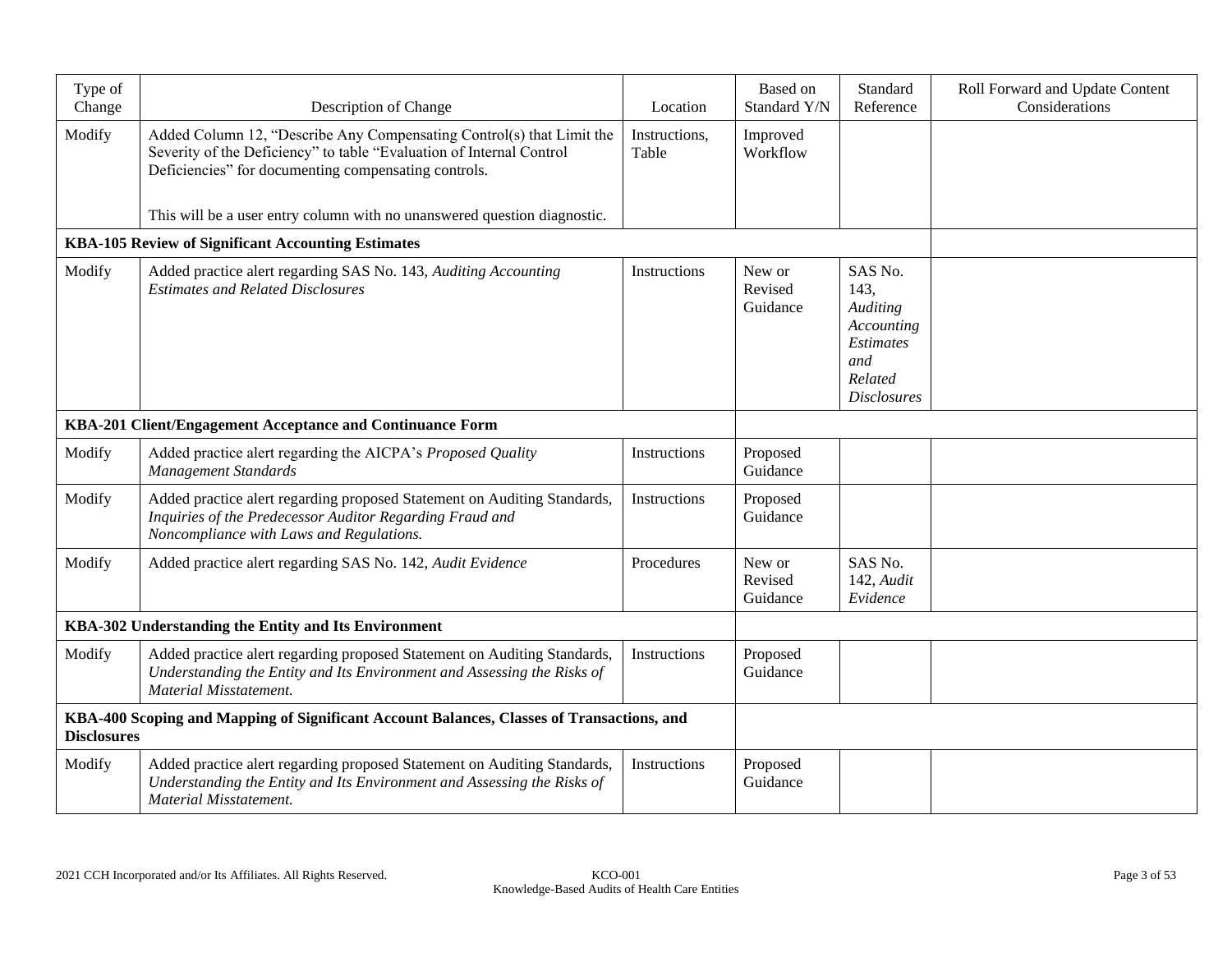| Type of Change | Description of Change | Location | Based on Standard Y/N | Standard Reference | Roll Forward and Update Content Considerations |
|---|---|---|---|---|---|
| Modify | Added Column 12, "Describe Any Compensating Control(s) that Limit the Severity of the Deficiency" to table "Evaluation of Internal Control Deficiencies" for documenting compensating controls.<br><br>This will be a user entry column with no unanswered question diagnostic. | Instructions, Table | Improved Workflow | | |
| **KBA-105 Review of Significant Accounting Estimates** | | | | | |
| Modify | Added practice alert regarding SAS No. 143, *Auditing Accounting Estimates and Related Disclosures* | Instructions | New or Revised Guidance | SAS No. 143, *Auditing Accounting Estimates and Related Disclosures* | |
| **KBA-201 Client/Engagement Acceptance and Continuance Form** | | | | | |
| Modify | Added practice alert regarding the AICPA's *Proposed Quality Management Standards* | Instructions | Proposed Guidance | | |
| Modify | Added practice alert regarding proposed Statement on Auditing Standards, *Inquiries of the Predecessor Auditor Regarding Fraud and Noncompliance with Laws and Regulations.* | Instructions | Proposed Guidance | | |
| Modify | Added practice alert regarding SAS No. 142, *Audit Evidence* | Procedures | New or Revised Guidance | SAS No. 142, *Audit Evidence* | |
| **KBA-302 Understanding the Entity and Its Environment** | | | | | |
| Modify | Added practice alert regarding proposed Statement on Auditing Standards, *Understanding the Entity and Its Environment and Assessing the Risks of Material Misstatement.* | Instructions | Proposed Guidance | | |
| **KBA-400 Scoping and Mapping of Significant Account Balances, Classes of Transactions, and Disclosures** | | | | | |
| Modify | Added practice alert regarding proposed Statement on Auditing Standards, *Understanding the Entity and Its Environment and Assessing the Risks of Material Misstatement.* | Instructions | Proposed Guidance | | |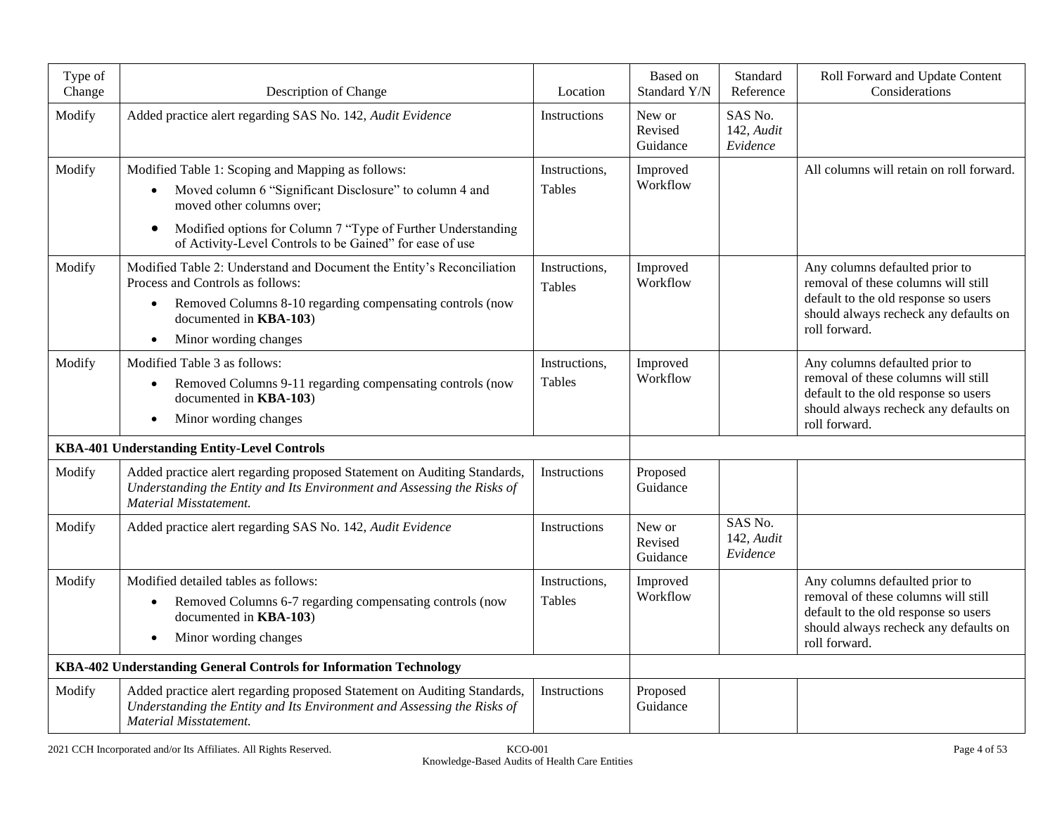| Type of Change | Description of Change | Location | Based on Standard Y/N | Standard Reference | Roll Forward and Update Content Considerations |
|---|---|---|---|---|---|
| Modify | Added practice alert regarding SAS No. 142, *Audit Evidence* | Instructions | New or Revised Guidance | SAS No. 142, *Audit Evidence* | |
| Modify | Modified Table 1: Scoping and Mapping as follows:<br>• Moved column 6 "Significant Disclosure" to column 4 and moved other columns over;<br>• Modified options for Column 7 "Type of Further Understanding of Activity-Level Controls to be Gained" for ease of use | Instructions, Tables | Improved Workflow | | All columns will retain on roll forward. |
| Modify | Modified Table 2: Understand and Document the Entity's Reconciliation Process and Controls as follows:<br>• Removed Columns 8-10 regarding compensating controls (now documented in **KBA-103**)<br>• Minor wording changes | Instructions, Tables | Improved Workflow | | Any columns defaulted prior to removal of these columns will still default to the old response so users should always recheck any defaults on roll forward. |
| Modify | Modified Table 3 as follows:<br>• Removed Columns 9-11 regarding compensating controls (now documented in **KBA-103**)<br>• Minor wording changes | Instructions, Tables | Improved Workflow | | Any columns defaulted prior to removal of these columns will still default to the old response so users should always recheck any defaults on roll forward. |
| **KBA-401 Understanding Entity-Level Controls** | | | | | |
| Modify | Added practice alert regarding proposed Statement on Auditing Standards, *Understanding the Entity and Its Environment and Assessing the Risks of Material Misstatement.* | Instructions | Proposed Guidance | | |
| Modify | Added practice alert regarding SAS No. 142, *Audit Evidence* | Instructions | New or Revised Guidance | SAS No. 142, *Audit Evidence* | |
| Modify | Modified detailed tables as follows:<br>• Removed Columns 6-7 regarding compensating controls (now documented in **KBA-103**)<br>• Minor wording changes | Instructions, Tables | Improved Workflow | | Any columns defaulted prior to removal of these columns will still default to the old response so users should always recheck any defaults on roll forward. |
| **KBA-402 Understanding General Controls for Information Technology** | | | | | |
| Modify | Added practice alert regarding proposed Statement on Auditing Standards, *Understanding the Entity and Its Environment and Assessing the Risks of Material Misstatement.* | Instructions | Proposed Guidance | | |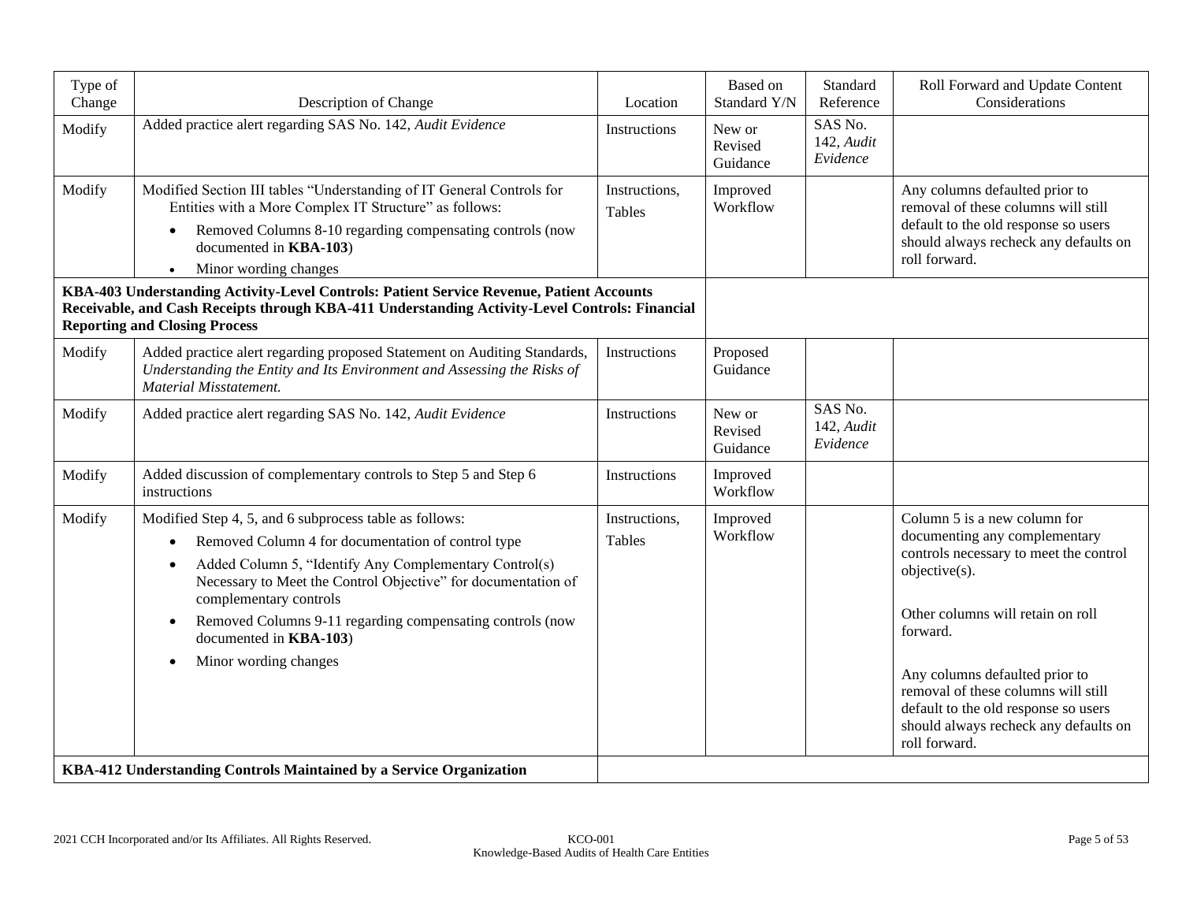| Type of Change | Description of Change | Location | Based on Standard Y/N | Standard Reference | Roll Forward and Update Content Considerations |
|---|---|---|---|---|---|
| Modify | Added practice alert regarding SAS No. 142, *Audit Evidence* | Instructions | New or Revised Guidance | SAS No. 142, *Audit Evidence* | |
| Modify | Modified Section III tables "Understanding of IT General Controls for Entities with a More Complex IT Structure" as follows: <br>• Removed Columns 8-10 regarding compensating controls (now documented in **KBA-103**) <br>• Minor wording changes | Instructions, Tables | Improved Workflow | | Any columns defaulted prior to removal of these columns will still default to the old response so users should always recheck any defaults on roll forward. |
| **KBA-403 Understanding Activity-Level Controls: Patient Service Revenue, Patient Accounts Receivable, and Cash Receipts through KBA-411 Understanding Activity-Level Controls: Financial Reporting and Closing Process** | | | | | |
| Modify | Added practice alert regarding proposed Statement on Auditing Standards, *Understanding the Entity and Its Environment and Assessing the Risks of Material Misstatement.* | Instructions | Proposed Guidance | | |
| Modify | Added practice alert regarding SAS No. 142, *Audit Evidence* | Instructions | New or Revised Guidance | SAS No. 142, *Audit Evidence* | |
| Modify | Added discussion of complementary controls to Step 5 and Step 6 instructions | Instructions | Improved Workflow | | |
| Modify | Modified Step 4, 5, and 6 subprocess table as follows: <br>• Removed Column 4 for documentation of control type <br>• Added Column 5, "Identify Any Complementary Control(s) Necessary to Meet the Control Objective" for documentation of complementary controls <br>• Removed Columns 9-11 regarding compensating controls (now documented in **KBA-103**) <br>• Minor wording changes | Instructions, Tables | Improved Workflow | | Column 5 is a new column for documenting any complementary controls necessary to meet the control objective(s). <br><br>Other columns will retain on roll forward. <br><br>Any columns defaulted prior to removal of these columns will still default to the old response so users should always recheck any defaults on roll forward. |
| **KBA-412 Understanding Controls Maintained by a Service Organization** | | | | | |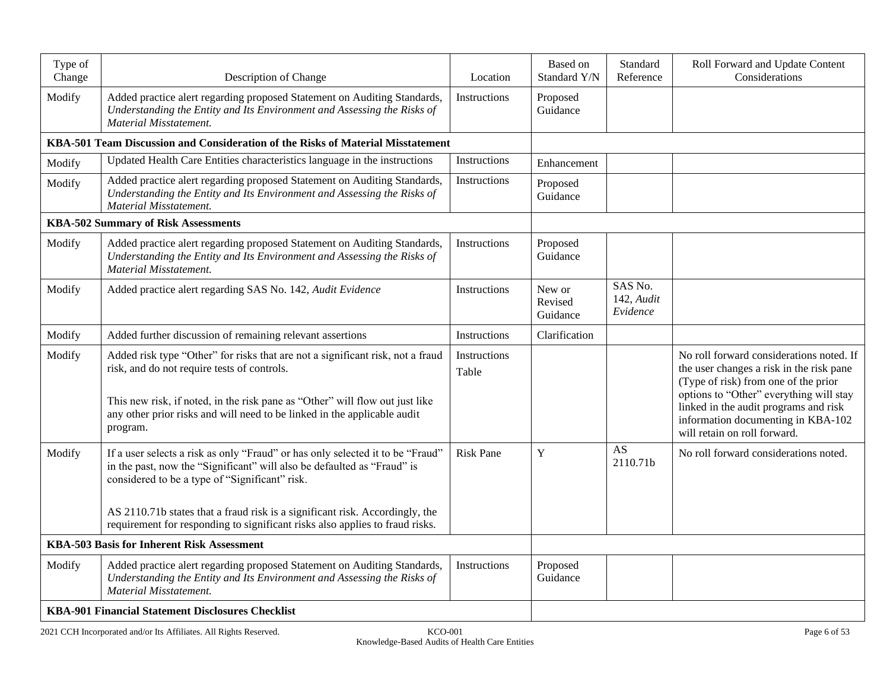| Type of Change | Description of Change | Location | Based on Standard Y/N | Standard Reference | Roll Forward and Update Content Considerations |
|---|---|---|---|---|---|
| Modify | Added practice alert regarding proposed Statement on Auditing Standards, *Understanding the Entity and Its Environment and Assessing the Risks of Material Misstatement.* | Instructions | Proposed Guidance | | |
| **KBA-501 Team Discussion and Consideration of the Risks of Material Misstatement** | | | | | |
| Modify | Updated Health Care Entities characteristics language in the instructions | Instructions | Enhancement | | |
| Modify | Added practice alert regarding proposed Statement on Auditing Standards, *Understanding the Entity and Its Environment and Assessing the Risks of Material Misstatement.* | Instructions | Proposed Guidance | | |
| **KBA-502 Summary of Risk Assessments** | | | | | |
| Modify | Added practice alert regarding proposed Statement on Auditing Standards, *Understanding the Entity and Its Environment and Assessing the Risks of Material Misstatement.* | Instructions | Proposed Guidance | | |
| Modify | Added practice alert regarding SAS No. 142, *Audit Evidence* | Instructions | New or Revised Guidance | SAS No. 142, *Audit Evidence* | |
| Modify | Added further discussion of remaining relevant assertions | Instructions | Clarification | | |
| Modify | Added risk type "Other" for risks that are not a significant risk, not a fraud risk, and do not require tests of controls.<br><br>This new risk, if noted, in the risk pane as "Other" will flow out just like any other prior risks and will need to be linked in the applicable audit program. | Instructions Table | | | No roll forward considerations noted. If the user changes a risk in the risk pane (Type of risk) from one of the prior options to "Other" everything will stay linked in the audit programs and risk information documenting in KBA-102 will retain on roll forward. |
| Modify | If a user selects a risk as only "Fraud" or has only selected it to be "Fraud" in the past, now the "Significant" will also be defaulted as "Fraud" is considered to be a type of "Significant" risk.<br><br>AS 2110.71b states that a fraud risk is a significant risk. Accordingly, the requirement for responding to significant risks also applies to fraud risks. | Risk Pane | Y | AS 2110.71b | No roll forward considerations noted. |
| **KBA-503 Basis for Inherent Risk Assessment** | | | | | |
| Modify | Added practice alert regarding proposed Statement on Auditing Standards, *Understanding the Entity and Its Environment and Assessing the Risks of Material Misstatement.* | Instructions | Proposed Guidance | | |
| **KBA-901 Financial Statement Disclosures Checklist** | | | | | |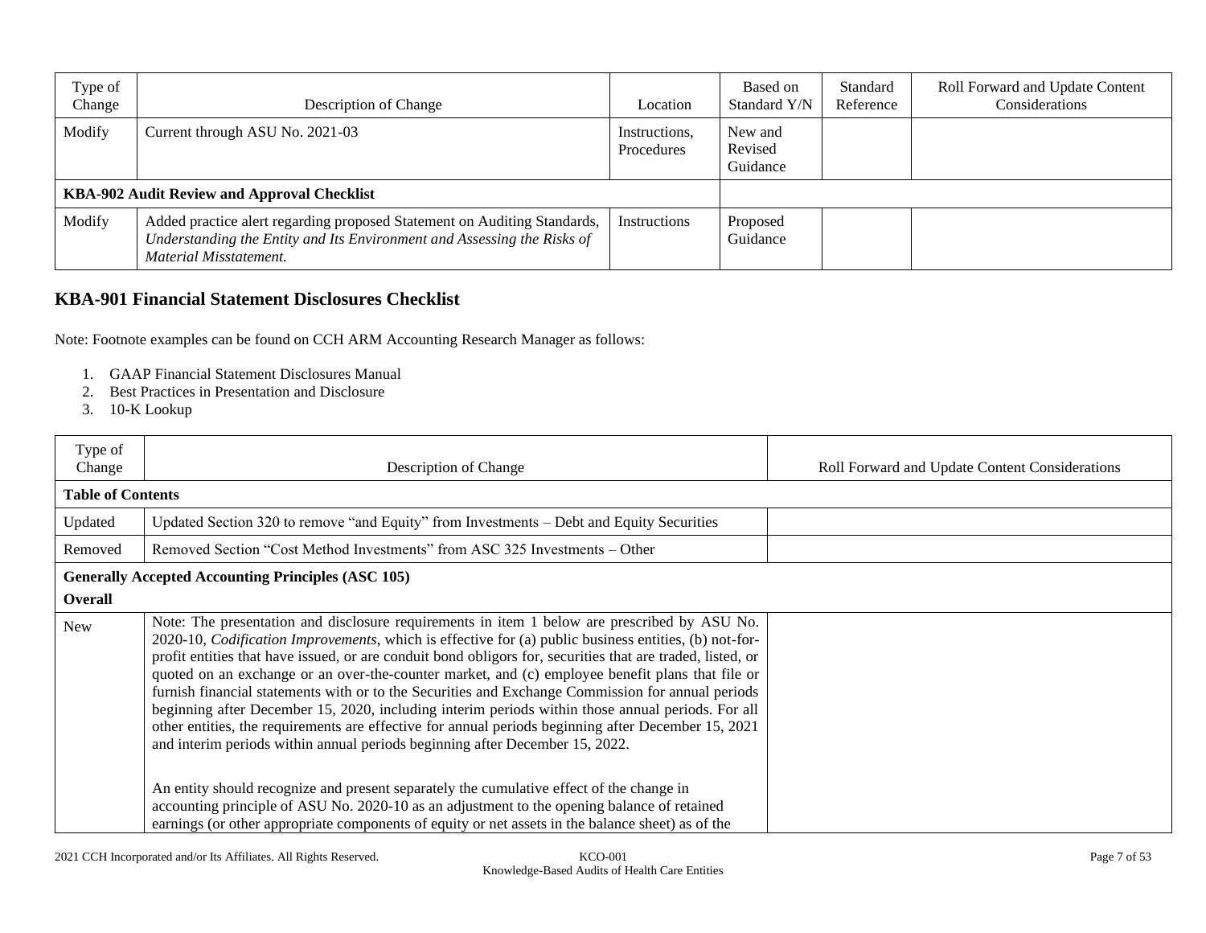| Type of Change | Description of Change | Location | Based on Standard Y/N | Standard Reference | Roll Forward and Update Content Considerations |
|---|---|---|---|---|---|
| Modify | Current through ASU No. 2021-03 | Instructions, Procedures | New and Revised Guidance | | |
| **KBA-902 Audit Review and Approval Checklist** | | | | | |
| Modify | Added practice alert regarding proposed Statement on Auditing Standards, *Understanding the Entity and Its Environment and Assessing the Risks of Material Misstatement.* | Instructions | Proposed Guidance | | |

## KBA-901 Financial Statement Disclosures Checklist

Note: Footnote examples can be found on CCH ARM Accounting Research Manager as follows:

1. GAAP Financial Statement Disclosures Manual
2. Best Practices in Presentation and Disclosure
3. 10-K Lookup

| Type of Change | Description of Change | Roll Forward and Update Content Considerations |
|---|---|---|
| **Table of Contents** | | |
| Updated | Updated Section 320 to remove "and Equity" from Investments – Debt and Equity Securities | |
| Removed | Removed Section "Cost Method Investments" from ASC 325 Investments – Other | |
| **Generally Accepted Accounting Principles (ASC 105)**<br>**Overall** | | |
| New | Note: The presentation and disclosure requirements in item 1 below are prescribed by ASU No. 2020-10, *Codification Improvements*, which is effective for (a) public business entities, (b) not-for-profit entities that have issued, or are conduit bond obligors for, securities that are traded, listed, or quoted on an exchange or an over-the-counter market, and (c) employee benefit plans that file or furnish financial statements with or to the Securities and Exchange Commission for annual periods beginning after December 15, 2020, including interim periods within those annual periods. For all other entities, the requirements are effective for annual periods beginning after December 15, 2021 and interim periods within annual periods beginning after December 15, 2022.<br><br>An entity should recognize and present separately the cumulative effect of the change in accounting principle of ASU No. 2020-10 as an adjustment to the opening balance of retained earnings (or other appropriate components of equity or net assets in the balance sheet) as of the | |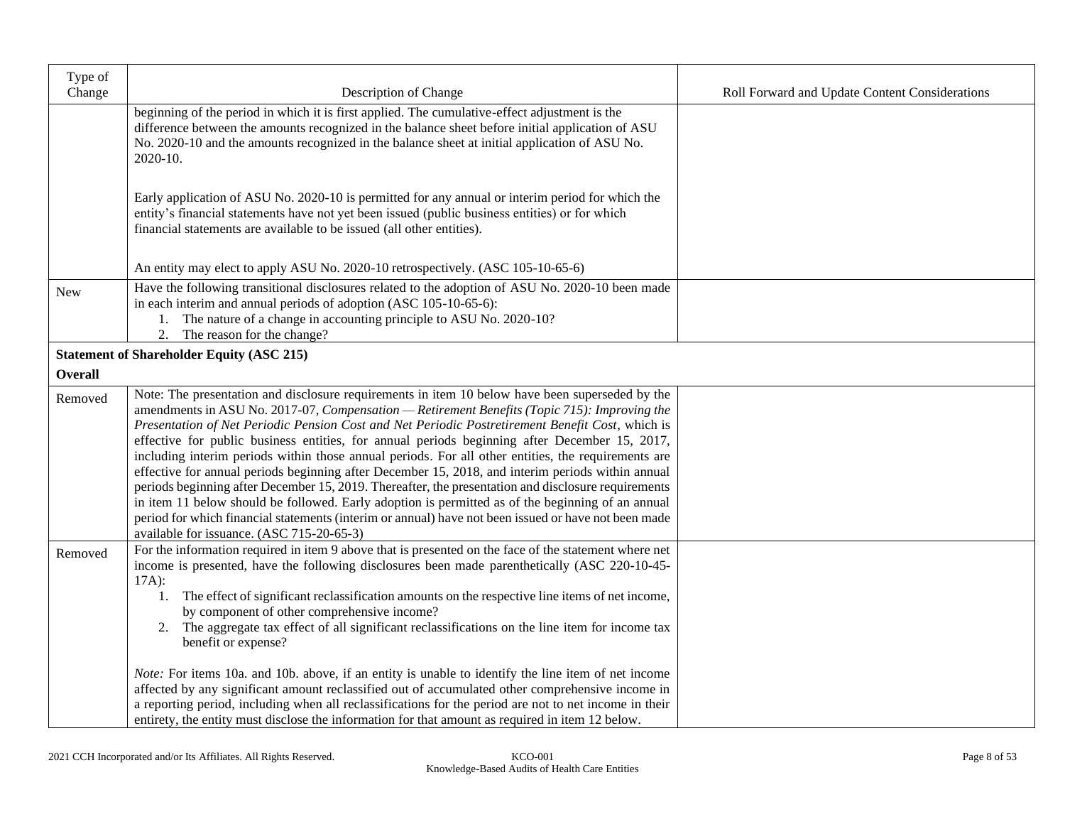| Type of Change | Description of Change | Roll Forward and Update Content Considerations |
|---|---|---|
| | beginning of the period in which it is first applied. The cumulative-effect adjustment is the difference between the amounts recognized in the balance sheet before initial application of ASU No. 2020-10 and the amounts recognized in the balance sheet at initial application of ASU No. 2020-10.<br><br>Early application of ASU No. 2020-10 is permitted for any annual or interim period for which the entity's financial statements have not yet been issued (public business entities) or for which financial statements are available to be issued (all other entities).<br><br>An entity may elect to apply ASU No. 2020-10 retrospectively. (ASC 105-10-65-6) | |
| New | Have the following transitional disclosures related to the adoption of ASU No. 2020-10 been made in each interim and annual periods of adoption (ASC 105-10-65-6):<br>1. The nature of a change in accounting principle to ASU No. 2020-10?<br>2. The reason for the change? | |
| **Statement of Shareholder Equity (ASC 215)**<br>**Overall** | | |
| Removed | Note: The presentation and disclosure requirements in item 10 below have been superseded by the amendments in ASU No. 2017-07, *Compensation — Retirement Benefits (Topic 715): Improving the Presentation of Net Periodic Pension Cost and Net Periodic Postretirement Benefit Cost*, which is effective for public business entities, for annual periods beginning after December 15, 2017, including interim periods within those annual periods. For all other entities, the requirements are effective for annual periods beginning after December 15, 2018, and interim periods within annual periods beginning after December 15, 2019. Thereafter, the presentation and disclosure requirements in item 11 below should be followed. Early adoption is permitted as of the beginning of an annual period for which financial statements (interim or annual) have not been issued or have not been made available for issuance. (ASC 715-20-65-3) | |
| Removed | For the information required in item 9 above that is presented on the face of the statement where net income is presented, have the following disclosures been made parenthetically (ASC 220-10-45-17A):<br>1. The effect of significant reclassification amounts on the respective line items of net income, by component of other comprehensive income?<br>2. The aggregate tax effect of all significant reclassifications on the line item for income tax benefit or expense?<br><br>*Note:* For items 10a. and 10b. above, if an entity is unable to identify the line item of net income affected by any significant amount reclassified out of accumulated other comprehensive income in a reporting period, including when all reclassifications for the period are not to net income in their entirety, the entity must disclose the information for that amount as required in item 12 below. | |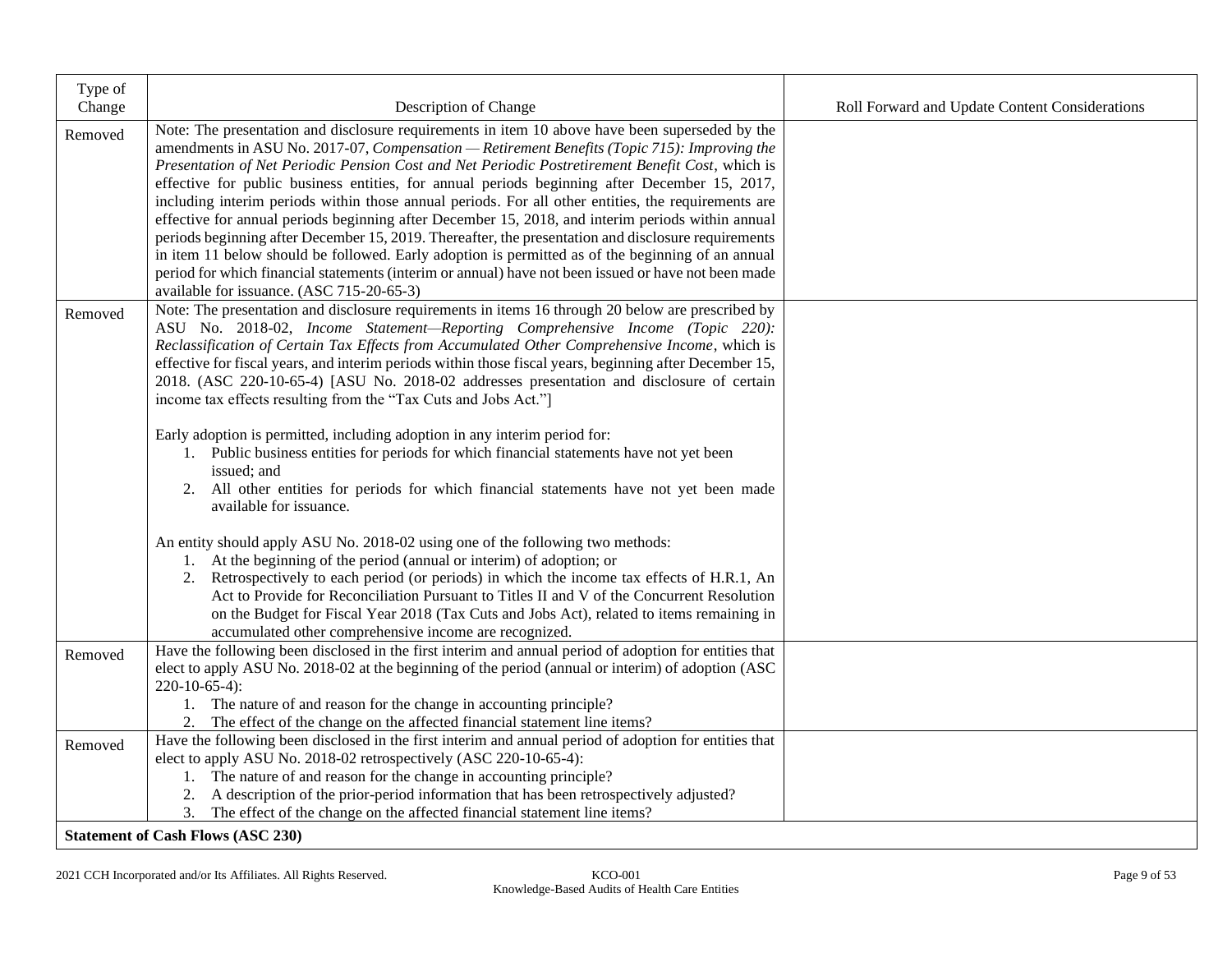| Type of Change | Description of Change | Roll Forward and Update Content Considerations |
|---|---|---|
| Removed | Note: The presentation and disclosure requirements in item 10 above have been superseded by the amendments in ASU No. 2017-07, *Compensation — Retirement Benefits (Topic 715): Improving the Presentation of Net Periodic Pension Cost and Net Periodic Postretirement Benefit Cost*, which is effective for public business entities, for annual periods beginning after December 15, 2017, including interim periods within those annual periods. For all other entities, the requirements are effective for annual periods beginning after December 15, 2018, and interim periods within annual periods beginning after December 15, 2019. Thereafter, the presentation and disclosure requirements in item 11 below should be followed. Early adoption is permitted as of the beginning of an annual period for which financial statements (interim or annual) have not been issued or have not been made available for issuance. (ASC 715-20-65-3) | |
| Removed | Note: The presentation and disclosure requirements in items 16 through 20 below are prescribed by ASU No. 2018-02, *Income Statement—Reporting Comprehensive Income (Topic 220): Reclassification of Certain Tax Effects from Accumulated Other Comprehensive Income*, which is effective for fiscal years, and interim periods within those fiscal years, beginning after December 15, 2018. (ASC 220-10-65-4) [ASU No. 2018-02 addresses presentation and disclosure of certain income tax effects resulting from the "Tax Cuts and Jobs Act."]<br><br>Early adoption is permitted, including adoption in any interim period for:<br>1. Public business entities for periods for which financial statements have not yet been issued; and<br>2. All other entities for periods for which financial statements have not yet been made available for issuance.<br><br>An entity should apply ASU No. 2018-02 using one of the following two methods:<br>1. At the beginning of the period (annual or interim) of adoption; or<br>2. Retrospectively to each period (or periods) in which the income tax effects of H.R.1, An Act to Provide for Reconciliation Pursuant to Titles II and V of the Concurrent Resolution on the Budget for Fiscal Year 2018 (Tax Cuts and Jobs Act), related to items remaining in accumulated other comprehensive income are recognized. | |
| Removed | Have the following been disclosed in the first interim and annual period of adoption for entities that elect to apply ASU No. 2018-02 at the beginning of the period (annual or interim) of adoption (ASC 220-10-65-4):<br>1. The nature of and reason for the change in accounting principle?<br>2. The effect of the change on the affected financial statement line items? | |
| Removed | Have the following been disclosed in the first interim and annual period of adoption for entities that elect to apply ASU No. 2018-02 retrospectively (ASC 220-10-65-4):<br>1. The nature of and reason for the change in accounting principle?<br>2. A description of the prior-period information that has been retrospectively adjusted?<br>3. The effect of the change on the affected financial statement line items? | |
| **Statement of Cash Flows (ASC 230)** | | |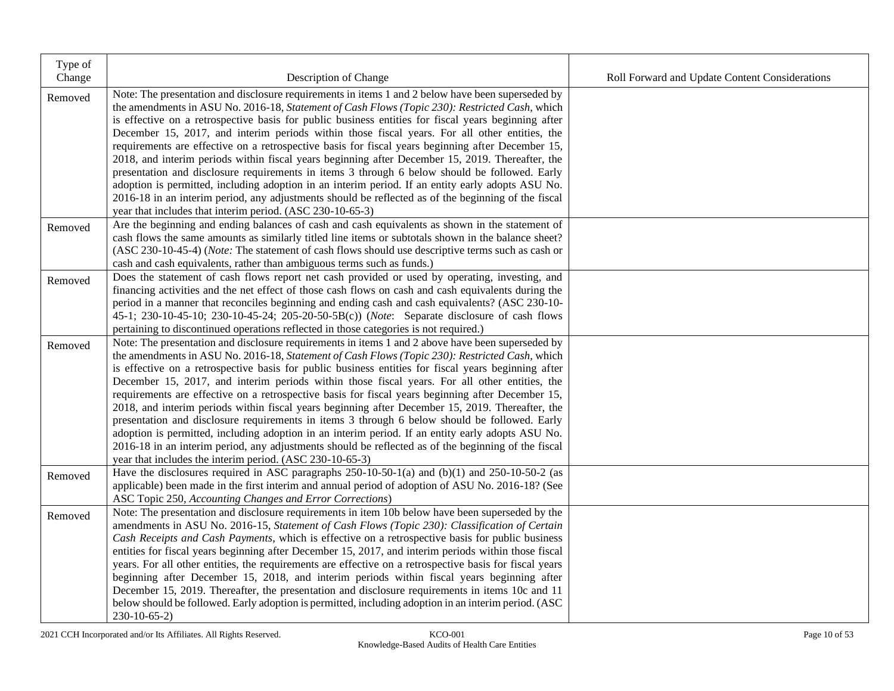| Type of Change | Description of Change | Roll Forward and Update Content Considerations |
|---|---|---|
| Removed | Note: The presentation and disclosure requirements in items 1 and 2 below have been superseded by the amendments in ASU No. 2016-18, *Statement of Cash Flows (Topic 230): Restricted Cash*, which is effective on a retrospective basis for public business entities for fiscal years beginning after December 15, 2017, and interim periods within those fiscal years. For all other entities, the requirements are effective on a retrospective basis for fiscal years beginning after December 15, 2018, and interim periods within fiscal years beginning after December 15, 2019. Thereafter, the presentation and disclosure requirements in items 3 through 6 below should be followed. Early adoption is permitted, including adoption in an interim period. If an entity early adopts ASU No. 2016-18 in an interim period, any adjustments should be reflected as of the beginning of the fiscal year that includes that interim period. (ASC 230-10-65-3) | |
| Removed | Are the beginning and ending balances of cash and cash equivalents as shown in the statement of cash flows the same amounts as similarly titled line items or subtotals shown in the balance sheet? (ASC 230-10-45-4) (*Note:* The statement of cash flows should use descriptive terms such as cash or cash and cash equivalents, rather than ambiguous terms such as funds.) | |
| Removed | Does the statement of cash flows report net cash provided or used by operating, investing, and financing activities and the net effect of those cash flows on cash and cash equivalents during the period in a manner that reconciles beginning and ending cash and cash equivalents? (ASC 230-10-45-1; 230-10-45-10; 230-10-45-24; 205-20-50-5B(c)) (*Note*: Separate disclosure of cash flows pertaining to discontinued operations reflected in those categories is not required.) | |
| Removed | Note: The presentation and disclosure requirements in items 1 and 2 above have been superseded by the amendments in ASU No. 2016-18, *Statement of Cash Flows (Topic 230): Restricted Cash*, which is effective on a retrospective basis for public business entities for fiscal years beginning after December 15, 2017, and interim periods within those fiscal years. For all other entities, the requirements are effective on a retrospective basis for fiscal years beginning after December 15, 2018, and interim periods within fiscal years beginning after December 15, 2019. Thereafter, the presentation and disclosure requirements in items 3 through 6 below should be followed. Early adoption is permitted, including adoption in an interim period. If an entity early adopts ASU No. 2016-18 in an interim period, any adjustments should be reflected as of the beginning of the fiscal year that includes the interim period. (ASC 230-10-65-3) | |
| Removed | Have the disclosures required in ASC paragraphs 250-10-50-1(a) and (b)(1) and 250-10-50-2 (as applicable) been made in the first interim and annual period of adoption of ASU No. 2016-18? (See ASC Topic 250, *Accounting Changes and Error Corrections*) | |
| Removed | Note: The presentation and disclosure requirements in item 10b below have been superseded by the amendments in ASU No. 2016-15, *Statement of Cash Flows (Topic 230): Classification of Certain Cash Receipts and Cash Payments*, which is effective on a retrospective basis for public business entities for fiscal years beginning after December 15, 2017, and interim periods within those fiscal years. For all other entities, the requirements are effective on a retrospective basis for fiscal years beginning after December 15, 2018, and interim periods within fiscal years beginning after December 15, 2019. Thereafter, the presentation and disclosure requirements in items 10c and 11 below should be followed. Early adoption is permitted, including adoption in an interim period. (ASC 230-10-65-2) | |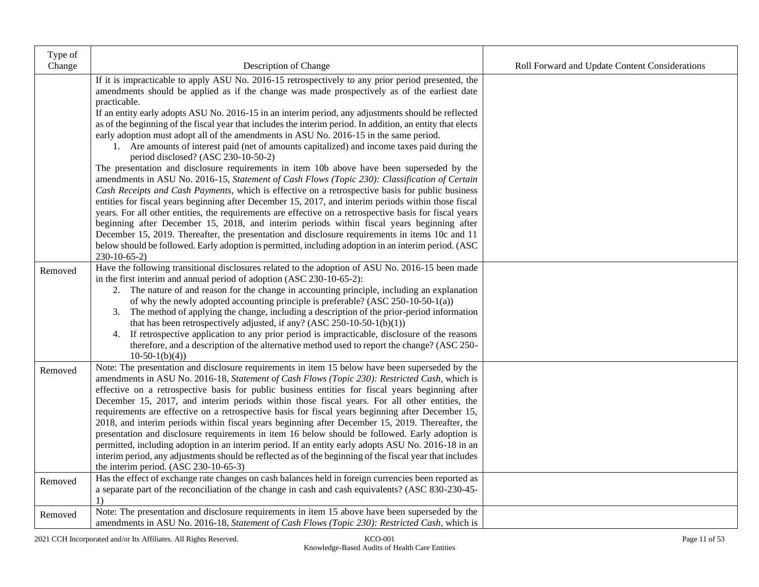| Type of Change | Description of Change | Roll Forward and Update Content Considerations |
|---|---|---|
| | If it is impracticable to apply ASU No. 2016-15 retrospectively to any prior period presented, the amendments should be applied as if the change was made prospectively as of the earliest date practicable.<br>If an entity early adopts ASU No. 2016-15 in an interim period, any adjustments should be reflected as of the beginning of the fiscal year that includes the interim period. In addition, an entity that elects early adoption must adopt all of the amendments in ASU No. 2016-15 in the same period.<br>1. Are amounts of interest paid (net of amounts capitalized) and income taxes paid during the period disclosed? (ASC 230-10-50-2)<br>The presentation and disclosure requirements in item 10b above have been superseded by the amendments in ASU No. 2016-15, *Statement of Cash Flows (Topic 230): Classification of Certain Cash Receipts and Cash Payments*, which is effective on a retrospective basis for public business entities for fiscal years beginning after December 15, 2017, and interim periods within those fiscal years. For all other entities, the requirements are effective on a retrospective basis for fiscal years beginning after December 15, 2018, and interim periods within fiscal years beginning after December 15, 2019. Thereafter, the presentation and disclosure requirements in items 10c and 11 below should be followed. Early adoption is permitted, including adoption in an interim period. (ASC 230-10-65-2) | |
| Removed | Have the following transitional disclosures related to the adoption of ASU No. 2016-15 been made in the first interim and annual period of adoption (ASC 230-10-65-2):<br>2. The nature of and reason for the change in accounting principle, including an explanation of why the newly adopted accounting principle is preferable? (ASC 250-10-50-1(a))<br>3. The method of applying the change, including a description of the prior-period information that has been retrospectively adjusted, if any? (ASC 250-10-50-1(b)(1))<br>4. If retrospective application to any prior period is impracticable, disclosure of the reasons therefore, and a description of the alternative method used to report the change? (ASC 250-10-50-1(b)(4)) | |
| Removed | Note: The presentation and disclosure requirements in item 15 below have been superseded by the amendments in ASU No. 2016-18, *Statement of Cash Flows (Topic 230): Restricted Cash*, which is effective on a retrospective basis for public business entities for fiscal years beginning after December 15, 2017, and interim periods within those fiscal years. For all other entities, the requirements are effective on a retrospective basis for fiscal years beginning after December 15, 2018, and interim periods within fiscal years beginning after December 15, 2019. Thereafter, the presentation and disclosure requirements in item 16 below should be followed. Early adoption is permitted, including adoption in an interim period. If an entity early adopts ASU No. 2016-18 in an interim period, any adjustments should be reflected as of the beginning of the fiscal year that includes the interim period. (ASC 230-10-65-3) | |
| Removed | Has the effect of exchange rate changes on cash balances held in foreign currencies been reported as a separate part of the reconciliation of the change in cash and cash equivalents? (ASC 830-230-45-1) | |
| Removed | Note: The presentation and disclosure requirements in item 15 above have been superseded by the amendments in ASU No. 2016-18, *Statement of Cash Flows (Topic 230): Restricted Cash*, which is | |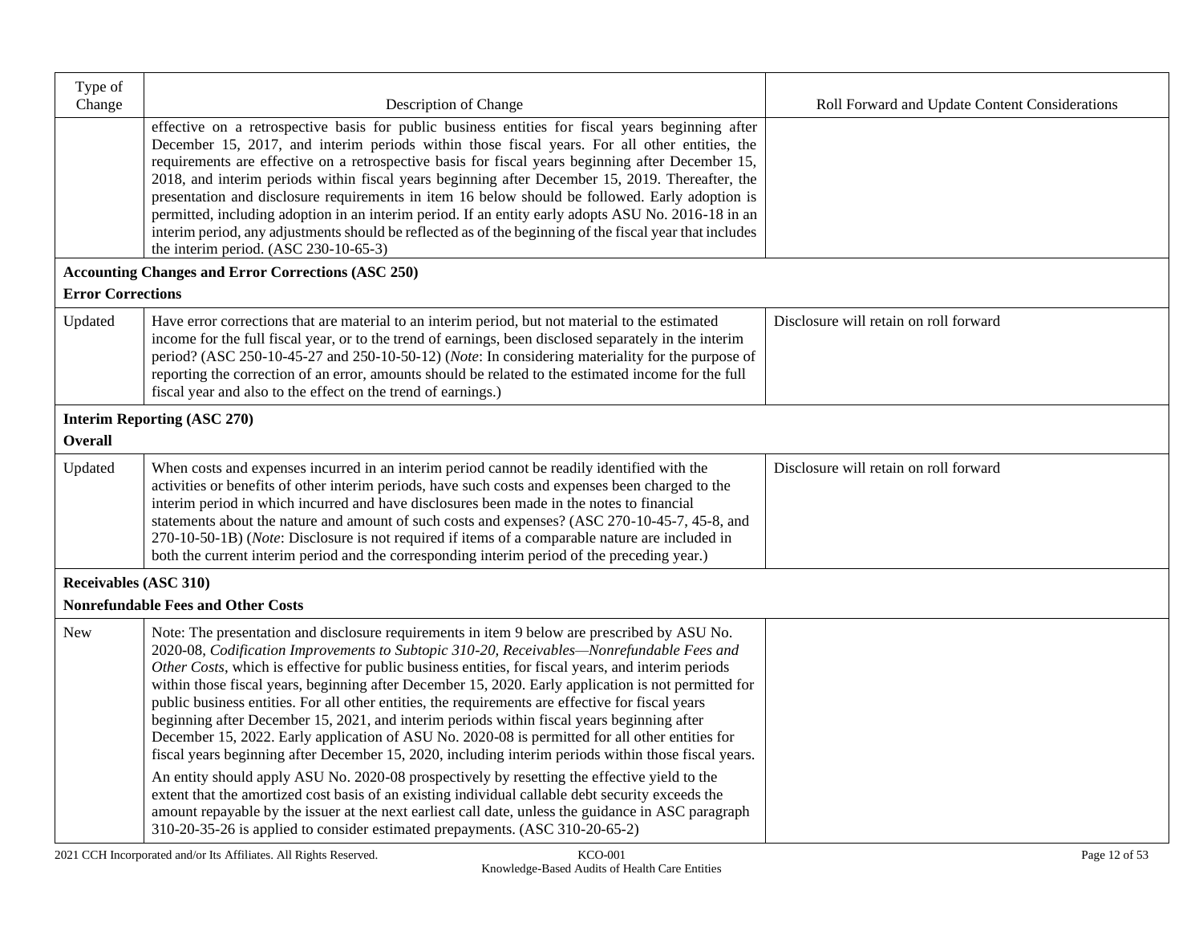| Type of Change | Description of Change | Roll Forward and Update Content Considerations |
|---|---|---|
| | effective on a retrospective basis for public business entities for fiscal years beginning after December 15, 2017, and interim periods within those fiscal years. For all other entities, the requirements are effective on a retrospective basis for fiscal years beginning after December 15, 2018, and interim periods within fiscal years beginning after December 15, 2019. Thereafter, the presentation and disclosure requirements in item 16 below should be followed. Early adoption is permitted, including adoption in an interim period. If an entity early adopts ASU No. 2016-18 in an interim period, any adjustments should be reflected as of the beginning of the fiscal year that includes the interim period. (ASC 230-10-65-3) | |
| **Accounting Changes and Error Corrections (ASC 250)** **Error Corrections** | | |
| Updated | Have error corrections that are material to an interim period, but not material to the estimated income for the full fiscal year, or to the trend of earnings, been disclosed separately in the interim period? (ASC 250-10-45-27 and 250-10-50-12) (*Note*: In considering materiality for the purpose of reporting the correction of an error, amounts should be related to the estimated income for the full fiscal year and also to the effect on the trend of earnings.) | Disclosure will retain on roll forward |
| **Interim Reporting (ASC 270)** **Overall** | | |
| Updated | When costs and expenses incurred in an interim period cannot be readily identified with the activities or benefits of other interim periods, have such costs and expenses been charged to the interim period in which incurred and have disclosures been made in the notes to financial statements about the nature and amount of such costs and expenses? (ASC 270-10-45-7, 45-8, and 270-10-50-1B) (*Note*: Disclosure is not required if items of a comparable nature are included in both the current interim period and the corresponding interim period of the preceding year.) | Disclosure will retain on roll forward |
| **Receivables (ASC 310)** **Nonrefundable Fees and Other Costs** | | |
| New | Note: The presentation and disclosure requirements in item 9 below are prescribed by ASU No. 2020-08, *Codification Improvements to Subtopic 310-20, Receivables—Nonrefundable Fees and Other Costs*, which is effective for public business entities, for fiscal years, and interim periods within those fiscal years, beginning after December 15, 2020. Early application is not permitted for public business entities. For all other entities, the requirements are effective for fiscal years beginning after December 15, 2021, and interim periods within fiscal years beginning after December 15, 2022. Early application of ASU No. 2020-08 is permitted for all other entities for fiscal years beginning after December 15, 2020, including interim periods within those fiscal years.<br><br>An entity should apply ASU No. 2020-08 prospectively by resetting the effective yield to the extent that the amortized cost basis of an existing individual callable debt security exceeds the amount repayable by the issuer at the next earliest call date, unless the guidance in ASC paragraph 310-20-35-26 is applied to consider estimated prepayments. (ASC 310-20-65-2) | |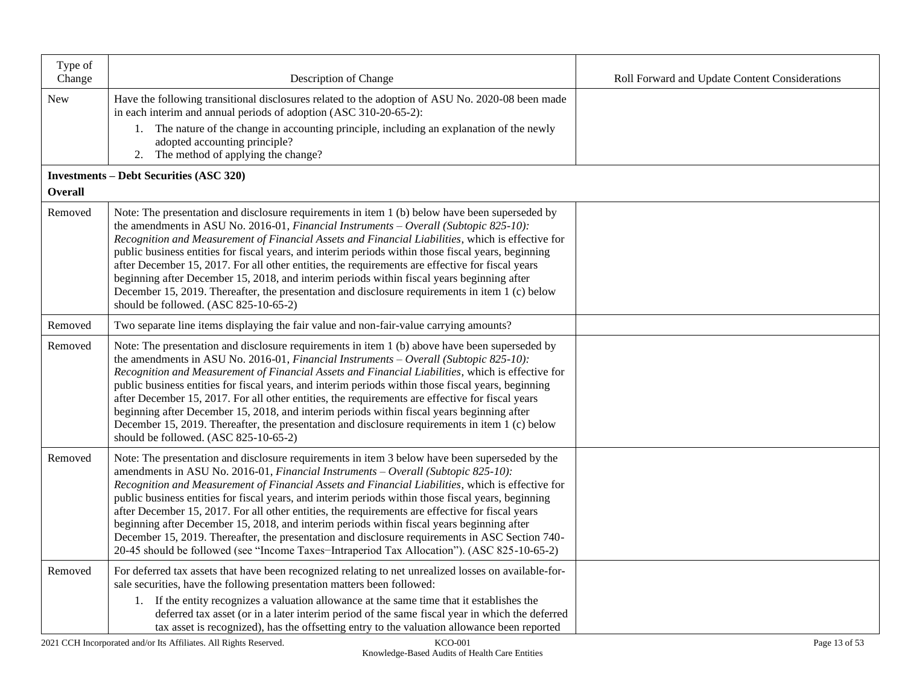| Type of Change | Description of Change | Roll Forward and Update Content Considerations |
|---|---|---|
| New | Have the following transitional disclosures related to the adoption of ASU No. 2020-08 been made in each interim and annual periods of adoption (ASC 310-20-65-2):<br>1. The nature of the change in accounting principle, including an explanation of the newly adopted accounting principle?<br>2. The method of applying the change? | |
| **Investments – Debt Securities (ASC 320)**<br>**Overall** | | |
| Removed | Note: The presentation and disclosure requirements in item 1 (b) below have been superseded by the amendments in ASU No. 2016-01, *Financial Instruments – Overall (Subtopic 825-10): Recognition and Measurement of Financial Assets and Financial Liabilities*, which is effective for public business entities for fiscal years, and interim periods within those fiscal years, beginning after December 15, 2017. For all other entities, the requirements are effective for fiscal years beginning after December 15, 2018, and interim periods within fiscal years beginning after December 15, 2019. Thereafter, the presentation and disclosure requirements in item 1 (c) below should be followed. (ASC 825-10-65-2) | |
| Removed | Two separate line items displaying the fair value and non-fair-value carrying amounts? | |
| Removed | Note: The presentation and disclosure requirements in item 1 (b) above have been superseded by the amendments in ASU No. 2016-01, *Financial Instruments – Overall (Subtopic 825-10): Recognition and Measurement of Financial Assets and Financial Liabilities*, which is effective for public business entities for fiscal years, and interim periods within those fiscal years, beginning after December 15, 2017. For all other entities, the requirements are effective for fiscal years beginning after December 15, 2018, and interim periods within fiscal years beginning after December 15, 2019. Thereafter, the presentation and disclosure requirements in item 1 (c) below should be followed. (ASC 825-10-65-2) | |
| Removed | Note: The presentation and disclosure requirements in item 3 below have been superseded by the amendments in ASU No. 2016-01, *Financial Instruments – Overall (Subtopic 825-10): Recognition and Measurement of Financial Assets and Financial Liabilities*, which is effective for public business entities for fiscal years, and interim periods within those fiscal years, beginning after December 15, 2017. For all other entities, the requirements are effective for fiscal years beginning after December 15, 2018, and interim periods within fiscal years beginning after December 15, 2019. Thereafter, the presentation and disclosure requirements in ASC Section 740-20-45 should be followed (see "Income Taxes−Intraperiod Tax Allocation"). (ASC 825-10-65-2) | |
| Removed | For deferred tax assets that have been recognized relating to net unrealized losses on available-for-sale securities, have the following presentation matters been followed:<br>1. If the entity recognizes a valuation allowance at the same time that it establishes the deferred tax asset (or in a later interim period of the same fiscal year in which the deferred tax asset is recognized), has the offsetting entry to the valuation allowance been reported | |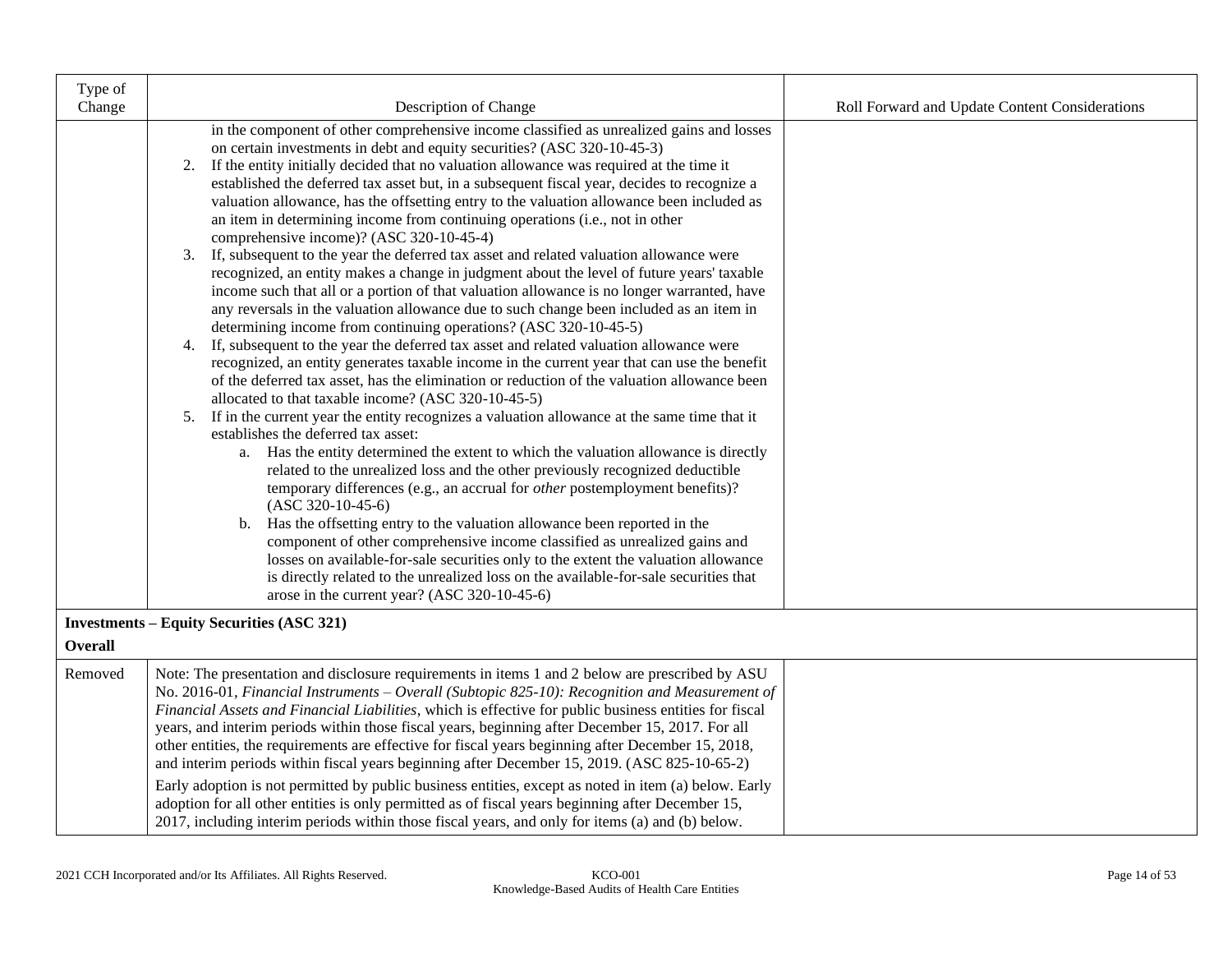| Type of Change | Description of Change | Roll Forward and Update Content Considerations |
|---|---|---|
| | in the component of other comprehensive income classified as unrealized gains and losses on certain investments in debt and equity securities? (ASC 320-10-45-3)<br>2. If the entity initially decided that no valuation allowance was required at the time it established the deferred tax asset but, in a subsequent fiscal year, decides to recognize a valuation allowance, has the offsetting entry to the valuation allowance been included as an item in determining income from continuing operations (i.e., not in other comprehensive income)? (ASC 320-10-45-4)<br>3. If, subsequent to the year the deferred tax asset and related valuation allowance were recognized, an entity makes a change in judgment about the level of future years' taxable income such that all or a portion of that valuation allowance is no longer warranted, have any reversals in the valuation allowance due to such change been included as an item in determining income from continuing operations? (ASC 320-10-45-5)<br>4. If, subsequent to the year the deferred tax asset and related valuation allowance were recognized, an entity generates taxable income in the current year that can use the benefit of the deferred tax asset, has the elimination or reduction of the valuation allowance been allocated to that taxable income? (ASC 320-10-45-5)<br>5. If in the current year the entity recognizes a valuation allowance at the same time that it establishes the deferred tax asset:<br>a. Has the entity determined the extent to which the valuation allowance is directly related to the unrealized loss and the other previously recognized deductible temporary differences (e.g., an accrual for *other* postemployment benefits)? (ASC 320-10-45-6)<br>b. Has the offsetting entry to the valuation allowance been reported in the component of other comprehensive income classified as unrealized gains and losses on available-for-sale securities only to the extent the valuation allowance is directly related to the unrealized loss on the available-for-sale securities that arose in the current year? (ASC 320-10-45-6) | |
| **Investments – Equity Securities (ASC 321)** | | |
| **Overall** | | |
| Removed | Note: The presentation and disclosure requirements in items 1 and 2 below are prescribed by ASU No. 2016-01, *Financial Instruments – Overall (Subtopic 825-10): Recognition and Measurement of Financial Assets and Financial Liabilities*, which is effective for public business entities for fiscal years, and interim periods within those fiscal years, beginning after December 15, 2017. For all other entities, the requirements are effective for fiscal years beginning after December 15, 2018, and interim periods within fiscal years beginning after December 15, 2019. (ASC 825-10-65-2)<br>Early adoption is not permitted by public business entities, except as noted in item (a) below. Early adoption for all other entities is only permitted as of fiscal years beginning after December 15, 2017, including interim periods within those fiscal years, and only for items (a) and (b) below. | |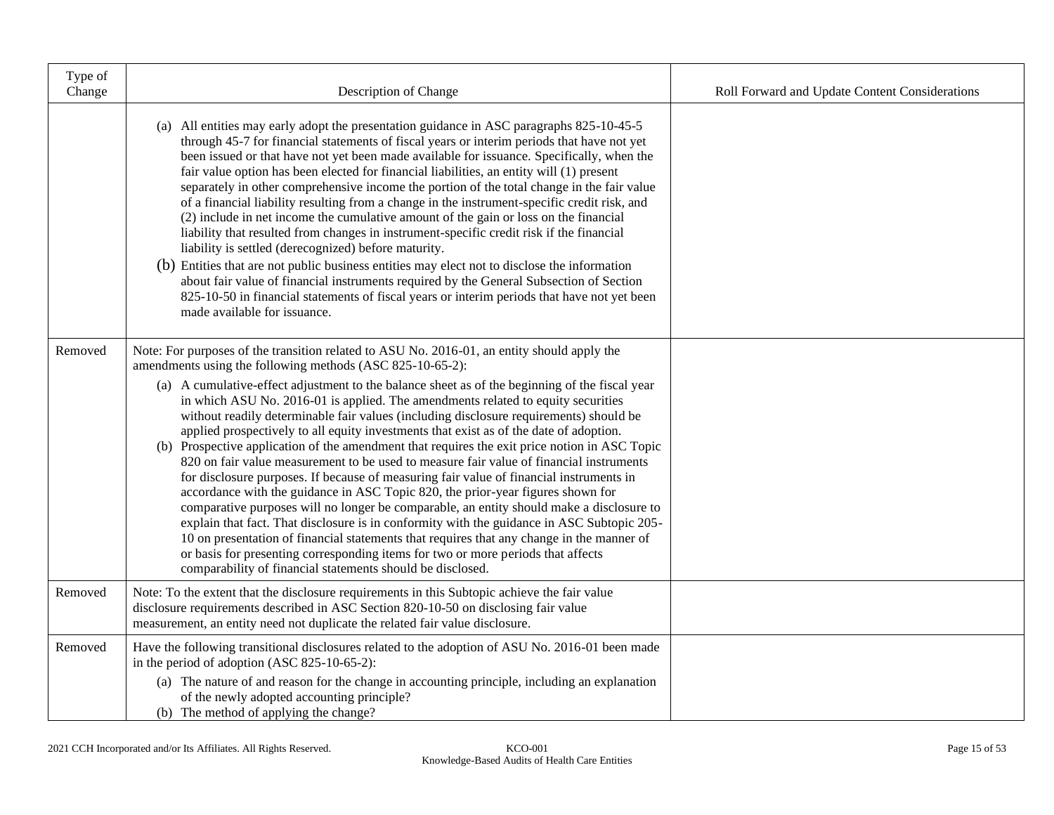| Type of Change | Description of Change | Roll Forward and Update Content Considerations |
|---|---|---|
| | (a) All entities may early adopt the presentation guidance in ASC paragraphs 825-10-45-5 through 45-7 for financial statements of fiscal years or interim periods that have not yet been issued or that have not yet been made available for issuance. Specifically, when the fair value option has been elected for financial liabilities, an entity will (1) present separately in other comprehensive income the portion of the total change in the fair value of a financial liability resulting from a change in the instrument-specific credit risk, and (2) include in net income the cumulative amount of the gain or loss on the financial liability that resulted from changes in instrument-specific credit risk if the financial liability is settled (derecognized) before maturity.<br>(b) Entities that are not public business entities may elect not to disclose the information about fair value of financial instruments required by the General Subsection of Section 825-10-50 in financial statements of fiscal years or interim periods that have not yet been made available for issuance. | |
| Removed | Note: For purposes of the transition related to ASU No. 2016-01, an entity should apply the amendments using the following methods (ASC 825-10-65-2):<br>(a) A cumulative-effect adjustment to the balance sheet as of the beginning of the fiscal year in which ASU No. 2016-01 is applied. The amendments related to equity securities without readily determinable fair values (including disclosure requirements) should be applied prospectively to all equity investments that exist as of the date of adoption.<br>(b) Prospective application of the amendment that requires the exit price notion in ASC Topic 820 on fair value measurement to be used to measure fair value of financial instruments for disclosure purposes. If because of measuring fair value of financial instruments in accordance with the guidance in ASC Topic 820, the prior-year figures shown for comparative purposes will no longer be comparable, an entity should make a disclosure to explain that fact. That disclosure is in conformity with the guidance in ASC Subtopic 205-10 on presentation of financial statements that requires that any change in the manner of or basis for presenting corresponding items for two or more periods that affects comparability of financial statements should be disclosed. | |
| Removed | Note: To the extent that the disclosure requirements in this Subtopic achieve the fair value disclosure requirements described in ASC Section 820-10-50 on disclosing fair value measurement, an entity need not duplicate the related fair value disclosure. | |
| Removed | Have the following transitional disclosures related to the adoption of ASU No. 2016-01 been made in the period of adoption (ASC 825-10-65-2):<br>(a) The nature of and reason for the change in accounting principle, including an explanation of the newly adopted accounting principle?<br>(b) The method of applying the change? | |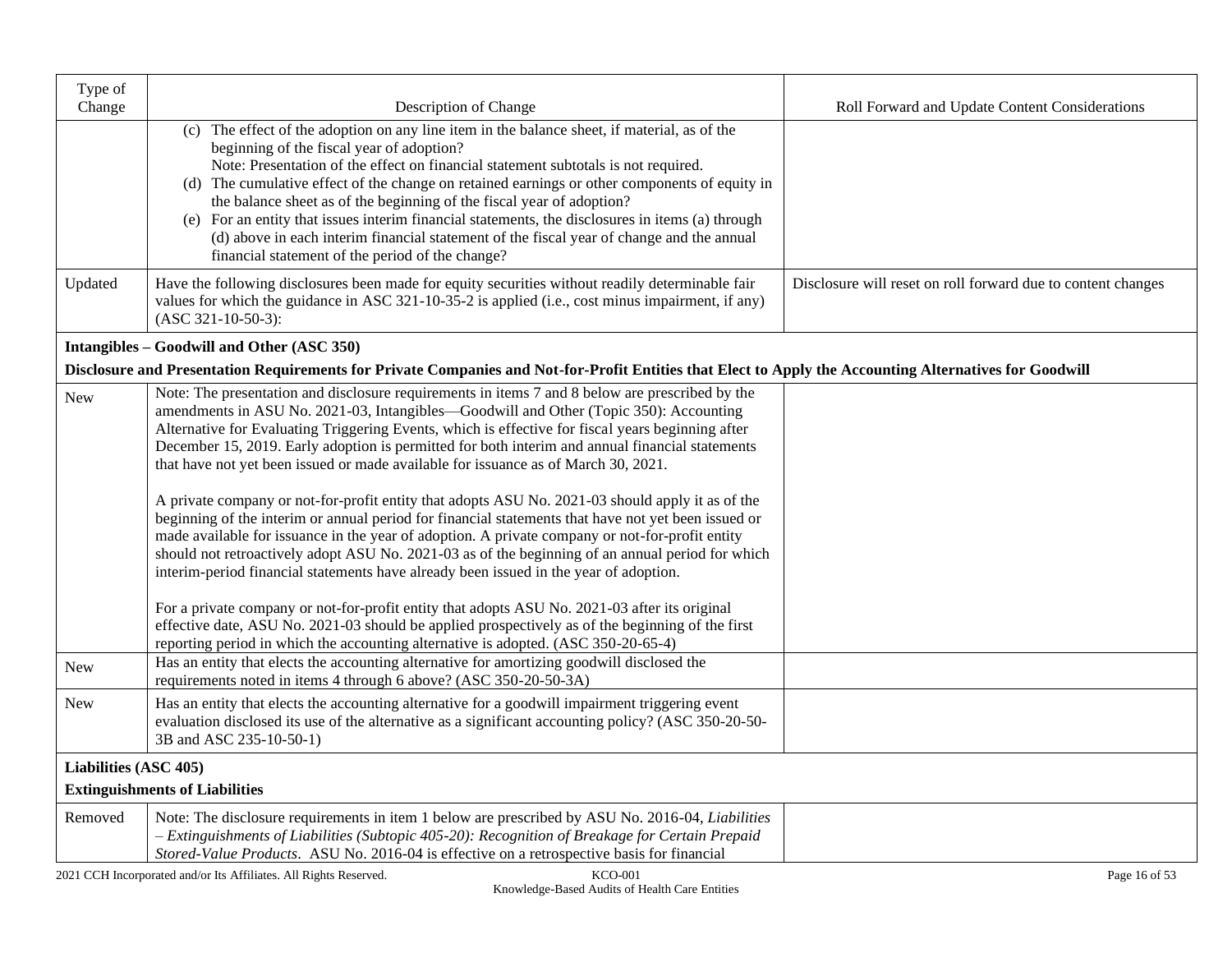| Type of Change | Description of Change | Roll Forward and Update Content Considerations |
|---|---|---|
| | (c) The effect of the adoption on any line item in the balance sheet, if material, as of the beginning of the fiscal year of adoption?<br>Note: Presentation of the effect on financial statement subtotals is not required.<br>(d) The cumulative effect of the change on retained earnings or other components of equity in the balance sheet as of the beginning of the fiscal year of adoption?<br>(e) For an entity that issues interim financial statements, the disclosures in items (a) through (d) above in each interim financial statement of the fiscal year of change and the annual financial statement of the period of the change? | |
| Updated | Have the following disclosures been made for equity securities without readily determinable fair values for which the guidance in ASC 321-10-35-2 is applied (i.e., cost minus impairment, if any) (ASC 321-10-50-3): | Disclosure will reset on roll forward due to content changes |
| **Intangibles – Goodwill and Other (ASC 350)** | | |
| **Disclosure and Presentation Requirements for Private Companies and Not-for-Profit Entities that Elect to Apply the Accounting Alternatives for Goodwill** | | |
| New | Note: The presentation and disclosure requirements in items 7 and 8 below are prescribed by the amendments in ASU No. 2021-03, Intangibles—Goodwill and Other (Topic 350): Accounting Alternative for Evaluating Triggering Events, which is effective for fiscal years beginning after December 15, 2019. Early adoption is permitted for both interim and annual financial statements that have not yet been issued or made available for issuance as of March 30, 2021.<br><br>A private company or not-for-profit entity that adopts ASU No. 2021-03 should apply it as of the beginning of the interim or annual period for financial statements that have not yet been issued or made available for issuance in the year of adoption. A private company or not-for-profit entity should not retroactively adopt ASU No. 2021-03 as of the beginning of an annual period for which interim-period financial statements have already been issued in the year of adoption.<br><br>For a private company or not-for-profit entity that adopts ASU No. 2021-03 after its original effective date, ASU No. 2021-03 should be applied prospectively as of the beginning of the first reporting period in which the accounting alternative is adopted. (ASC 350-20-65-4) | |
| New | Has an entity that elects the accounting alternative for amortizing goodwill disclosed the requirements noted in items 4 through 6 above? (ASC 350-20-50-3A) | |
| New | Has an entity that elects the accounting alternative for a goodwill impairment triggering event evaluation disclosed its use of the alternative as a significant accounting policy? (ASC 350-20-50-3B and ASC 235-10-50-1) | |
| **Liabilities (ASC 405)** | | |
| **Extinguishments of Liabilities** | | |
| Removed | Note: The disclosure requirements in item 1 below are prescribed by ASU No. 2016-04, *Liabilities – Extinguishments of Liabilities (Subtopic 405-20): Recognition of Breakage for Certain Prepaid Stored-Value Products*. ASU No. 2016-04 is effective on a retrospective basis for financial | |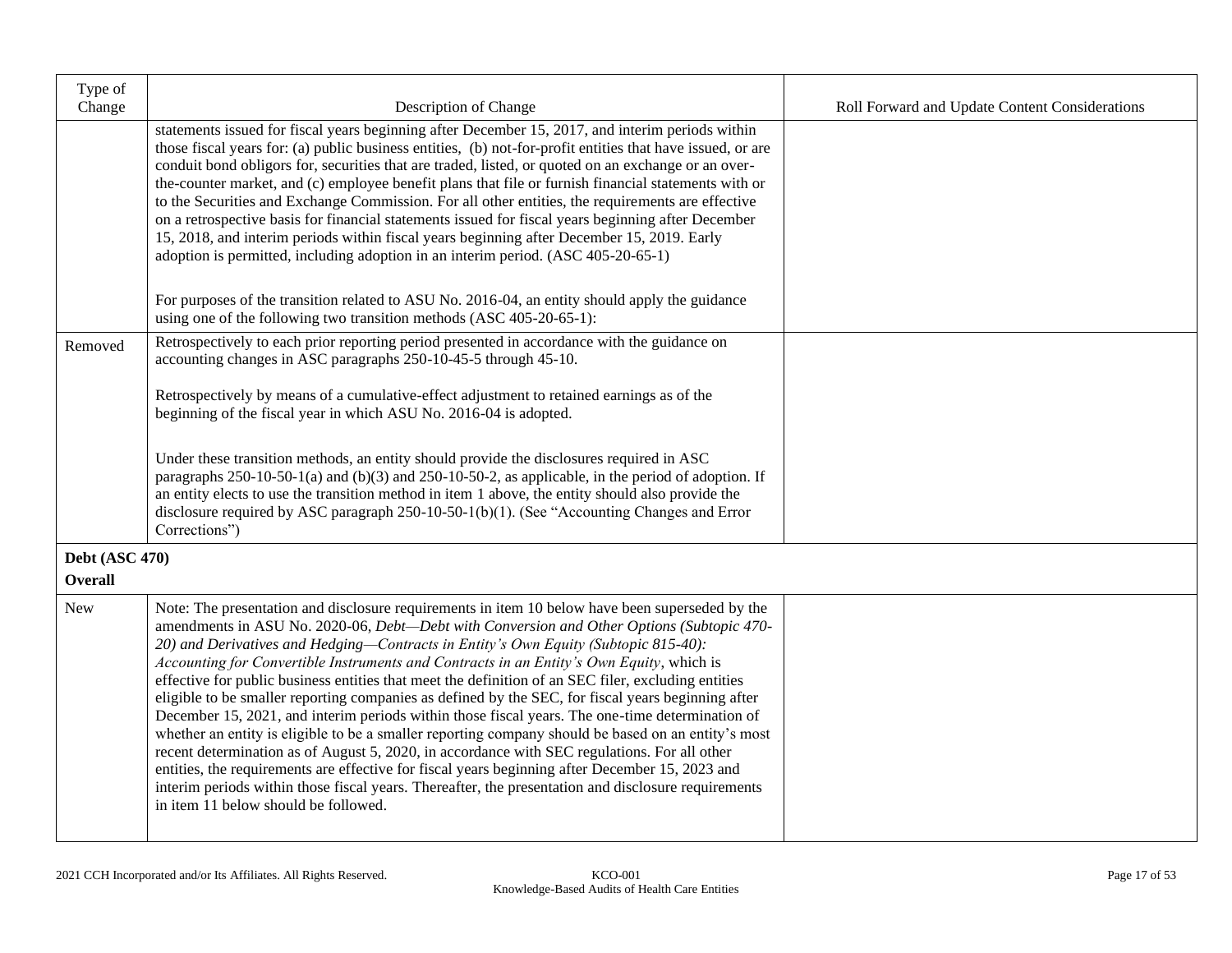| Type of Change | Description of Change | Roll Forward and Update Content Considerations |
|---|---|---|
| | statements issued for fiscal years beginning after December 15, 2017, and interim periods within those fiscal years for: (a) public business entities, (b) not-for-profit entities that have issued, or are conduit bond obligors for, securities that are traded, listed, or quoted on an exchange or an over-the-counter market, and (c) employee benefit plans that file or furnish financial statements with or to the Securities and Exchange Commission. For all other entities, the requirements are effective on a retrospective basis for financial statements issued for fiscal years beginning after December 15, 2018, and interim periods within fiscal years beginning after December 15, 2019. Early adoption is permitted, including adoption in an interim period. (ASC 405-20-65-1)<br><br>For purposes of the transition related to ASU No. 2016-04, an entity should apply the guidance using one of the following two transition methods (ASC 405-20-65-1): | |
| Removed | Retrospectively to each prior reporting period presented in accordance with the guidance on accounting changes in ASC paragraphs 250-10-45-5 through 45-10.<br><br>Retrospectively by means of a cumulative-effect adjustment to retained earnings as of the beginning of the fiscal year in which ASU No. 2016-04 is adopted.<br><br>Under these transition methods, an entity should provide the disclosures required in ASC paragraphs 250-10-50-1(a) and (b)(3) and 250-10-50-2, as applicable, in the period of adoption. If an entity elects to use the transition method in item 1 above, the entity should also provide the disclosure required by ASC paragraph 250-10-50-1(b)(1). (See "Accounting Changes and Error Corrections") | |
| **Debt (ASC 470)**<br>**Overall** | | |
| New | Note: The presentation and disclosure requirements in item 10 below have been superseded by the amendments in ASU No. 2020-06, *Debt—Debt with Conversion and Other Options (Subtopic 470-20) and Derivatives and Hedging—Contracts in Entity's Own Equity (Subtopic 815-40): Accounting for Convertible Instruments and Contracts in an Entity's Own Equity*, which is effective for public business entities that meet the definition of an SEC filer, excluding entities eligible to be smaller reporting companies as defined by the SEC, for fiscal years beginning after December 15, 2021, and interim periods within those fiscal years. The one-time determination of whether an entity is eligible to be a smaller reporting company should be based on an entity's most recent determination as of August 5, 2020, in accordance with SEC regulations. For all other entities, the requirements are effective for fiscal years beginning after December 15, 2023 and interim periods within those fiscal years. Thereafter, the presentation and disclosure requirements in item 11 below should be followed. | |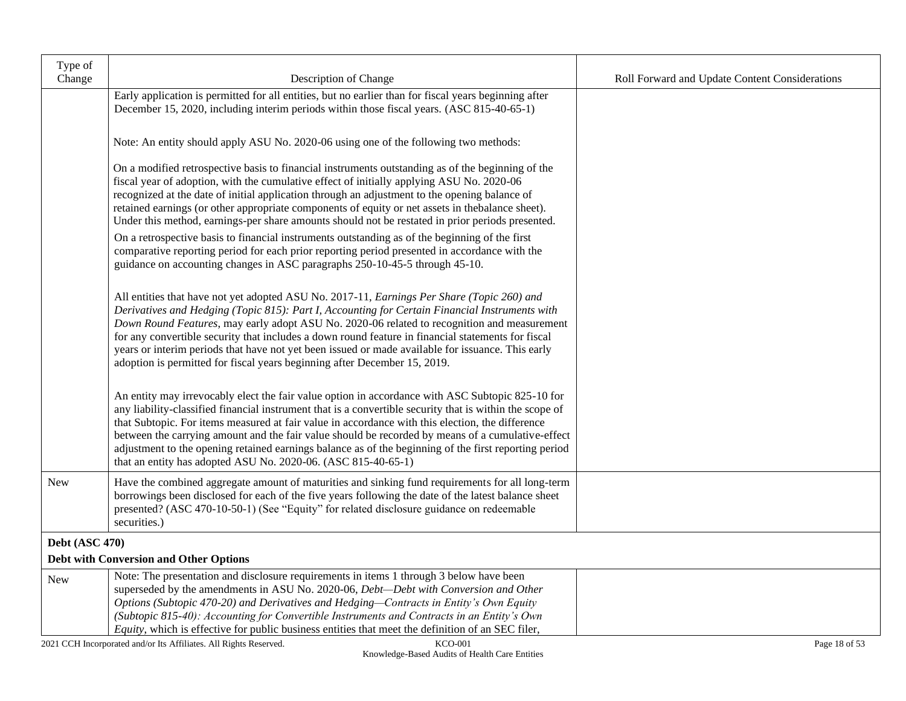| Type of Change | Description of Change | Roll Forward and Update Content Considerations |
|---|---|---|
| | Early application is permitted for all entities, but no earlier than for fiscal years beginning after December 15, 2020, including interim periods within those fiscal years. (ASC 815-40-65-1)<br><br>Note: An entity should apply ASU No. 2020-06 using one of the following two methods:<br><br>On a modified retrospective basis to financial instruments outstanding as of the beginning of the fiscal year of adoption, with the cumulative effect of initially applying ASU No. 2020-06 recognized at the date of initial application through an adjustment to the opening balance of retained earnings (or other appropriate components of equity or net assets in thebalance sheet). Under this method, earnings-per share amounts should not be restated in prior periods presented.<br><br>On a retrospective basis to financial instruments outstanding as of the beginning of the first comparative reporting period for each prior reporting period presented in accordance with the guidance on accounting changes in ASC paragraphs 250-10-45-5 through 45-10.<br><br>All entities that have not yet adopted ASU No. 2017-11, *Earnings Per Share (Topic 260) and Derivatives and Hedging (Topic 815): Part I, Accounting for Certain Financial Instruments with Down Round Features*, may early adopt ASU No. 2020-06 related to recognition and measurement for any convertible security that includes a down round feature in financial statements for fiscal years or interim periods that have not yet been issued or made available for issuance. This early adoption is permitted for fiscal years beginning after December 15, 2019.<br><br>An entity may irrevocably elect the fair value option in accordance with ASC Subtopic 825-10 for any liability-classified financial instrument that is a convertible security that is within the scope of that Subtopic. For items measured at fair value in accordance with this election, the difference between the carrying amount and the fair value should be recorded by means of a cumulative-effect adjustment to the opening retained earnings balance as of the beginning of the first reporting period that an entity has adopted ASU No. 2020-06. (ASC 815-40-65-1) | |
| New | Have the combined aggregate amount of maturities and sinking fund requirements for all long-term borrowings been disclosed for each of the five years following the date of the latest balance sheet presented? (ASC 470-10-50-1) (See "Equity" for related disclosure guidance on redeemable securities.) | |
| **Debt (ASC 470)**<br><br>**Debt with Conversion and Other Options** | | |
| New | Note: The presentation and disclosure requirements in items 1 through 3 below have been superseded by the amendments in ASU No. 2020-06, *Debt—Debt with Conversion and Other Options (Subtopic 470-20) and Derivatives and Hedging—Contracts in Entity's Own Equity (Subtopic 815-40): Accounting for Convertible Instruments and Contracts in an Entity's Own Equity*, which is effective for public business entities that meet the definition of an SEC filer, | |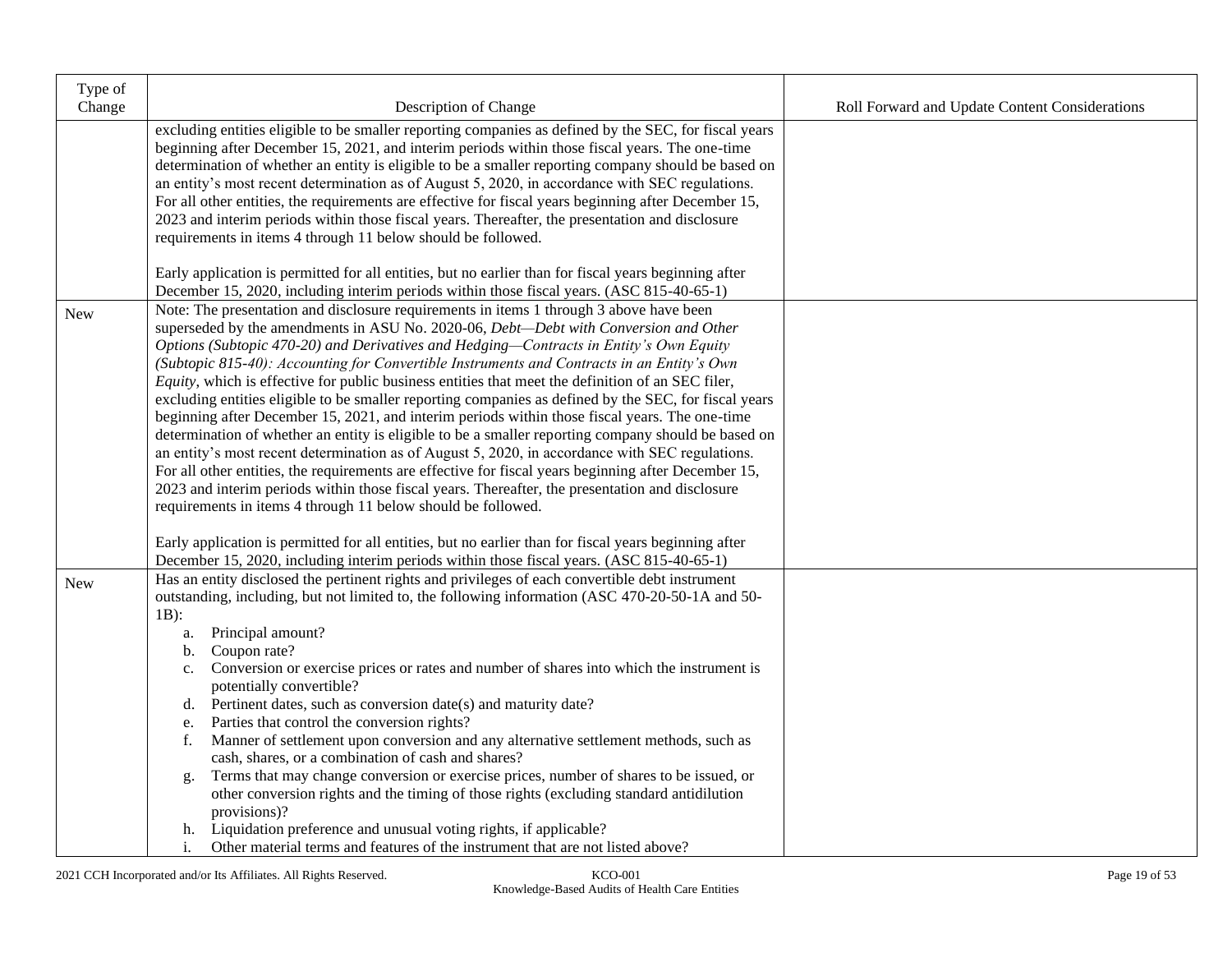| Type of Change | Description of Change | Roll Forward and Update Content Considerations |
|---|---|---|
| | excluding entities eligible to be smaller reporting companies as defined by the SEC, for fiscal years beginning after December 15, 2021, and interim periods within those fiscal years. The one-time determination of whether an entity is eligible to be a smaller reporting company should be based on an entity's most recent determination as of August 5, 2020, in accordance with SEC regulations. For all other entities, the requirements are effective for fiscal years beginning after December 15, 2023 and interim periods within those fiscal years. Thereafter, the presentation and disclosure requirements in items 4 through 11 below should be followed.<br><br>Early application is permitted for all entities, but no earlier than for fiscal years beginning after December 15, 2020, including interim periods within those fiscal years. (ASC 815-40-65-1) | |
| New | Note: The presentation and disclosure requirements in items 1 through 3 above have been superseded by the amendments in ASU No. 2020-06, *Debt—Debt with Conversion and Other Options (Subtopic 470-20) and Derivatives and Hedging—Contracts in Entity's Own Equity (Subtopic 815-40): Accounting for Convertible Instruments and Contracts in an Entity's Own Equity*, which is effective for public business entities that meet the definition of an SEC filer, excluding entities eligible to be smaller reporting companies as defined by the SEC, for fiscal years beginning after December 15, 2021, and interim periods within those fiscal years. The one-time determination of whether an entity is eligible to be a smaller reporting company should be based on an entity's most recent determination as of August 5, 2020, in accordance with SEC regulations. For all other entities, the requirements are effective for fiscal years beginning after December 15, 2023 and interim periods within those fiscal years. Thereafter, the presentation and disclosure requirements in items 4 through 11 below should be followed.<br><br>Early application is permitted for all entities, but no earlier than for fiscal years beginning after December 15, 2020, including interim periods within those fiscal years. (ASC 815-40-65-1) | |
| New | Has an entity disclosed the pertinent rights and privileges of each convertible debt instrument outstanding, including, but not limited to, the following information (ASC 470-20-50-1A and 50-1B):<br>a. Principal amount?<br>b. Coupon rate?<br>c. Conversion or exercise prices or rates and number of shares into which the instrument is potentially convertible?<br>d. Pertinent dates, such as conversion date(s) and maturity date?<br>e. Parties that control the conversion rights?<br>f. Manner of settlement upon conversion and any alternative settlement methods, such as cash, shares, or a combination of cash and shares?<br>g. Terms that may change conversion or exercise prices, number of shares to be issued, or other conversion rights and the timing of those rights (excluding standard antidilution provisions)?<br>h. Liquidation preference and unusual voting rights, if applicable?<br>i. Other material terms and features of the instrument that are not listed above? | |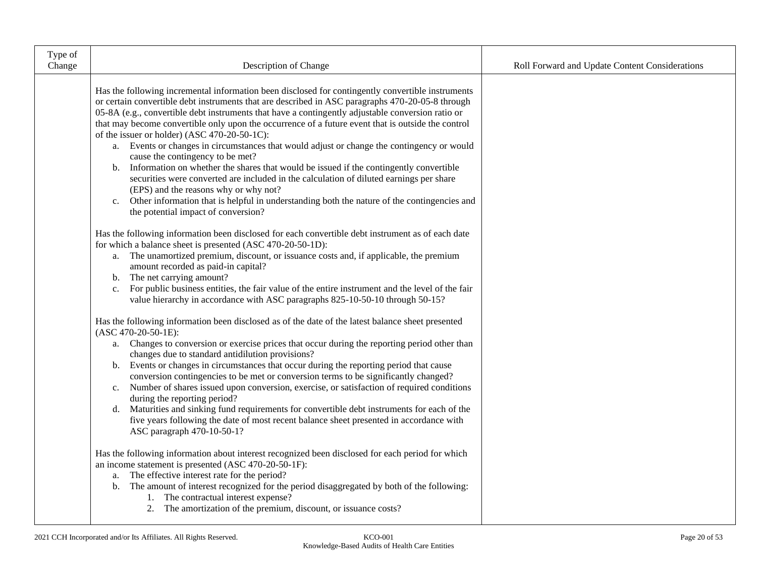| Type of Change | Description of Change | Roll Forward and Update Content Considerations |
|---|---|---|
| | Has the following incremental information been disclosed for contingently convertible instruments or certain convertible debt instruments that are described in ASC paragraphs 470-20-05-8 through 05-8A (e.g., convertible debt instruments that have a contingently adjustable conversion ratio or that may become convertible only upon the occurrence of a future event that is outside the control of the issuer or holder) (ASC 470-20-50-1C):<br>a. Events or changes in circumstances that would adjust or change the contingency or would cause the contingency to be met?<br>b. Information on whether the shares that would be issued if the contingently convertible securities were converted are included in the calculation of diluted earnings per share (EPS) and the reasons why or why not?<br>c. Other information that is helpful in understanding both the nature of the contingencies and the potential impact of conversion?<br><br>Has the following information been disclosed for each convertible debt instrument as of each date for which a balance sheet is presented (ASC 470-20-50-1D):<br>a. The unamortized premium, discount, or issuance costs and, if applicable, the premium amount recorded as paid-in capital?<br>b. The net carrying amount?<br>c. For public business entities, the fair value of the entire instrument and the level of the fair value hierarchy in accordance with ASC paragraphs 825-10-50-10 through 50-15?<br><br>Has the following information been disclosed as of the date of the latest balance sheet presented (ASC 470-20-50-1E):<br>a. Changes to conversion or exercise prices that occur during the reporting period other than changes due to standard antidilution provisions?<br>b. Events or changes in circumstances that occur during the reporting period that cause conversion contingencies to be met or conversion terms to be significantly changed?<br>c. Number of shares issued upon conversion, exercise, or satisfaction of required conditions during the reporting period?<br>d. Maturities and sinking fund requirements for convertible debt instruments for each of the five years following the date of most recent balance sheet presented in accordance with ASC paragraph 470-10-50-1?<br><br>Has the following information about interest recognized been disclosed for each period for which an income statement is presented (ASC 470-20-50-1F):<br>a. The effective interest rate for the period?<br>b. The amount of interest recognized for the period disaggregated by both of the following:<br>&nbsp;&nbsp;&nbsp;&nbsp;1. The contractual interest expense?<br>&nbsp;&nbsp;&nbsp;&nbsp;2. The amortization of the premium, discount, or issuance costs? | |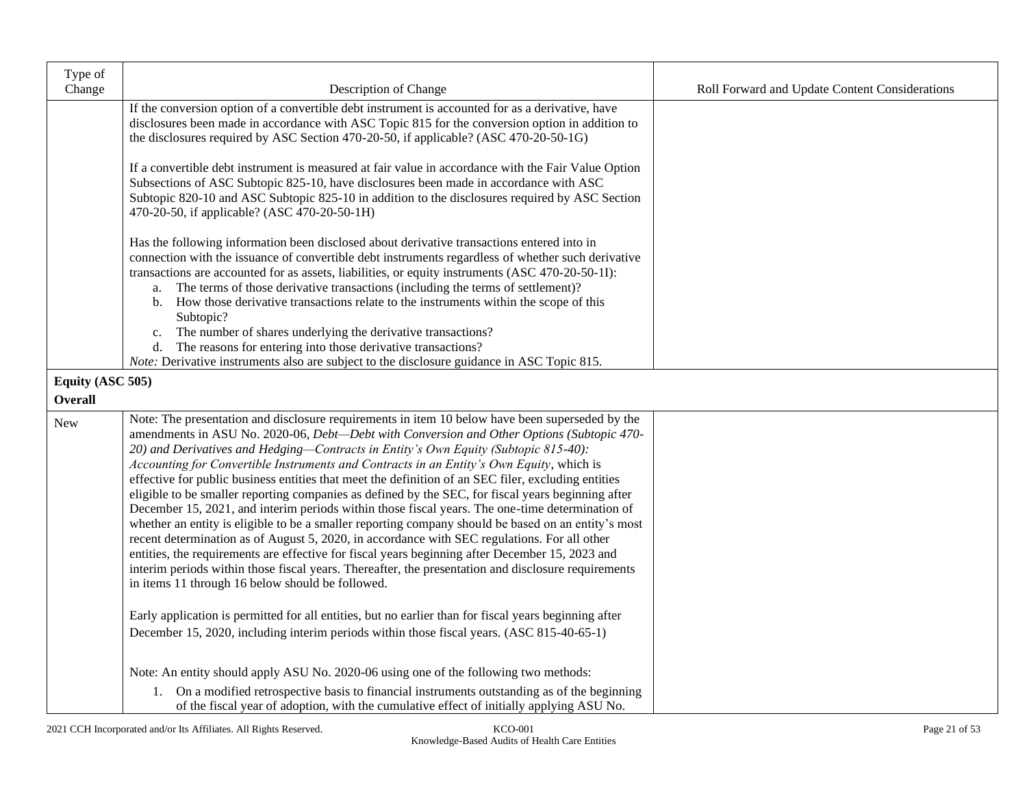| Type of Change | Description of Change | Roll Forward and Update Content Considerations |
|---|---|---|
| | If the conversion option of a convertible debt instrument is accounted for as a derivative, have disclosures been made in accordance with ASC Topic 815 for the conversion option in addition to the disclosures required by ASC Section 470-20-50, if applicable? (ASC 470-20-50-1G)<br><br>If a convertible debt instrument is measured at fair value in accordance with the Fair Value Option Subsections of ASC Subtopic 825-10, have disclosures been made in accordance with ASC Subtopic 820-10 and ASC Subtopic 825-10 in addition to the disclosures required by ASC Section 470-20-50, if applicable? (ASC 470-20-50-1H)<br><br>Has the following information been disclosed about derivative transactions entered into in connection with the issuance of convertible debt instruments regardless of whether such derivative transactions are accounted for as assets, liabilities, or equity instruments (ASC 470-20-50-1I):<br>a. The terms of those derivative transactions (including the terms of settlement)?<br>b. How those derivative transactions relate to the instruments within the scope of this Subtopic?<br>c. The number of shares underlying the derivative transactions?<br>d. The reasons for entering into those derivative transactions?<br>*Note:* Derivative instruments also are subject to the disclosure guidance in ASC Topic 815. | |
| **Equity (ASC 505)**<br>**Overall** | | |
| New | Note: The presentation and disclosure requirements in item 10 below have been superseded by the amendments in ASU No. 2020-06, *Debt—Debt with Conversion and Other Options (Subtopic 470-20) and Derivatives and Hedging—Contracts in Entity's Own Equity (Subtopic 815-40): Accounting for Convertible Instruments and Contracts in an Entity's Own Equity*, which is effective for public business entities that meet the definition of an SEC filer, excluding entities eligible to be smaller reporting companies as defined by the SEC, for fiscal years beginning after December 15, 2021, and interim periods within those fiscal years. The one-time determination of whether an entity is eligible to be a smaller reporting company should be based on an entity's most recent determination as of August 5, 2020, in accordance with SEC regulations. For all other entities, the requirements are effective for fiscal years beginning after December 15, 2023 and interim periods within those fiscal years. Thereafter, the presentation and disclosure requirements in items 11 through 16 below should be followed.<br><br>Early application is permitted for all entities, but no earlier than for fiscal years beginning after December 15, 2020, including interim periods within those fiscal years. (ASC 815-40-65-1)<br><br>Note: An entity should apply ASU No. 2020-06 using one of the following two methods:<br>1. On a modified retrospective basis to financial instruments outstanding as of the beginning of the fiscal year of adoption, with the cumulative effect of initially applying ASU No. | |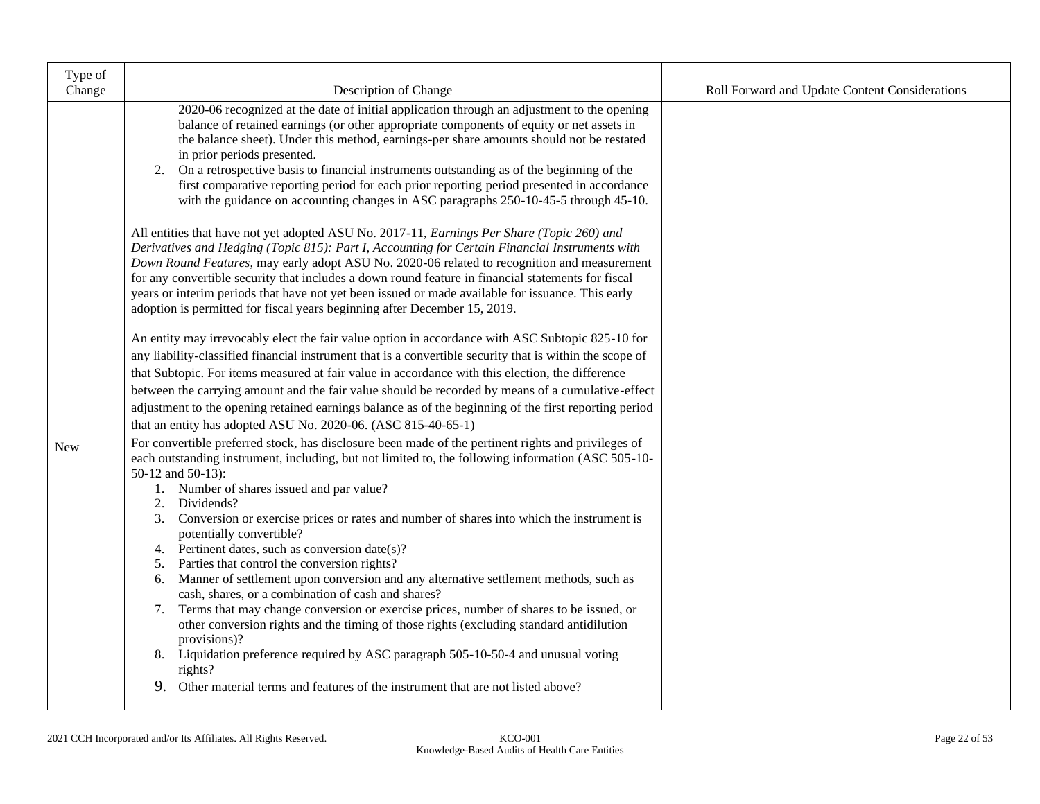| Type of Change | Description of Change | Roll Forward and Update Content Considerations |
|---|---|---|
| | 2020-06 recognized at the date of initial application through an adjustment to the opening balance of retained earnings (or other appropriate components of equity or net assets in the balance sheet). Under this method, earnings-per share amounts should not be restated in prior periods presented.<br>2. On a retrospective basis to financial instruments outstanding as of the beginning of the first comparative reporting period for each prior reporting period presented in accordance with the guidance on accounting changes in ASC paragraphs 250-10-45-5 through 45-10.<br><br>All entities that have not yet adopted ASU No. 2017-11, *Earnings Per Share (Topic 260) and Derivatives and Hedging (Topic 815): Part I, Accounting for Certain Financial Instruments with Down Round Features*, may early adopt ASU No. 2020-06 related to recognition and measurement for any convertible security that includes a down round feature in financial statements for fiscal years or interim periods that have not yet been issued or made available for issuance. This early adoption is permitted for fiscal years beginning after December 15, 2019.<br><br>An entity may irrevocably elect the fair value option in accordance with ASC Subtopic 825-10 for any liability-classified financial instrument that is a convertible security that is within the scope of that Subtopic. For items measured at fair value in accordance with this election, the difference between the carrying amount and the fair value should be recorded by means of a cumulative-effect adjustment to the opening retained earnings balance as of the beginning of the first reporting period that an entity has adopted ASU No. 2020-06. (ASC 815-40-65-1) | |
| New | For convertible preferred stock, has disclosure been made of the pertinent rights and privileges of each outstanding instrument, including, but not limited to, the following information (ASC 505-10-50-12 and 50-13):<br>1. Number of shares issued and par value?<br>2. Dividends?<br>3. Conversion or exercise prices or rates and number of shares into which the instrument is potentially convertible?<br>4. Pertinent dates, such as conversion date(s)?<br>5. Parties that control the conversion rights?<br>6. Manner of settlement upon conversion and any alternative settlement methods, such as cash, shares, or a combination of cash and shares?<br>7. Terms that may change conversion or exercise prices, number of shares to be issued, or other conversion rights and the timing of those rights (excluding standard antidilution provisions)?<br>8. Liquidation preference required by ASC paragraph 505-10-50-4 and unusual voting rights?<br>9. Other material terms and features of the instrument that are not listed above? | |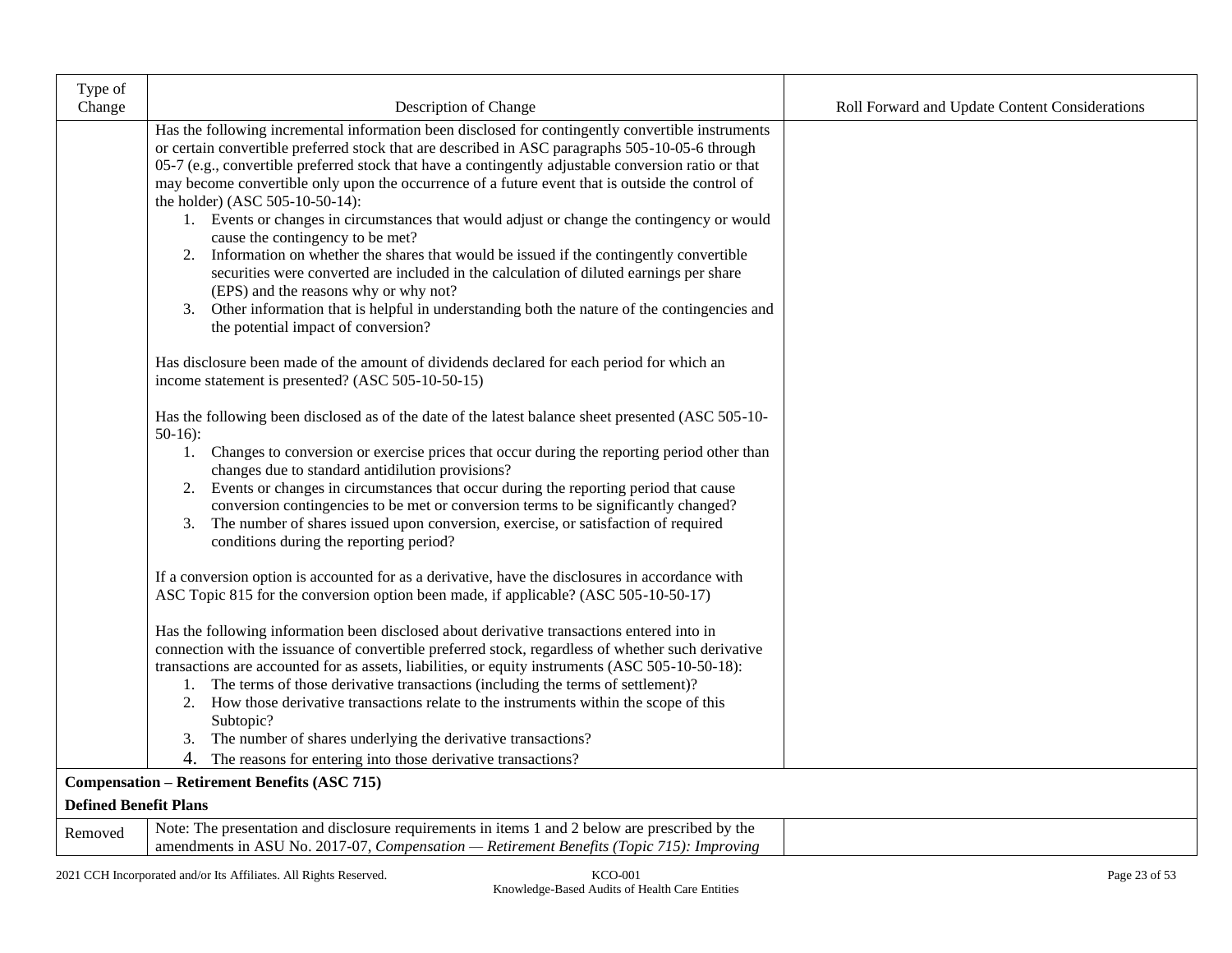| Type of Change | Description of Change | Roll Forward and Update Content Considerations |
|---|---|---|
| | Has the following incremental information been disclosed for contingently convertible instruments or certain convertible preferred stock that are described in ASC paragraphs 505-10-05-6 through 05-7 (e.g., convertible preferred stock that have a contingently adjustable conversion ratio or that may become convertible only upon the occurrence of a future event that is outside the control of the holder) (ASC 505-10-50-14):<br>1. Events or changes in circumstances that would adjust or change the contingency or would cause the contingency to be met?<br>2. Information on whether the shares that would be issued if the contingently convertible securities were converted are included in the calculation of diluted earnings per share (EPS) and the reasons why or why not?<br>3. Other information that is helpful in understanding both the nature of the contingencies and the potential impact of conversion?<br><br>Has disclosure been made of the amount of dividends declared for each period for which an income statement is presented? (ASC 505-10-50-15)<br><br>Has the following been disclosed as of the date of the latest balance sheet presented (ASC 505-10-50-16):<br>1. Changes to conversion or exercise prices that occur during the reporting period other than changes due to standard antidilution provisions?<br>2. Events or changes in circumstances that occur during the reporting period that cause conversion contingencies to be met or conversion terms to be significantly changed?<br>3. The number of shares issued upon conversion, exercise, or satisfaction of required conditions during the reporting period?<br><br>If a conversion option is accounted for as a derivative, have the disclosures in accordance with ASC Topic 815 for the conversion option been made, if applicable? (ASC 505-10-50-17)<br><br>Has the following information been disclosed about derivative transactions entered into in connection with the issuance of convertible preferred stock, regardless of whether such derivative transactions are accounted for as assets, liabilities, or equity instruments (ASC 505-10-50-18):<br>1. The terms of those derivative transactions (including the terms of settlement)?<br>2. How those derivative transactions relate to the instruments within the scope of this Subtopic?<br>3. The number of shares underlying the derivative transactions?<br>4. The reasons for entering into those derivative transactions? | |
| **Compensation – Retirement Benefits (ASC 715)** | | |
| **Defined Benefit Plans** | | |
| Removed | Note: The presentation and disclosure requirements in items 1 and 2 below are prescribed by the amendments in ASU No. 2017-07, *Compensation — Retirement Benefits (Topic 715): Improving* | |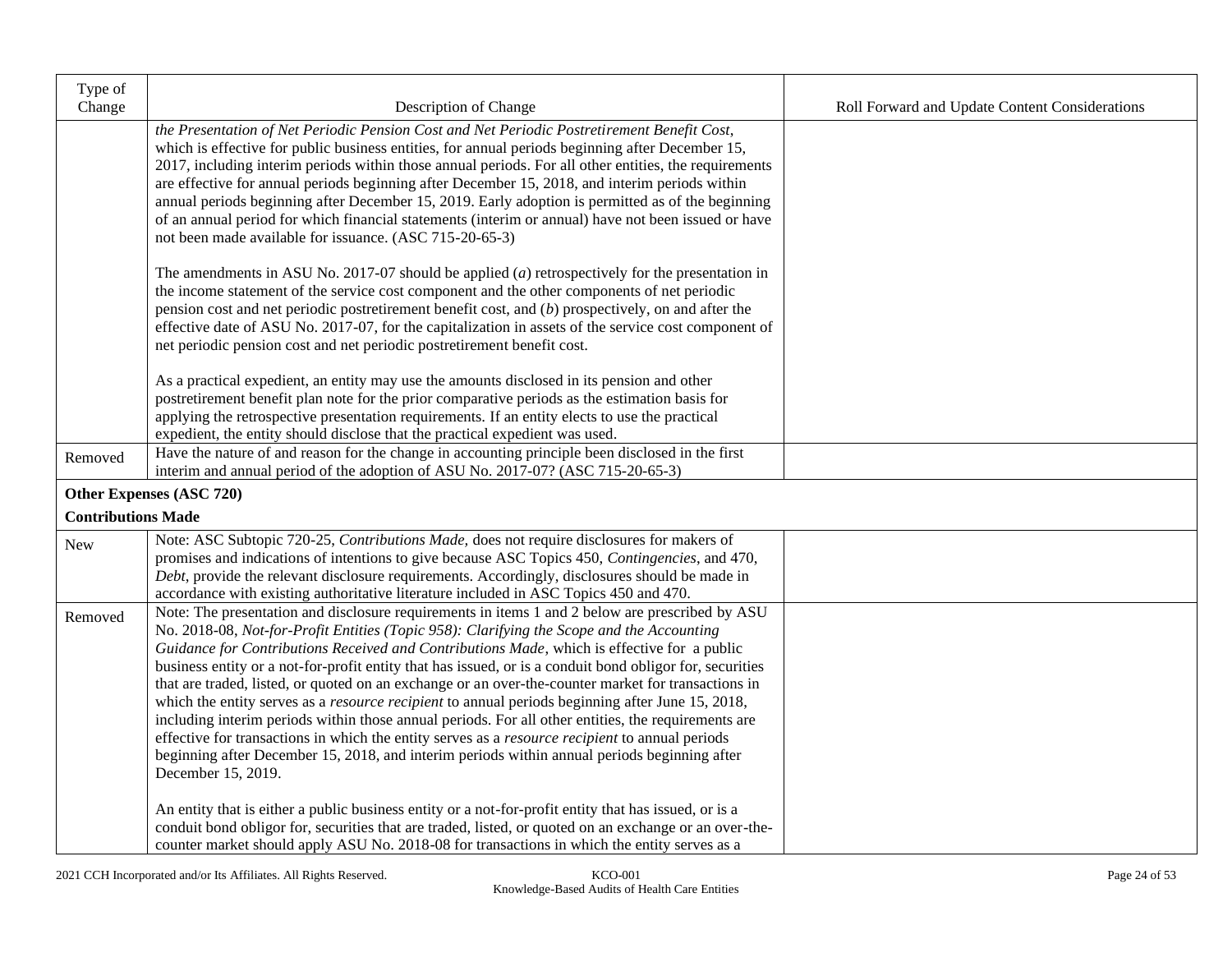| Type of Change | Description of Change | Roll Forward and Update Content Considerations |
|---|---|---|
| | *the Presentation of Net Periodic Pension Cost and Net Periodic Postretirement Benefit Cost*, which is effective for public business entities, for annual periods beginning after December 15, 2017, including interim periods within those annual periods. For all other entities, the requirements are effective for annual periods beginning after December 15, 2018, and interim periods within annual periods beginning after December 15, 2019. Early adoption is permitted as of the beginning of an annual period for which financial statements (interim or annual) have not been issued or have not been made available for issuance. (ASC 715-20-65-3)<br><br>The amendments in ASU No. 2017-07 should be applied (*a*) retrospectively for the presentation in the income statement of the service cost component and the other components of net periodic pension cost and net periodic postretirement benefit cost, and (*b*) prospectively, on and after the effective date of ASU No. 2017-07, for the capitalization in assets of the service cost component of net periodic pension cost and net periodic postretirement benefit cost.<br><br>As a practical expedient, an entity may use the amounts disclosed in its pension and other postretirement benefit plan note for the prior comparative periods as the estimation basis for applying the retrospective presentation requirements. If an entity elects to use the practical expedient, the entity should disclose that the practical expedient was used. | |
| Removed | Have the nature of and reason for the change in accounting principle been disclosed in the first interim and annual period of the adoption of ASU No. 2017-07? (ASC 715-20-65-3) | |
| **Other Expenses (ASC 720)**<br><br>**Contributions Made** | | |
| New | Note: ASC Subtopic 720-25, *Contributions Made,* does not require disclosures for makers of promises and indications of intentions to give because ASC Topics 450, *Contingencies*, and 470, *Debt*, provide the relevant disclosure requirements. Accordingly, disclosures should be made in accordance with existing authoritative literature included in ASC Topics 450 and 470. | |
| Removed | Note: The presentation and disclosure requirements in items 1 and 2 below are prescribed by ASU No. 2018-08, *Not-for-Profit Entities (Topic 958): Clarifying the Scope and the Accounting Guidance for Contributions Received and Contributions Made*, which is effective for a public business entity or a not-for-profit entity that has issued, or is a conduit bond obligor for, securities that are traded, listed, or quoted on an exchange or an over-the-counter market for transactions in which the entity serves as a *resource recipient* to annual periods beginning after June 15, 2018, including interim periods within those annual periods. For all other entities, the requirements are effective for transactions in which the entity serves as a *resource recipient* to annual periods beginning after December 15, 2018, and interim periods within annual periods beginning after December 15, 2019.<br><br>An entity that is either a public business entity or a not-for-profit entity that has issued, or is a conduit bond obligor for, securities that are traded, listed, or quoted on an exchange or an over-the-counter market should apply ASU No. 2018-08 for transactions in which the entity serves as a | |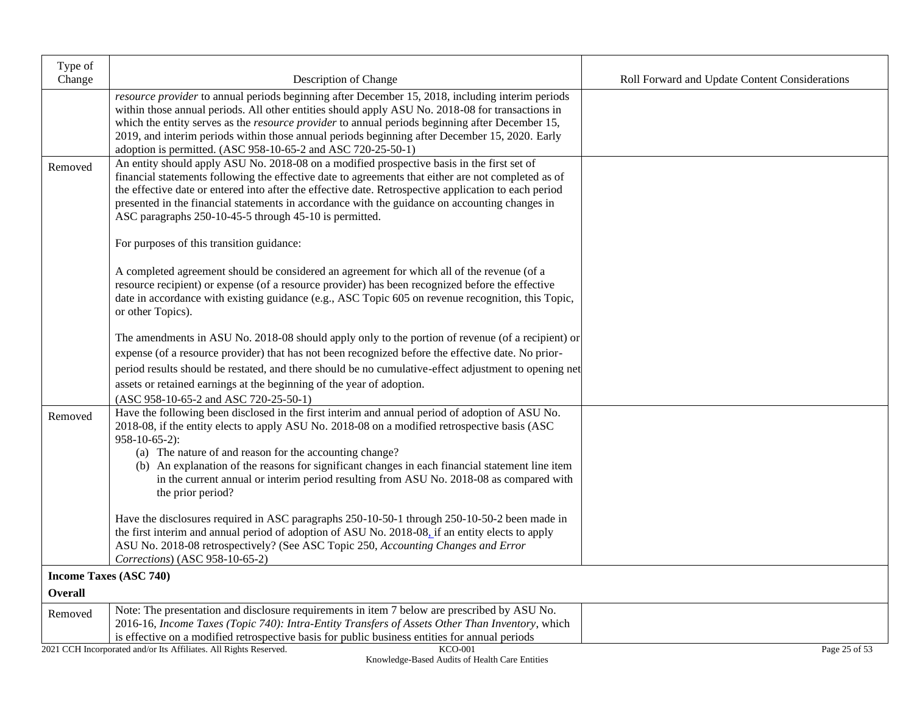| Type of Change | Description of Change | Roll Forward and Update Content Considerations |
|---|---|---|
| | *resource provider* to annual periods beginning after December 15, 2018, including interim periods within those annual periods. All other entities should apply ASU No. 2018-08 for transactions in which the entity serves as the *resource provider* to annual periods beginning after December 15, 2019, and interim periods within those annual periods beginning after December 15, 2020. Early adoption is permitted. (ASC 958-10-65-2 and ASC 720-25-50-1) | |
| Removed | An entity should apply ASU No. 2018-08 on a modified prospective basis in the first set of financial statements following the effective date to agreements that either are not completed as of the effective date or entered into after the effective date. Retrospective application to each period presented in the financial statements in accordance with the guidance on accounting changes in ASC paragraphs 250-10-45-5 through 45-10 is permitted.<br><br>For purposes of this transition guidance:<br><br>A completed agreement should be considered an agreement for which all of the revenue (of a resource recipient) or expense (of a resource provider) has been recognized before the effective date in accordance with existing guidance (e.g., ASC Topic 605 on revenue recognition, this Topic, or other Topics).<br><br>The amendments in ASU No. 2018-08 should apply only to the portion of revenue (of a recipient) or expense (of a resource provider) that has not been recognized before the effective date. No prior-period results should be restated, and there should be no cumulative-effect adjustment to opening net assets or retained earnings at the beginning of the year of adoption.<br>(ASC 958-10-65-2 and ASC 720-25-50-1) | |
| Removed | Have the following been disclosed in the first interim and annual period of adoption of ASU No. 2018-08, if the entity elects to apply ASU No. 2018-08 on a modified retrospective basis (ASC 958-10-65-2):<br>(a) The nature of and reason for the accounting change?<br>(b) An explanation of the reasons for significant changes in each financial statement line item in the current annual or interim period resulting from ASU No. 2018-08 as compared with the prior period?<br><br>Have the disclosures required in ASC paragraphs 250-10-50-1 through 250-10-50-2 been made in the first interim and annual period of adoption of ASU No. 2018-08, if an entity elects to apply ASU No. 2018-08 retrospectively? (See ASC Topic 250, *Accounting Changes and Error Corrections*) (ASC 958-10-65-2) | |
| **Income Taxes (ASC 740)** | | |
| **Overall** | | |
| Removed | Note: The presentation and disclosure requirements in item 7 below are prescribed by ASU No. 2016-16, *Income Taxes (Topic 740): Intra-Entity Transfers of Assets Other Than Inventory*, which is effective on a modified retrospective basis for public business entities for annual periods | |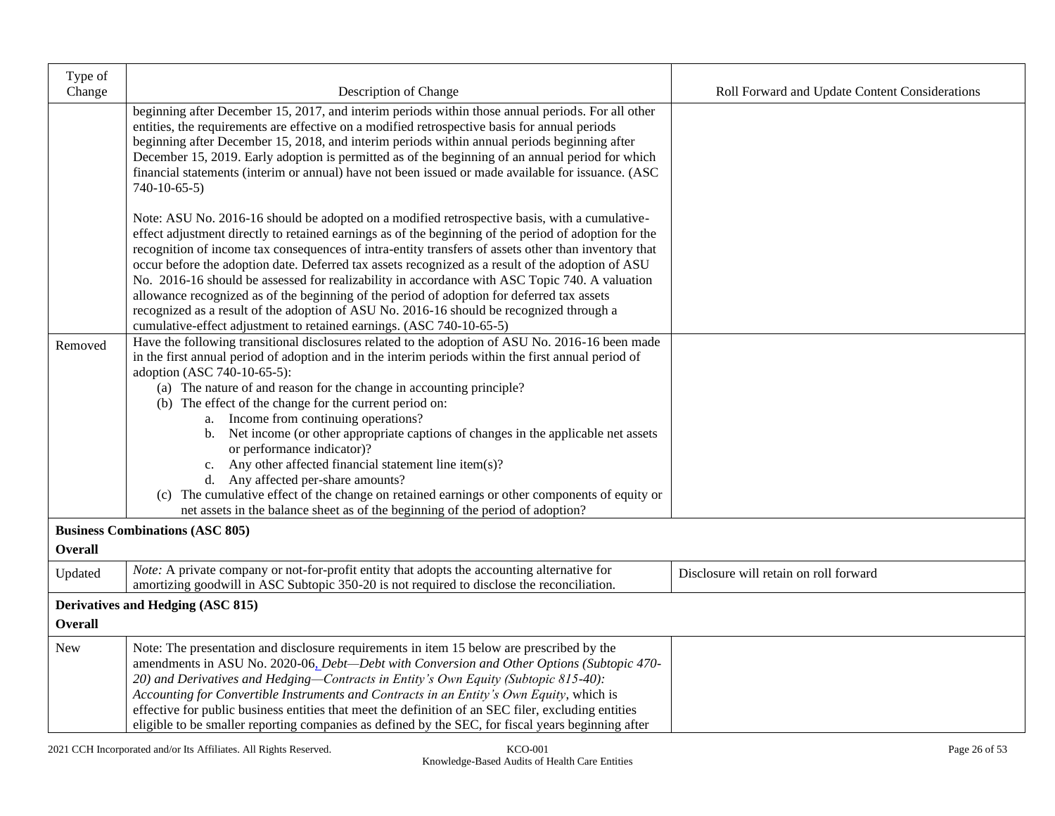| Type of Change | Description of Change | Roll Forward and Update Content Considerations |
|---|---|---|
| | beginning after December 15, 2017, and interim periods within those annual periods. For all other entities, the requirements are effective on a modified retrospective basis for annual periods beginning after December 15, 2018, and interim periods within annual periods beginning after December 15, 2019. Early adoption is permitted as of the beginning of an annual period for which financial statements (interim or annual) have not been issued or made available for issuance. (ASC 740-10-65-5)<br><br>Note: ASU No. 2016-16 should be adopted on a modified retrospective basis, with a cumulative-effect adjustment directly to retained earnings as of the beginning of the period of adoption for the recognition of income tax consequences of intra-entity transfers of assets other than inventory that occur before the adoption date. Deferred tax assets recognized as a result of the adoption of ASU No. 2016-16 should be assessed for realizability in accordance with ASC Topic 740. A valuation allowance recognized as of the beginning of the period of adoption for deferred tax assets recognized as a result of the adoption of ASU No. 2016-16 should be recognized through a cumulative-effect adjustment to retained earnings. (ASC 740-10-65-5) | |
| Removed | Have the following transitional disclosures related to the adoption of ASU No. 2016-16 been made in the first annual period of adoption and in the interim periods within the first annual period of adoption (ASC 740-10-65-5):<br>(a) The nature of and reason for the change in accounting principle?<br>(b) The effect of the change for the current period on:<br>a. Income from continuing operations?<br>b. Net income (or other appropriate captions of changes in the applicable net assets or performance indicator)?<br>c. Any other affected financial statement line item(s)?<br>d. Any affected per-share amounts?<br>(c) The cumulative effect of the change on retained earnings or other components of equity or net assets in the balance sheet as of the beginning of the period of adoption? | |
| **Business Combinations (ASC 805)** | | |
| **Overall** | | |
| Updated | *Note:* A private company or not-for-profit entity that adopts the accounting alternative for amortizing goodwill in ASC Subtopic 350-20 is not required to disclose the reconciliation. | Disclosure will retain on roll forward |
| **Derivatives and Hedging (ASC 815)** | | |
| **Overall** | | |
| New | Note: The presentation and disclosure requirements in item 15 below are prescribed by the amendments in ASU No. 2020-06, *Debt—Debt with Conversion and Other Options (Subtopic 470-20) and Derivatives and Hedging—Contracts in Entity's Own Equity (Subtopic 815-40): Accounting for Convertible Instruments and Contracts in an Entity's Own Equity*, which is effective for public business entities that meet the definition of an SEC filer, excluding entities eligible to be smaller reporting companies as defined by the SEC, for fiscal years beginning after | |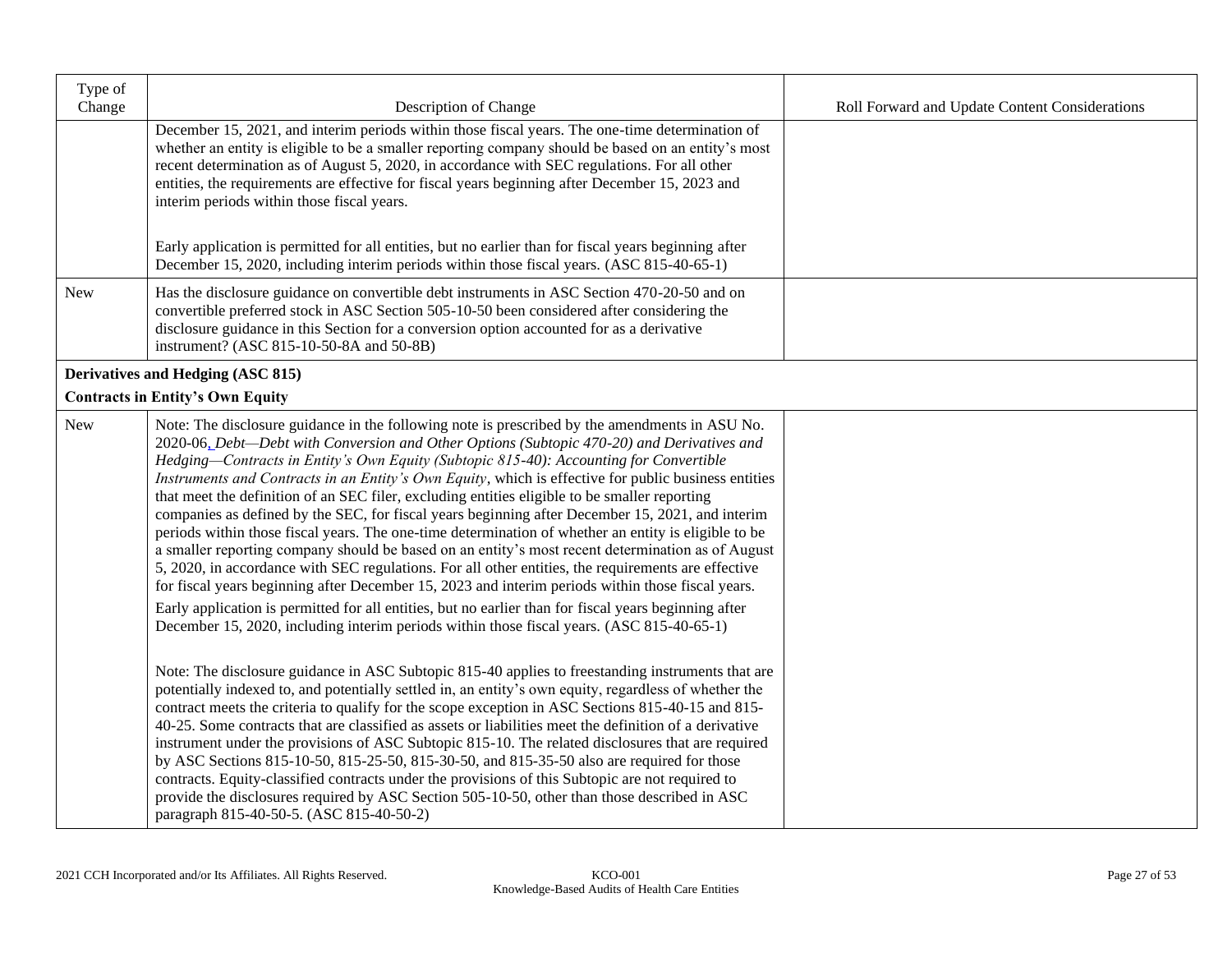| Type of Change | Description of Change | Roll Forward and Update Content Considerations |
|---|---|---|
| | December 15, 2021, and interim periods within those fiscal years. The one-time determination of whether an entity is eligible to be a smaller reporting company should be based on an entity's most recent determination as of August 5, 2020, in accordance with SEC regulations. For all other entities, the requirements are effective for fiscal years beginning after December 15, 2023 and interim periods within those fiscal years.<br><br>Early application is permitted for all entities, but no earlier than for fiscal years beginning after December 15, 2020, including interim periods within those fiscal years. (ASC 815-40-65-1) | |
| New | Has the disclosure guidance on convertible debt instruments in ASC Section 470-20-50 and on convertible preferred stock in ASC Section 505-10-50 been considered after considering the disclosure guidance in this Section for a conversion option accounted for as a derivative instrument? (ASC 815-10-50-8A and 50-8B) | |
| **Derivatives and Hedging (ASC 815)**<br>**Contracts in Entity's Own Equity** | | |
| New | Note: The disclosure guidance in the following note is prescribed by the amendments in ASU No. 2020-06, *Debt—Debt with Conversion and Other Options (Subtopic 470-20) and Derivatives and Hedging—Contracts in Entity's Own Equity (Subtopic 815-40): Accounting for Convertible Instruments and Contracts in an Entity's Own Equity*, which is effective for public business entities that meet the definition of an SEC filer, excluding entities eligible to be smaller reporting companies as defined by the SEC, for fiscal years beginning after December 15, 2021, and interim periods within those fiscal years. The one-time determination of whether an entity is eligible to be a smaller reporting company should be based on an entity's most recent determination as of August 5, 2020, in accordance with SEC regulations. For all other entities, the requirements are effective for fiscal years beginning after December 15, 2023 and interim periods within those fiscal years.<br>Early application is permitted for all entities, but no earlier than for fiscal years beginning after December 15, 2020, including interim periods within those fiscal years. (ASC 815-40-65-1)<br><br>Note: The disclosure guidance in ASC Subtopic 815-40 applies to freestanding instruments that are potentially indexed to, and potentially settled in, an entity's own equity, regardless of whether the contract meets the criteria to qualify for the scope exception in ASC Sections 815-40-15 and 815-40-25. Some contracts that are classified as assets or liabilities meet the definition of a derivative instrument under the provisions of ASC Subtopic 815-10. The related disclosures that are required by ASC Sections 815-10-50, 815-25-50, 815-30-50, and 815-35-50 also are required for those contracts. Equity-classified contracts under the provisions of this Subtopic are not required to provide the disclosures required by ASC Section 505-10-50, other than those described in ASC paragraph 815-40-50-5. (ASC 815-40-50-2) | |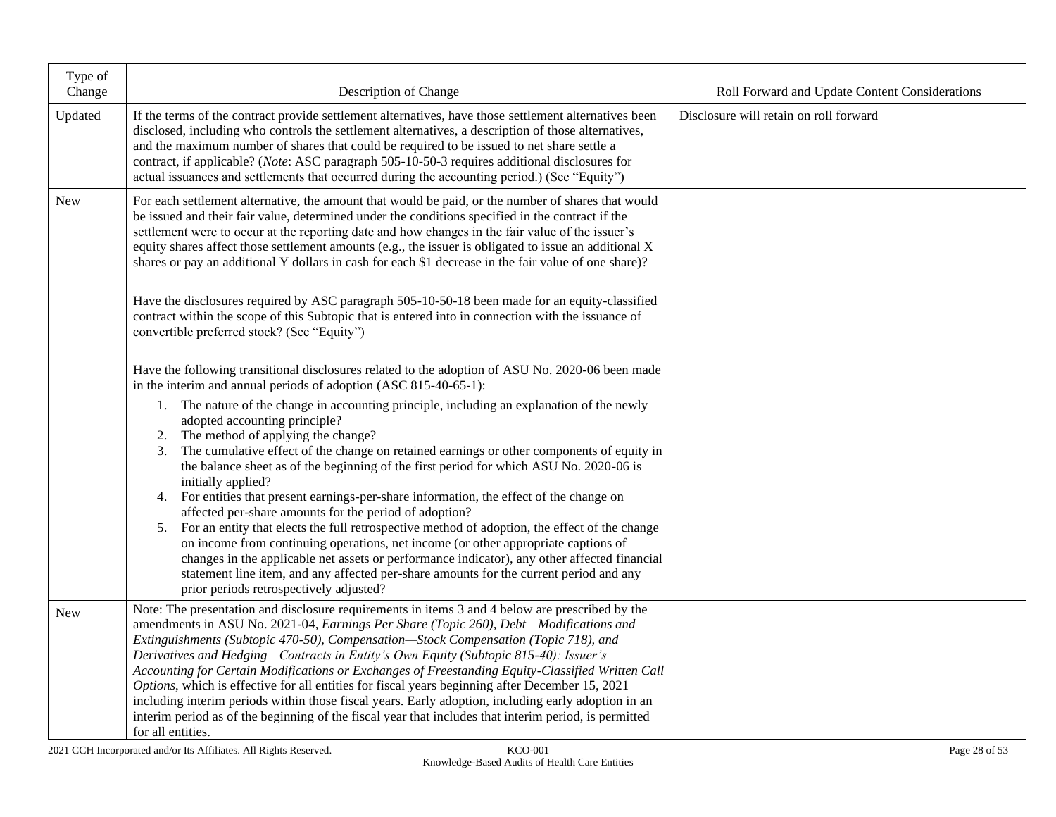| Type of Change | Description of Change | Roll Forward and Update Content Considerations |
|---|---|---|
| Updated | If the terms of the contract provide settlement alternatives, have those settlement alternatives been disclosed, including who controls the settlement alternatives, a description of those alternatives, and the maximum number of shares that could be required to be issued to net share settle a contract, if applicable? (*Note*: ASC paragraph 505-10-50-3 requires additional disclosures for actual issuances and settlements that occurred during the accounting period.) (See "Equity") | Disclosure will retain on roll forward |
| New | For each settlement alternative, the amount that would be paid, or the number of shares that would be issued and their fair value, determined under the conditions specified in the contract if the settlement were to occur at the reporting date and how changes in the fair value of the issuer's equity shares affect those settlement amounts (e.g., the issuer is obligated to issue an additional X shares or pay an additional Y dollars in cash for each $1 decrease in the fair value of one share)?<br><br>Have the disclosures required by ASC paragraph 505-10-50-18 been made for an equity-classified contract within the scope of this Subtopic that is entered into in connection with the issuance of convertible preferred stock? (See "Equity")<br><br>Have the following transitional disclosures related to the adoption of ASU No. 2020-06 been made in the interim and annual periods of adoption (ASC 815-40-65-1):<br>1. The nature of the change in accounting principle, including an explanation of the newly adopted accounting principle?<br>2. The method of applying the change?<br>3. The cumulative effect of the change on retained earnings or other components of equity in the balance sheet as of the beginning of the first period for which ASU No. 2020-06 is initially applied?<br>4. For entities that present earnings-per-share information, the effect of the change on affected per-share amounts for the period of adoption?<br>5. For an entity that elects the full retrospective method of adoption, the effect of the change on income from continuing operations, net income (or other appropriate captions of changes in the applicable net assets or performance indicator), any other affected financial statement line item, and any affected per-share amounts for the current period and any prior periods retrospectively adjusted? | |
| New | Note: The presentation and disclosure requirements in items 3 and 4 below are prescribed by the amendments in ASU No. 2021-04, *Earnings Per Share (Topic 260), Debt—Modifications and Extinguishments (Subtopic 470-50), Compensation—Stock Compensation (Topic 718), and Derivatives and Hedging—Contracts in Entity's Own Equity (Subtopic 815-40): Issuer's Accounting for Certain Modifications or Exchanges of Freestanding Equity-Classified Written Call Options*, which is effective for all entities for fiscal years beginning after December 15, 2021 including interim periods within those fiscal years. Early adoption, including early adoption in an interim period as of the beginning of the fiscal year that includes that interim period, is permitted for all entities. | |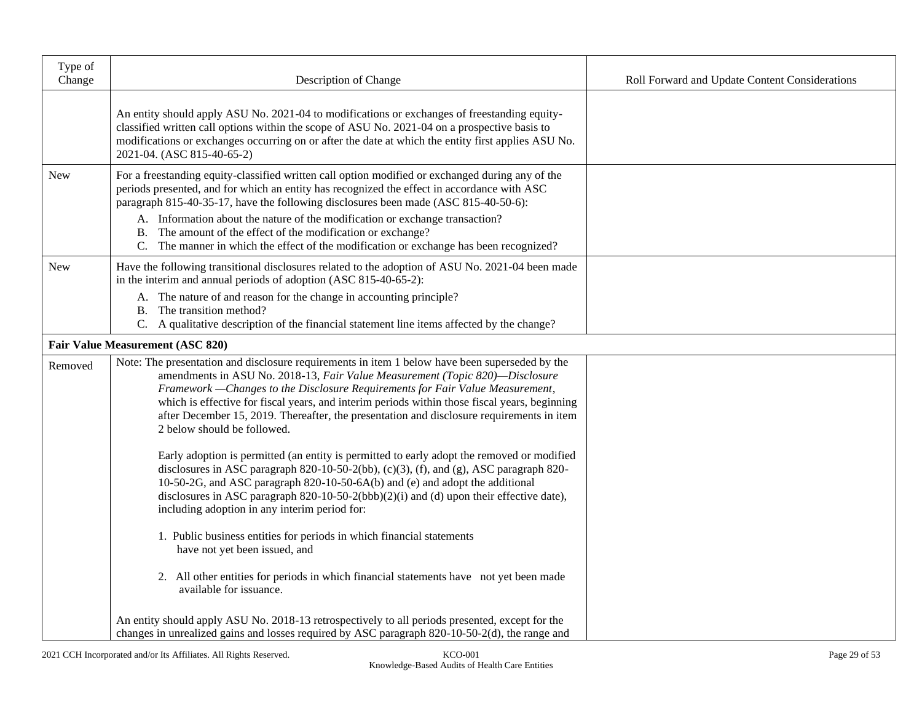| Type of Change | Description of Change | Roll Forward and Update Content Considerations |
|---|---|---|
| | An entity should apply ASU No. 2021-04 to modifications or exchanges of freestanding equity-classified written call options within the scope of ASU No. 2021-04 on a prospective basis to modifications or exchanges occurring on or after the date at which the entity first applies ASU No. 2021-04. (ASC 815-40-65-2) | |
| New | For a freestanding equity-classified written call option modified or exchanged during any of the periods presented, and for which an entity has recognized the effect in accordance with ASC paragraph 815-40-35-17, have the following disclosures been made (ASC 815-40-50-6):<br>A. Information about the nature of the modification or exchange transaction?<br>B. The amount of the effect of the modification or exchange?<br>C. The manner in which the effect of the modification or exchange has been recognized? | |
| New | Have the following transitional disclosures related to the adoption of ASU No. 2021-04 been made in the interim and annual periods of adoption (ASC 815-40-65-2):<br>A. The nature of and reason for the change in accounting principle?<br>B. The transition method?<br>C. A qualitative description of the financial statement line items affected by the change? | |
| **Fair Value Measurement (ASC 820)** | | |
| Removed | Note: The presentation and disclosure requirements in item 1 below have been superseded by the amendments in ASU No. 2018-13, *Fair Value Measurement (Topic 820)—Disclosure Framework —Changes to the Disclosure Requirements for Fair Value Measurement*, which is effective for fiscal years, and interim periods within those fiscal years, beginning after December 15, 2019. Thereafter, the presentation and disclosure requirements in item 2 below should be followed.<br><br>Early adoption is permitted (an entity is permitted to early adopt the removed or modified disclosures in ASC paragraph 820-10-50-2(bb), (c)(3), (f), and (g), ASC paragraph 820-10-50-2G, and ASC paragraph 820-10-50-6A(b) and (e) and adopt the additional disclosures in ASC paragraph 820-10-50-2(bbb)(2)(i) and (d) upon their effective date), including adoption in any interim period for:<br><br>1. Public business entities for periods in which financial statements have not yet been issued, and<br><br>2. All other entities for periods in which financial statements have not yet been made available for issuance.<br><br>An entity should apply ASU No. 2018-13 retrospectively to all periods presented, except for the changes in unrealized gains and losses required by ASC paragraph 820-10-50-2(d), the range and | |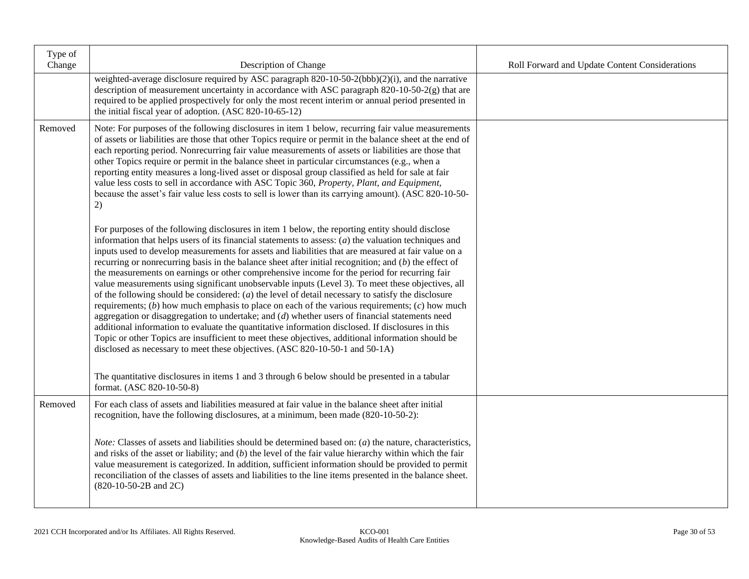| Type of Change | Description of Change | Roll Forward and Update Content Considerations |
|---|---|---|
| | weighted-average disclosure required by ASC paragraph 820-10-50-2(bbb)(2)(i), and the narrative description of measurement uncertainty in accordance with ASC paragraph 820-10-50-2(g) that are required to be applied prospectively for only the most recent interim or annual period presented in the initial fiscal year of adoption. (ASC 820-10-65-12) | |
| Removed | Note: For purposes of the following disclosures in item 1 below, recurring fair value measurements of assets or liabilities are those that other Topics require or permit in the balance sheet at the end of each reporting period. Nonrecurring fair value measurements of assets or liabilities are those that other Topics require or permit in the balance sheet in particular circumstances (e.g., when a reporting entity measures a long-lived asset or disposal group classified as held for sale at fair value less costs to sell in accordance with ASC Topic 360, *Property, Plant, and Equipment,* because the asset's fair value less costs to sell is lower than its carrying amount). (ASC 820-10-50-2)<br><br>For purposes of the following disclosures in item 1 below, the reporting entity should disclose information that helps users of its financial statements to assess: (*a*) the valuation techniques and inputs used to develop measurements for assets and liabilities that are measured at fair value on a recurring or nonrecurring basis in the balance sheet after initial recognition; and (*b*) the effect of the measurements on earnings or other comprehensive income for the period for recurring fair value measurements using significant unobservable inputs (Level 3). To meet these objectives, all of the following should be considered: (*a*) the level of detail necessary to satisfy the disclosure requirements; (*b*) how much emphasis to place on each of the various requirements; (*c*) how much aggregation or disaggregation to undertake; and (*d*) whether users of financial statements need additional information to evaluate the quantitative information disclosed. If disclosures in this Topic or other Topics are insufficient to meet these objectives, additional information should be disclosed as necessary to meet these objectives. (ASC 820-10-50-1 and 50-1A)<br><br>The quantitative disclosures in items 1 and 3 through 6 below should be presented in a tabular format. (ASC 820-10-50-8) | |
| Removed | For each class of assets and liabilities measured at fair value in the balance sheet after initial recognition, have the following disclosures, at a minimum, been made (820-10-50-2):<br><br>*Note:* Classes of assets and liabilities should be determined based on: (*a*) the nature, characteristics, and risks of the asset or liability; and (*b*) the level of the fair value hierarchy within which the fair value measurement is categorized. In addition, sufficient information should be provided to permit reconciliation of the classes of assets and liabilities to the line items presented in the balance sheet. (820-10-50-2B and 2C) | |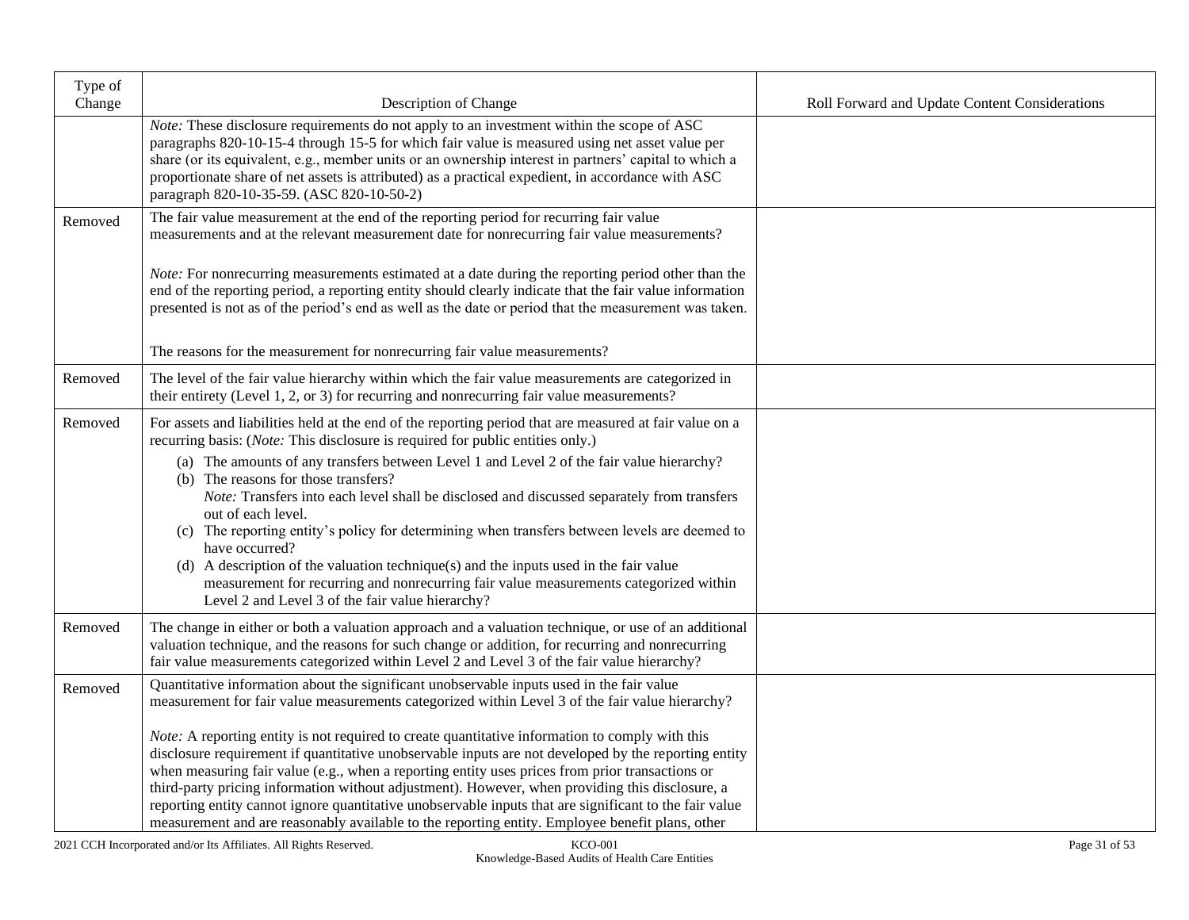| Type of Change | Description of Change | Roll Forward and Update Content Considerations |
|---|---|---|
| | *Note:* These disclosure requirements do not apply to an investment within the scope of ASC paragraphs 820-10-15-4 through 15-5 for which fair value is measured using net asset value per share (or its equivalent, e.g., member units or an ownership interest in partners' capital to which a proportionate share of net assets is attributed) as a practical expedient, in accordance with ASC paragraph 820-10-35-59. (ASC 820-10-50-2) | |
| Removed | The fair value measurement at the end of the reporting period for recurring fair value measurements and at the relevant measurement date for nonrecurring fair value measurements?<br><br>*Note:* For nonrecurring measurements estimated at a date during the reporting period other than the end of the reporting period, a reporting entity should clearly indicate that the fair value information presented is not as of the period's end as well as the date or period that the measurement was taken.<br><br>The reasons for the measurement for nonrecurring fair value measurements? | |
| Removed | The level of the fair value hierarchy within which the fair value measurements are categorized in their entirety (Level 1, 2, or 3) for recurring and nonrecurring fair value measurements? | |
| Removed | For assets and liabilities held at the end of the reporting period that are measured at fair value on a recurring basis: (*Note:* This disclosure is required for public entities only.)<br>(a) The amounts of any transfers between Level 1 and Level 2 of the fair value hierarchy?<br>(b) The reasons for those transfers?<br>*Note:* Transfers into each level shall be disclosed and discussed separately from transfers out of each level.<br>(c) The reporting entity's policy for determining when transfers between levels are deemed to have occurred?<br>(d) A description of the valuation technique(s) and the inputs used in the fair value measurement for recurring and nonrecurring fair value measurements categorized within Level 2 and Level 3 of the fair value hierarchy? | |
| Removed | The change in either or both a valuation approach and a valuation technique, or use of an additional valuation technique, and the reasons for such change or addition, for recurring and nonrecurring fair value measurements categorized within Level 2 and Level 3 of the fair value hierarchy? | |
| Removed | Quantitative information about the significant unobservable inputs used in the fair value measurement for fair value measurements categorized within Level 3 of the fair value hierarchy?<br><br>*Note:* A reporting entity is not required to create quantitative information to comply with this disclosure requirement if quantitative unobservable inputs are not developed by the reporting entity when measuring fair value (e.g., when a reporting entity uses prices from prior transactions or third-party pricing information without adjustment). However, when providing this disclosure, a reporting entity cannot ignore quantitative unobservable inputs that are significant to the fair value measurement and are reasonably available to the reporting entity. Employee benefit plans, other | |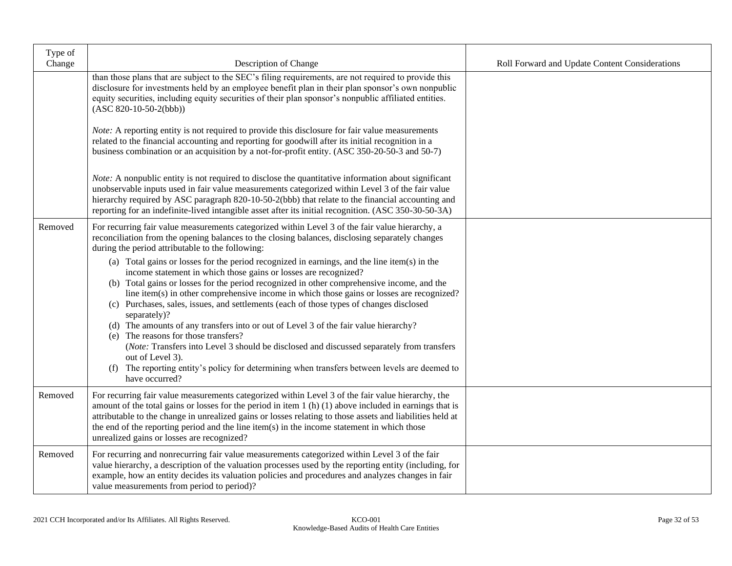| Type of Change | Description of Change | Roll Forward and Update Content Considerations |
|---|---|---|
| | than those plans that are subject to the SEC's filing requirements, are not required to provide this disclosure for investments held by an employee benefit plan in their plan sponsor's own nonpublic equity securities, including equity securities of their plan sponsor's nonpublic affiliated entities. (ASC 820-10-50-2(bbb))<br><br>*Note:* A reporting entity is not required to provide this disclosure for fair value measurements related to the financial accounting and reporting for goodwill after its initial recognition in a business combination or an acquisition by a not-for-profit entity. (ASC 350-20-50-3 and 50-7)<br><br>*Note:* A nonpublic entity is not required to disclose the quantitative information about significant unobservable inputs used in fair value measurements categorized within Level 3 of the fair value hierarchy required by ASC paragraph 820-10-50-2(bbb) that relate to the financial accounting and reporting for an indefinite-lived intangible asset after its initial recognition. (ASC 350-30-50-3A) | |
| Removed | For recurring fair value measurements categorized within Level 3 of the fair value hierarchy, a reconciliation from the opening balances to the closing balances, disclosing separately changes during the period attributable to the following:<br>(a) Total gains or losses for the period recognized in earnings, and the line item(s) in the income statement in which those gains or losses are recognized?<br>(b) Total gains or losses for the period recognized in other comprehensive income, and the line item(s) in other comprehensive income in which those gains or losses are recognized?<br>(c) Purchases, sales, issues, and settlements (each of those types of changes disclosed separately)?<br>(d) The amounts of any transfers into or out of Level 3 of the fair value hierarchy?<br>(e) The reasons for those transfers?<br>(*Note:* Transfers into Level 3 should be disclosed and discussed separately from transfers out of Level 3).<br>(f) The reporting entity's policy for determining when transfers between levels are deemed to have occurred? | |
| Removed | For recurring fair value measurements categorized within Level 3 of the fair value hierarchy, the amount of the total gains or losses for the period in item 1 (h) (1) above included in earnings that is attributable to the change in unrealized gains or losses relating to those assets and liabilities held at the end of the reporting period and the line item(s) in the income statement in which those unrealized gains or losses are recognized? | |
| Removed | For recurring and nonrecurring fair value measurements categorized within Level 3 of the fair value hierarchy, a description of the valuation processes used by the reporting entity (including, for example, how an entity decides its valuation policies and procedures and analyzes changes in fair value measurements from period to period)? | |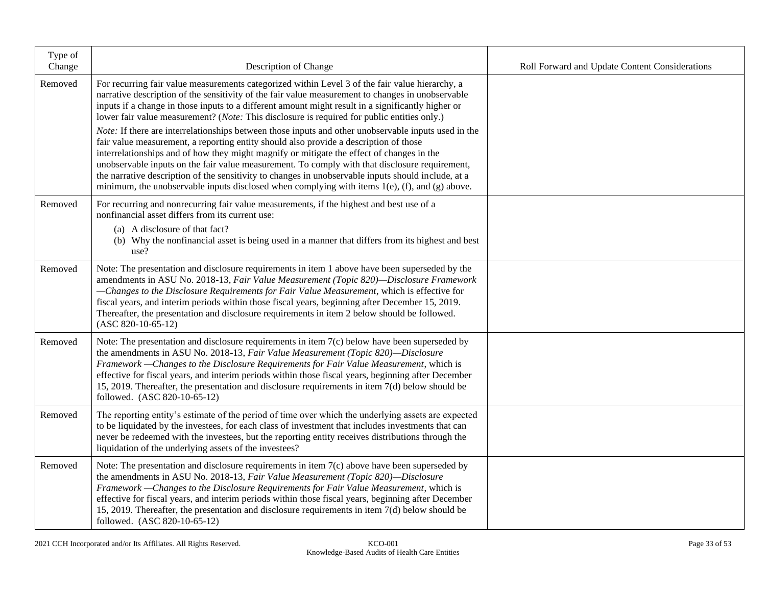| Type of Change | Description of Change | Roll Forward and Update Content Considerations |
|---|---|---|
| Removed | For recurring fair value measurements categorized within Level 3 of the fair value hierarchy, a narrative description of the sensitivity of the fair value measurement to changes in unobservable inputs if a change in those inputs to a different amount might result in a significantly higher or lower fair value measurement? (*Note:* This disclosure is required for public entities only.)<br><br>*Note:* If there are interrelationships between those inputs and other unobservable inputs used in the fair value measurement, a reporting entity should also provide a description of those interrelationships and of how they might magnify or mitigate the effect of changes in the unobservable inputs on the fair value measurement. To comply with that disclosure requirement, the narrative description of the sensitivity to changes in unobservable inputs should include, at a minimum, the unobservable inputs disclosed when complying with items 1(e), (f), and (g) above. | |
| Removed | For recurring and nonrecurring fair value measurements, if the highest and best use of a nonfinancial asset differs from its current use:<br>(a) A disclosure of that fact?<br>(b) Why the nonfinancial asset is being used in a manner that differs from its highest and best use? | |
| Removed | Note: The presentation and disclosure requirements in item 1 above have been superseded by the amendments in ASU No. 2018-13, *Fair Value Measurement (Topic 820)—Disclosure Framework —Changes to the Disclosure Requirements for Fair Value Measurement*, which is effective for fiscal years, and interim periods within those fiscal years, beginning after December 15, 2019. Thereafter, the presentation and disclosure requirements in item 2 below should be followed. (ASC 820-10-65-12) | |
| Removed | Note: The presentation and disclosure requirements in item 7(c) below have been superseded by the amendments in ASU No. 2018-13, *Fair Value Measurement (Topic 820)—Disclosure Framework —Changes to the Disclosure Requirements for Fair Value Measurement*, which is effective for fiscal years, and interim periods within those fiscal years, beginning after December 15, 2019. Thereafter, the presentation and disclosure requirements in item 7(d) below should be followed. (ASC 820-10-65-12) | |
| Removed | The reporting entity's estimate of the period of time over which the underlying assets are expected to be liquidated by the investees, for each class of investment that includes investments that can never be redeemed with the investees, but the reporting entity receives distributions through the liquidation of the underlying assets of the investees? | |
| Removed | Note: The presentation and disclosure requirements in item 7(c) above have been superseded by the amendments in ASU No. 2018-13, *Fair Value Measurement (Topic 820)—Disclosure Framework —Changes to the Disclosure Requirements for Fair Value Measurement*, which is effective for fiscal years, and interim periods within those fiscal years, beginning after December 15, 2019. Thereafter, the presentation and disclosure requirements in item 7(d) below should be followed. (ASC 820-10-65-12) | |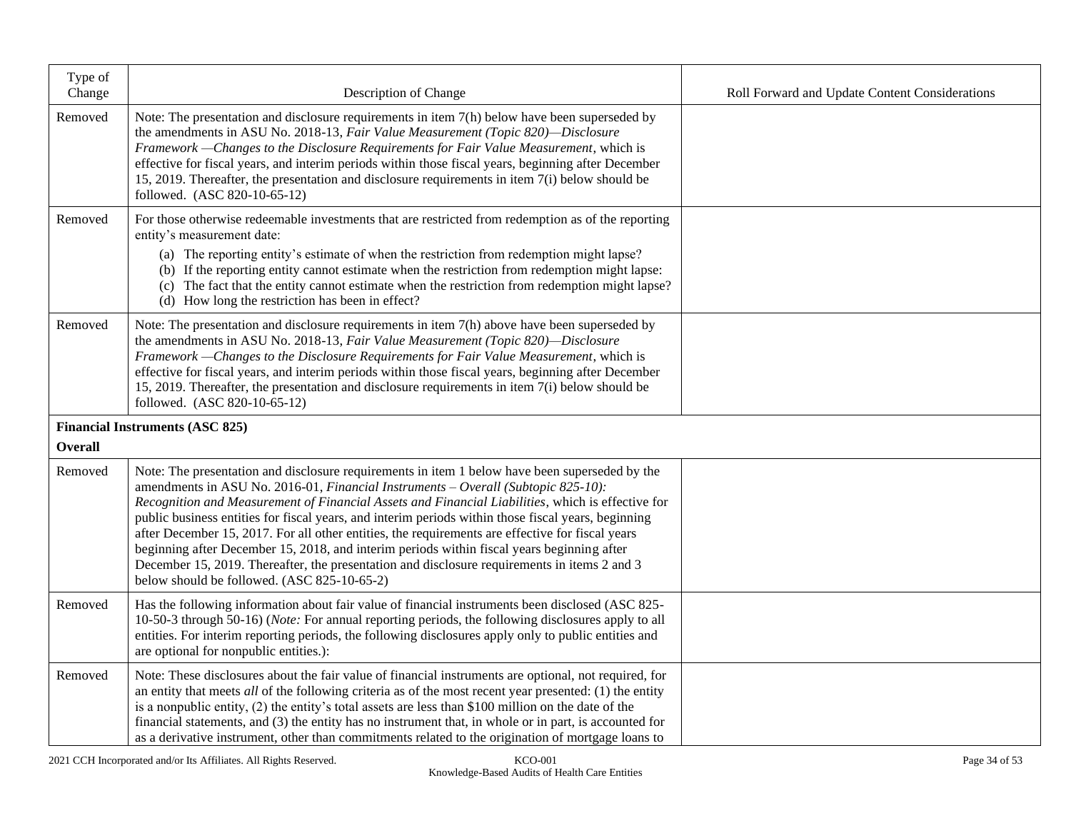| Type of Change | Description of Change | Roll Forward and Update Content Considerations |
|---|---|---|
| Removed | Note: The presentation and disclosure requirements in item 7(h) below have been superseded by the amendments in ASU No. 2018-13, *Fair Value Measurement (Topic 820)—Disclosure Framework —Changes to the Disclosure Requirements for Fair Value Measurement*, which is effective for fiscal years, and interim periods within those fiscal years, beginning after December 15, 2019. Thereafter, the presentation and disclosure requirements in item 7(i) below should be followed. (ASC 820-10-65-12) | |
| Removed | For those otherwise redeemable investments that are restricted from redemption as of the reporting entity's measurement date:<br>(a) The reporting entity's estimate of when the restriction from redemption might lapse?<br>(b) If the reporting entity cannot estimate when the restriction from redemption might lapse:<br>(c) The fact that the entity cannot estimate when the restriction from redemption might lapse?<br>(d) How long the restriction has been in effect? | |
| Removed | Note: The presentation and disclosure requirements in item 7(h) above have been superseded by the amendments in ASU No. 2018-13, *Fair Value Measurement (Topic 820)—Disclosure Framework —Changes to the Disclosure Requirements for Fair Value Measurement*, which is effective for fiscal years, and interim periods within those fiscal years, beginning after December 15, 2019. Thereafter, the presentation and disclosure requirements in item 7(i) below should be followed. (ASC 820-10-65-12) | |
| **Financial Instruments (ASC 825)**<br>**Overall** | | |
| Removed | Note: The presentation and disclosure requirements in item 1 below have been superseded by the amendments in ASU No. 2016-01, *Financial Instruments – Overall (Subtopic 825-10): Recognition and Measurement of Financial Assets and Financial Liabilities*, which is effective for public business entities for fiscal years, and interim periods within those fiscal years, beginning after December 15, 2017. For all other entities, the requirements are effective for fiscal years beginning after December 15, 2018, and interim periods within fiscal years beginning after December 15, 2019. Thereafter, the presentation and disclosure requirements in items 2 and 3 below should be followed. (ASC 825-10-65-2) | |
| Removed | Has the following information about fair value of financial instruments been disclosed (ASC 825-10-50-3 through 50-16) (*Note:* For annual reporting periods, the following disclosures apply to all entities. For interim reporting periods, the following disclosures apply only to public entities and are optional for nonpublic entities.): | |
| Removed | Note: These disclosures about the fair value of financial instruments are optional, not required, for an entity that meets *all* of the following criteria as of the most recent year presented: (1) the entity is a nonpublic entity, (2) the entity's total assets are less than $100 million on the date of the financial statements, and (3) the entity has no instrument that, in whole or in part, is accounted for as a derivative instrument, other than commitments related to the origination of mortgage loans to | |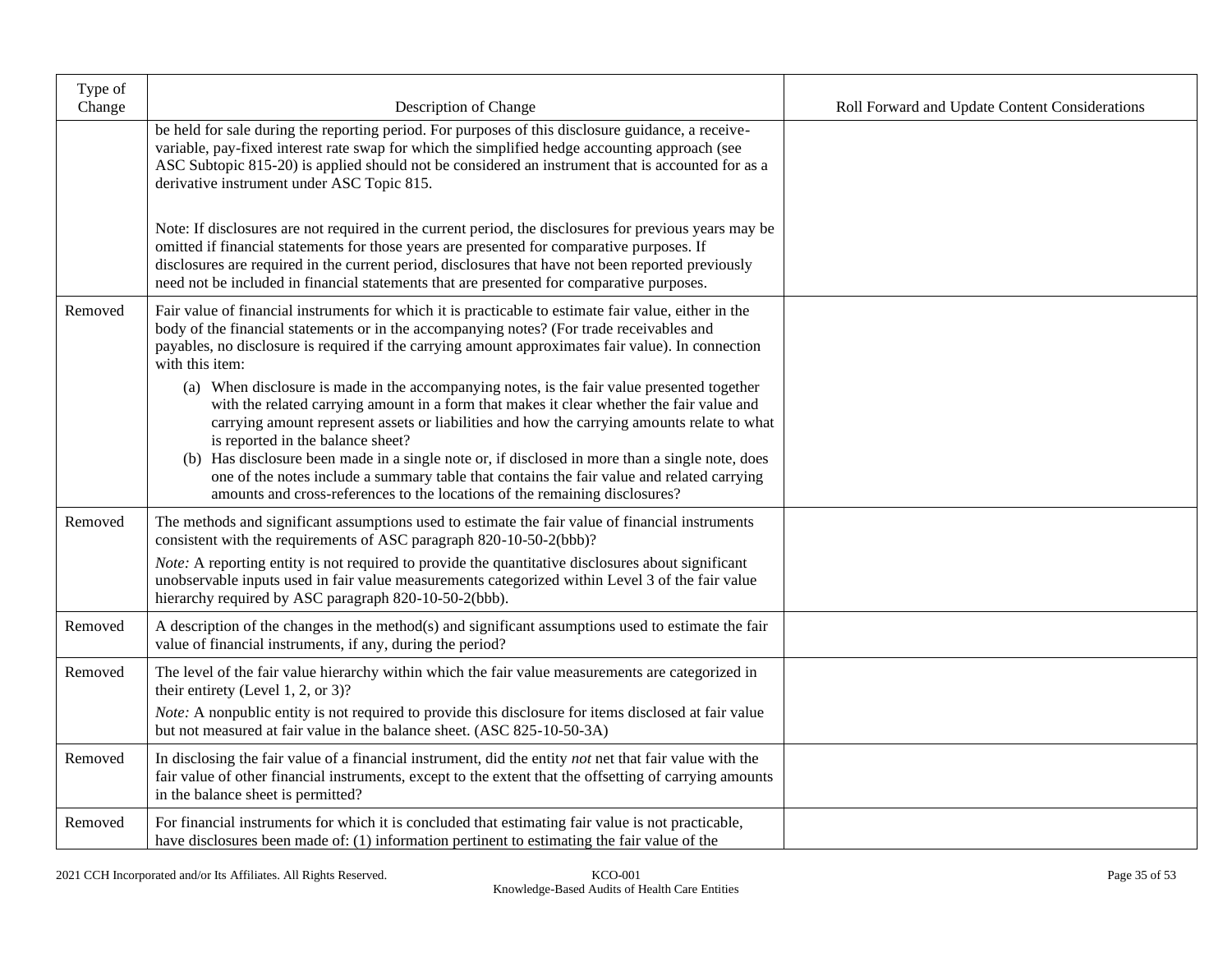| Type of Change | Description of Change | Roll Forward and Update Content Considerations |
|---|---|---|
| | be held for sale during the reporting period. For purposes of this disclosure guidance, a receive-variable, pay-fixed interest rate swap for which the simplified hedge accounting approach (see ASC Subtopic 815-20) is applied should not be considered an instrument that is accounted for as a derivative instrument under ASC Topic 815.<br><br>Note: If disclosures are not required in the current period, the disclosures for previous years may be omitted if financial statements for those years are presented for comparative purposes. If disclosures are required in the current period, disclosures that have not been reported previously need not be included in financial statements that are presented for comparative purposes. | |
| Removed | Fair value of financial instruments for which it is practicable to estimate fair value, either in the body of the financial statements or in the accompanying notes? (For trade receivables and payables, no disclosure is required if the carrying amount approximates fair value). In connection with this item:<br>(a) When disclosure is made in the accompanying notes, is the fair value presented together with the related carrying amount in a form that makes it clear whether the fair value and carrying amount represent assets or liabilities and how the carrying amounts relate to what is reported in the balance sheet?<br>(b) Has disclosure been made in a single note or, if disclosed in more than a single note, does one of the notes include a summary table that contains the fair value and related carrying amounts and cross-references to the locations of the remaining disclosures? | |
| Removed | The methods and significant assumptions used to estimate the fair value of financial instruments consistent with the requirements of ASC paragraph 820-10-50-2(bbb)?<br>*Note:* A reporting entity is not required to provide the quantitative disclosures about significant unobservable inputs used in fair value measurements categorized within Level 3 of the fair value hierarchy required by ASC paragraph 820-10-50-2(bbb). | |
| Removed | A description of the changes in the method(s) and significant assumptions used to estimate the fair value of financial instruments, if any, during the period? | |
| Removed | The level of the fair value hierarchy within which the fair value measurements are categorized in their entirety (Level 1, 2, or 3)?<br>*Note:* A nonpublic entity is not required to provide this disclosure for items disclosed at fair value but not measured at fair value in the balance sheet. (ASC 825-10-50-3A) | |
| Removed | In disclosing the fair value of a financial instrument, did the entity *not* net that fair value with the fair value of other financial instruments, except to the extent that the offsetting of carrying amounts in the balance sheet is permitted? | |
| Removed | For financial instruments for which it is concluded that estimating fair value is not practicable, have disclosures been made of: (1) information pertinent to estimating the fair value of the | |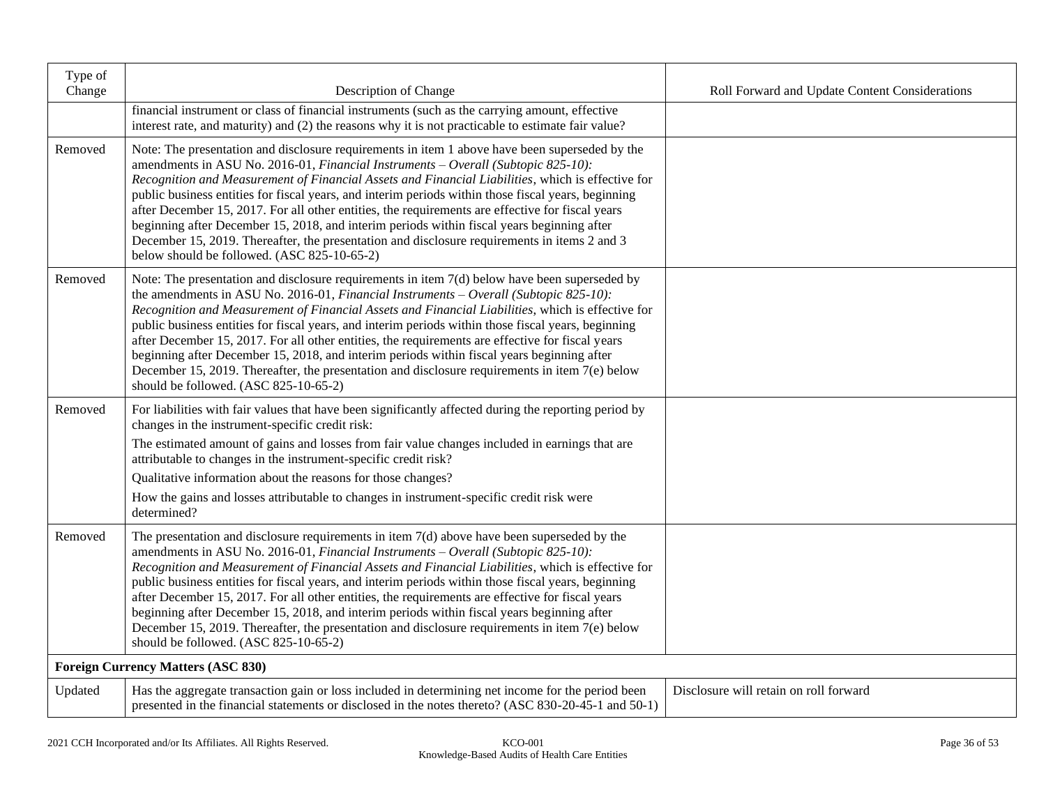| Type of Change | Description of Change | Roll Forward and Update Content Considerations |
|---|---|---|
| | financial instrument or class of financial instruments (such as the carrying amount, effective interest rate, and maturity) and (2) the reasons why it is not practicable to estimate fair value? | |
| Removed | Note: The presentation and disclosure requirements in item 1 above have been superseded by the amendments in ASU No. 2016-01, *Financial Instruments – Overall (Subtopic 825-10): Recognition and Measurement of Financial Assets and Financial Liabilities*, which is effective for public business entities for fiscal years, and interim periods within those fiscal years, beginning after December 15, 2017. For all other entities, the requirements are effective for fiscal years beginning after December 15, 2018, and interim periods within fiscal years beginning after December 15, 2019. Thereafter, the presentation and disclosure requirements in items 2 and 3 below should be followed. (ASC 825-10-65-2) | |
| Removed | Note: The presentation and disclosure requirements in item 7(d) below have been superseded by the amendments in ASU No. 2016-01, *Financial Instruments – Overall (Subtopic 825-10): Recognition and Measurement of Financial Assets and Financial Liabilities*, which is effective for public business entities for fiscal years, and interim periods within those fiscal years, beginning after December 15, 2017. For all other entities, the requirements are effective for fiscal years beginning after December 15, 2018, and interim periods within fiscal years beginning after December 15, 2019. Thereafter, the presentation and disclosure requirements in item 7(e) below should be followed. (ASC 825-10-65-2) | |
| Removed | For liabilities with fair values that have been significantly affected during the reporting period by changes in the instrument-specific credit risk:<br>The estimated amount of gains and losses from fair value changes included in earnings that are attributable to changes in the instrument-specific credit risk?<br>Qualitative information about the reasons for those changes?<br>How the gains and losses attributable to changes in instrument-specific credit risk were determined? | |
| Removed | The presentation and disclosure requirements in item 7(d) above have been superseded by the amendments in ASU No. 2016-01, *Financial Instruments – Overall (Subtopic 825-10): Recognition and Measurement of Financial Assets and Financial Liabilities*, which is effective for public business entities for fiscal years, and interim periods within those fiscal years, beginning after December 15, 2017. For all other entities, the requirements are effective for fiscal years beginning after December 15, 2018, and interim periods within fiscal years beginning after December 15, 2019. Thereafter, the presentation and disclosure requirements in item 7(e) below should be followed. (ASC 825-10-65-2) | |
| **Foreign Currency Matters (ASC 830)** | | |
| Updated | Has the aggregate transaction gain or loss included in determining net income for the period been presented in the financial statements or disclosed in the notes thereto? (ASC 830-20-45-1 and 50-1) | Disclosure will retain on roll forward |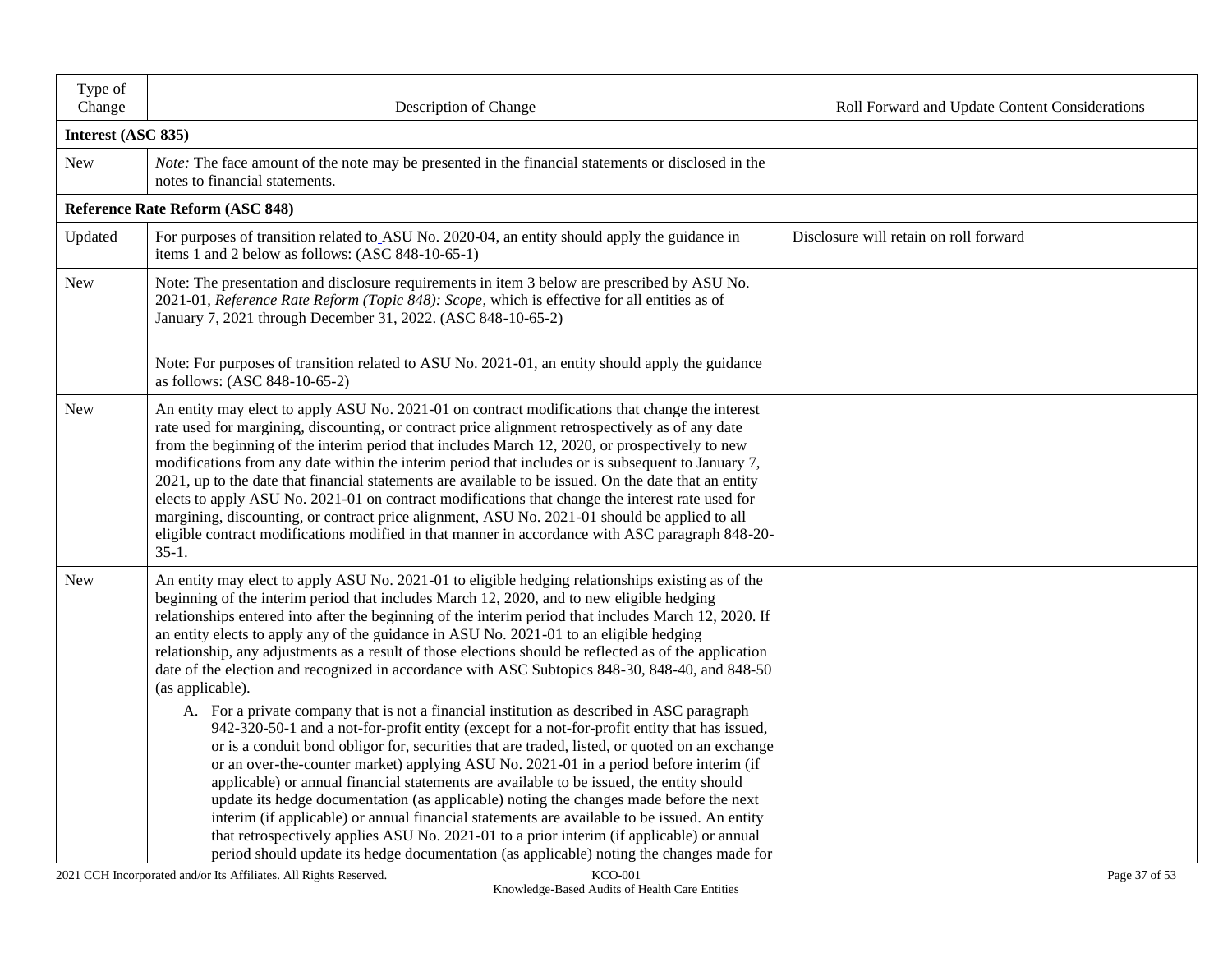| Type of Change | Description of Change | Roll Forward and Update Content Considerations |
|---|---|---|
| **Interest (ASC 835)** | | |
| New | *Note:* The face amount of the note may be presented in the financial statements or disclosed in the notes to financial statements. | |
| **Reference Rate Reform (ASC 848)** | | |
| Updated | For purposes of transition related to ASU No. 2020-04, an entity should apply the guidance in items 1 and 2 below as follows: (ASC 848-10-65-1) | Disclosure will retain on roll forward |
| New | Note: The presentation and disclosure requirements in item 3 below are prescribed by ASU No. 2021-01, *Reference Rate Reform (Topic 848): Scope*, which is effective for all entities as of January 7, 2021 through December 31, 2022. (ASC 848-10-65-2)<br><br>Note: For purposes of transition related to ASU No. 2021-01, an entity should apply the guidance as follows: (ASC 848-10-65-2) | |
| New | An entity may elect to apply ASU No. 2021-01 on contract modifications that change the interest rate used for margining, discounting, or contract price alignment retrospectively as of any date from the beginning of the interim period that includes March 12, 2020, or prospectively to new modifications from any date within the interim period that includes or is subsequent to January 7, 2021, up to the date that financial statements are available to be issued. On the date that an entity elects to apply ASU No. 2021-01 on contract modifications that change the interest rate used for margining, discounting, or contract price alignment, ASU No. 2021-01 should be applied to all eligible contract modifications modified in that manner in accordance with ASC paragraph 848-20-35-1. | |
| New | An entity may elect to apply ASU No. 2021-01 to eligible hedging relationships existing as of the beginning of the interim period that includes March 12, 2020, and to new eligible hedging relationships entered into after the beginning of the interim period that includes March 12, 2020. If an entity elects to apply any of the guidance in ASU No. 2021-01 to an eligible hedging relationship, any adjustments as a result of those elections should be reflected as of the application date of the election and recognized in accordance with ASC Subtopics 848-30, 848-40, and 848-50 (as applicable).<br><br>A. For a private company that is not a financial institution as described in ASC paragraph 942-320-50-1 and a not-for-profit entity (except for a not-for-profit entity that has issued, or is a conduit bond obligor for, securities that are traded, listed, or quoted on an exchange or an over-the-counter market) applying ASU No. 2021-01 in a period before interim (if applicable) or annual financial statements are available to be issued, the entity should update its hedge documentation (as applicable) noting the changes made before the next interim (if applicable) or annual financial statements are available to be issued. An entity that retrospectively applies ASU No. 2021-01 to a prior interim (if applicable) or annual period should update its hedge documentation (as applicable) noting the changes made for | |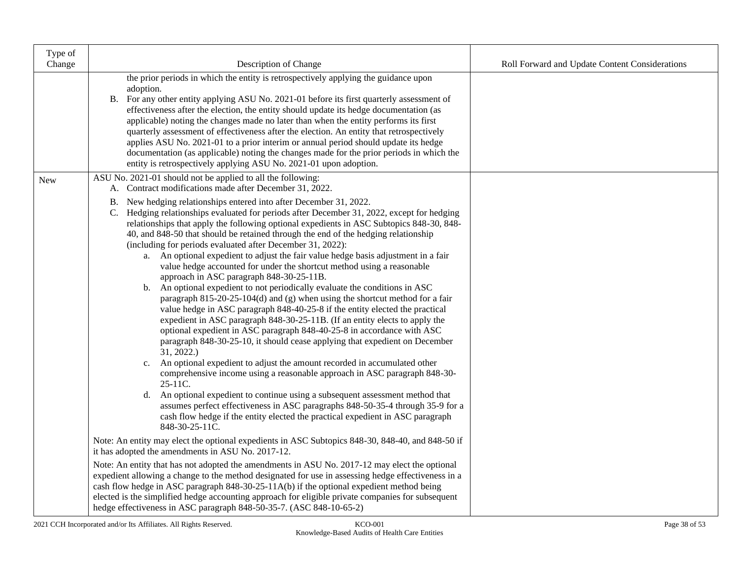| Type of Change | Description of Change | Roll Forward and Update Content Considerations |
|---|---|---|
| | the prior periods in which the entity is retrospectively applying the guidance upon adoption.<br>B. For any other entity applying ASU No. 2021-01 before its first quarterly assessment of effectiveness after the election, the entity should update its hedge documentation (as applicable) noting the changes made no later than when the entity performs its first quarterly assessment of effectiveness after the election. An entity that retrospectively applies ASU No. 2021-01 to a prior interim or annual period should update its hedge documentation (as applicable) noting the changes made for the prior periods in which the entity is retrospectively applying ASU No. 2021-01 upon adoption. | |
| New | ASU No. 2021-01 should not be applied to all the following:<br>A. Contract modifications made after December 31, 2022.<br>B. New hedging relationships entered into after December 31, 2022.<br>C. Hedging relationships evaluated for periods after December 31, 2022, except for hedging relationships that apply the following optional expedients in ASC Subtopics 848-30, 848-40, and 848-50 that should be retained through the end of the hedging relationship (including for periods evaluated after December 31, 2022):<br>a. An optional expedient to adjust the fair value hedge basis adjustment in a fair value hedge accounted for under the shortcut method using a reasonable approach in ASC paragraph 848-30-25-11B.<br>b. An optional expedient to not periodically evaluate the conditions in ASC paragraph 815-20-25-104(d) and (g) when using the shortcut method for a fair value hedge in ASC paragraph 848-40-25-8 if the entity elected the practical expedient in ASC paragraph 848-30-25-11B. (If an entity elects to apply the optional expedient in ASC paragraph 848-40-25-8 in accordance with ASC paragraph 848-30-25-10, it should cease applying that expedient on December 31, 2022.)<br>c. An optional expedient to adjust the amount recorded in accumulated other comprehensive income using a reasonable approach in ASC paragraph 848-30-25-11C.<br>d. An optional expedient to continue using a subsequent assessment method that assumes perfect effectiveness in ASC paragraphs 848-50-35-4 through 35-9 for a cash flow hedge if the entity elected the practical expedient in ASC paragraph 848-30-25-11C.<br><br>Note: An entity may elect the optional expedients in ASC Subtopics 848-30, 848-40, and 848-50 if it has adopted the amendments in ASU No. 2017-12.<br><br>Note: An entity that has not adopted the amendments in ASU No. 2017-12 may elect the optional expedient allowing a change to the method designated for use in assessing hedge effectiveness in a cash flow hedge in ASC paragraph 848-30-25-11A(b) if the optional expedient method being elected is the simplified hedge accounting approach for eligible private companies for subsequent hedge effectiveness in ASC paragraph 848-50-35-7. (ASC 848-10-65-2) | |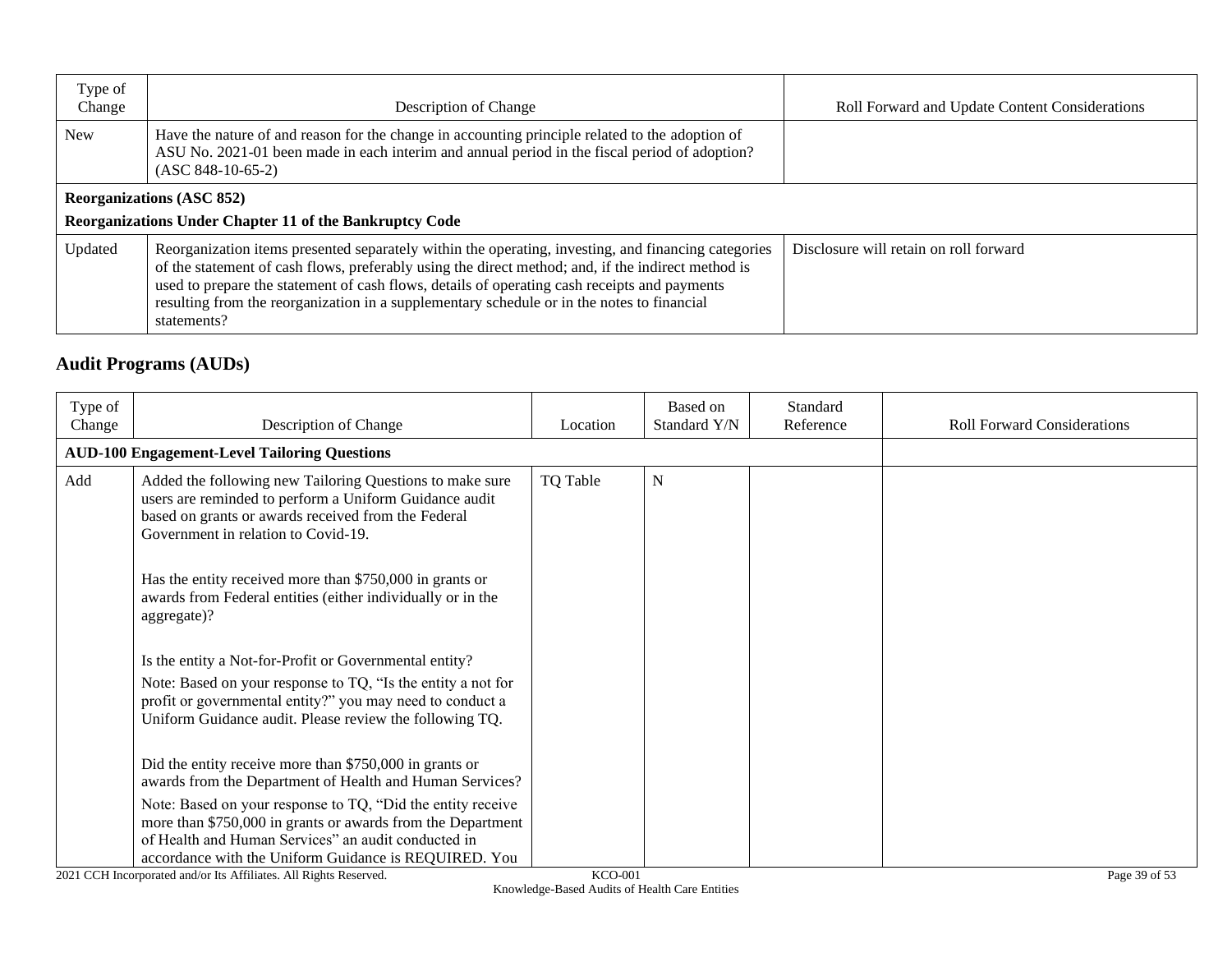| Type of Change | Description of Change | Roll Forward and Update Content Considerations |
|---|---|---|
| New | Have the nature of and reason for the change in accounting principle related to the adoption of ASU No. 2021-01 been made in each interim and annual period in the fiscal period of adoption? (ASC 848-10-65-2) | |
| **Reorganizations (ASC 852)** | | |
| **Reorganizations Under Chapter 11 of the Bankruptcy Code** | | |
| Updated | Reorganization items presented separately within the operating, investing, and financing categories of the statement of cash flows, preferably using the direct method; and, if the indirect method is used to prepare the statement of cash flows, details of operating cash receipts and payments resulting from the reorganization in a supplementary schedule or in the notes to financial statements? | Disclosure will retain on roll forward |

## Audit Programs (AUDs)

| Type of Change | Description of Change | Location | Based on Standard Y/N | Standard Reference | Roll Forward Considerations |
|---|---|---|---|---|---|
| **AUD-100 Engagement-Level Tailoring Questions** | | | | | |
| Add | Added the following new Tailoring Questions to make sure users are reminded to perform a Uniform Guidance audit based on grants or awards received from the Federal Government in relation to Covid-19.<br><br>Has the entity received more than $750,000 in grants or awards from Federal entities (either individually or in the aggregate)?<br><br>Is the entity a Not-for-Profit or Governmental entity?<br>Note: Based on your response to TQ, "Is the entity a not for profit or governmental entity?" you may need to conduct a Uniform Guidance audit. Please review the following TQ.<br><br>Did the entity receive more than $750,000 in grants or awards from the Department of Health and Human Services?<br>Note: Based on your response to TQ, "Did the entity receive more than $750,000 in grants or awards from the Department of Health and Human Services" an audit conducted in accordance with the Uniform Guidance is REQUIRED. You | TQ Table | N | | |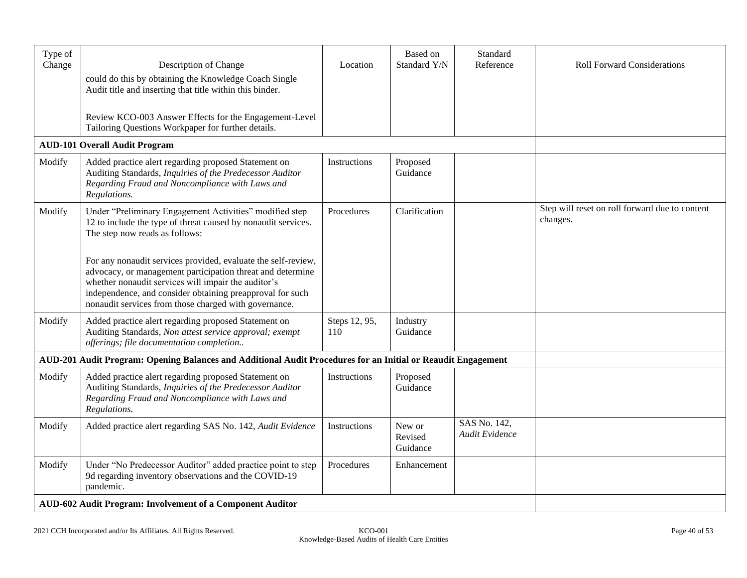| Type of Change | Description of Change | Location | Based on Standard Y/N | Standard Reference | Roll Forward Considerations |
|---|---|---|---|---|---|
| | could do this by obtaining the Knowledge Coach Single Audit title and inserting that title within this binder.<br><br>Review KCO-003 Answer Effects for the Engagement-Level Tailoring Questions Workpaper for further details. | | | | |
| **AUD-101 Overall Audit Program** | | | | | |
| Modify | Added practice alert regarding proposed Statement on Auditing Standards, *Inquiries of the Predecessor Auditor Regarding Fraud and Noncompliance with Laws and Regulations.* | Instructions | Proposed Guidance | | |
| Modify | Under "Preliminary Engagement Activities" modified step 12 to include the type of threat caused by nonaudit services. The step now reads as follows:<br><br>For any nonaudit services provided, evaluate the self-review, advocacy, or management participation threat and determine whether nonaudit services will impair the auditor's independence, and consider obtaining preapproval for such nonaudit services from those charged with governance. | Procedures | Clarification | | Step will reset on roll forward due to content changes. |
| Modify | Added practice alert regarding proposed Statement on Auditing Standards, *Non attest service approval; exempt offerings; file documentation completion..* | Steps 12, 95, 110 | Industry Guidance | | |
| **AUD-201 Audit Program: Opening Balances and Additional Audit Procedures for an Initial or Reaudit Engagement** | | | | | |
| Modify | Added practice alert regarding proposed Statement on Auditing Standards, *Inquiries of the Predecessor Auditor Regarding Fraud and Noncompliance with Laws and Regulations.* | Instructions | Proposed Guidance | | |
| Modify | Added practice alert regarding SAS No. 142, *Audit Evidence* | Instructions | New or Revised Guidance | SAS No. 142, *Audit Evidence* | |
| Modify | Under "No Predecessor Auditor" added practice point to step 9d regarding inventory observations and the COVID-19 pandemic. | Procedures | Enhancement | | |
| **AUD-602 Audit Program: Involvement of a Component Auditor** | | | | | |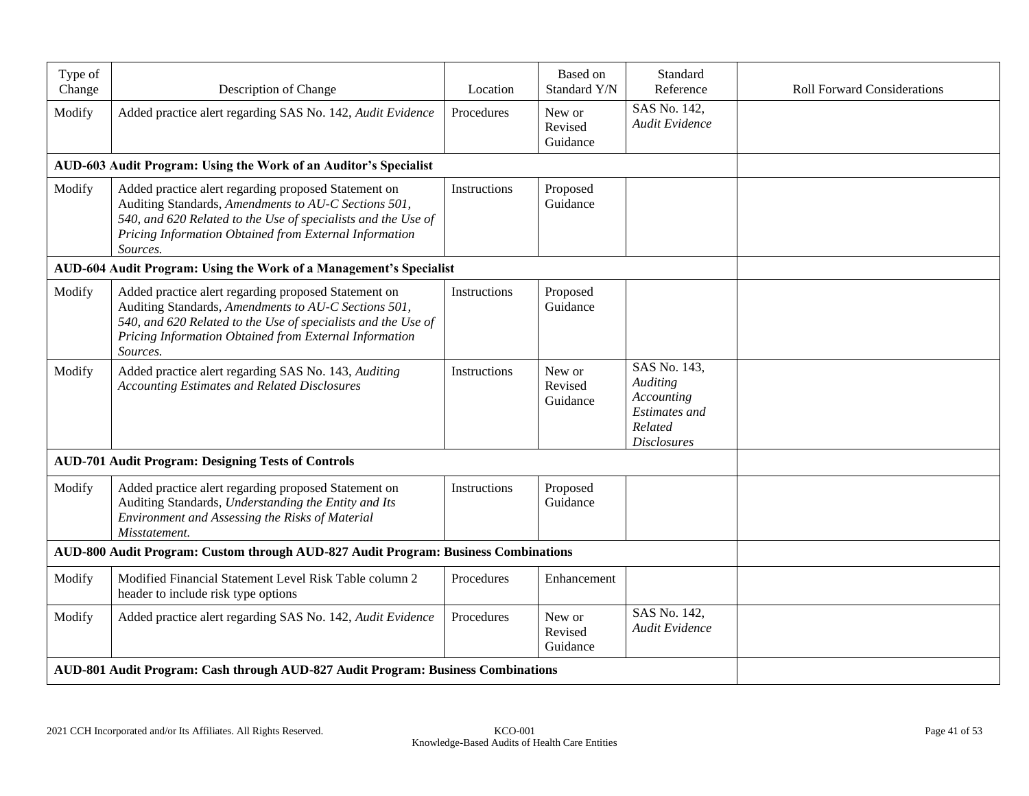| Type of Change | Description of Change | Location | Based on Standard Y/N | Standard Reference | Roll Forward Considerations |
|---|---|---|---|---|---|
| Modify | Added practice alert regarding SAS No. 142, *Audit Evidence* | Procedures | New or Revised Guidance | SAS No. 142, *Audit Evidence* | |
| **AUD-603 Audit Program: Using the Work of an Auditor's Specialist** | | | | | |
| Modify | Added practice alert regarding proposed Statement on Auditing Standards, *Amendments to AU-C Sections 501, 540, and 620 Related to the Use of specialists and the Use of Pricing Information Obtained from External Information Sources.* | Instructions | Proposed Guidance | | |
| **AUD-604 Audit Program: Using the Work of a Management's Specialist** | | | | | |
| Modify | Added practice alert regarding proposed Statement on Auditing Standards, *Amendments to AU-C Sections 501, 540, and 620 Related to the Use of specialists and the Use of Pricing Information Obtained from External Information Sources.* | Instructions | Proposed Guidance | | |
| Modify | Added practice alert regarding SAS No. 143, *Auditing Accounting Estimates and Related Disclosures* | Instructions | New or Revised Guidance | SAS No. 143, *Auditing Accounting Estimates and Related Disclosures* | |
| **AUD-701 Audit Program: Designing Tests of Controls** | | | | | |
| Modify | Added practice alert regarding proposed Statement on Auditing Standards, *Understanding the Entity and Its Environment and Assessing the Risks of Material Misstatement.* | Instructions | Proposed Guidance | | |
| **AUD-800 Audit Program: Custom through AUD-827 Audit Program: Business Combinations** | | | | | |
| Modify | Modified Financial Statement Level Risk Table column 2 header to include risk type options | Procedures | Enhancement | | |
| Modify | Added practice alert regarding SAS No. 142, *Audit Evidence* | Procedures | New or Revised Guidance | SAS No. 142, *Audit Evidence* | |
| **AUD-801 Audit Program: Cash through AUD-827 Audit Program: Business Combinations** | | | | | |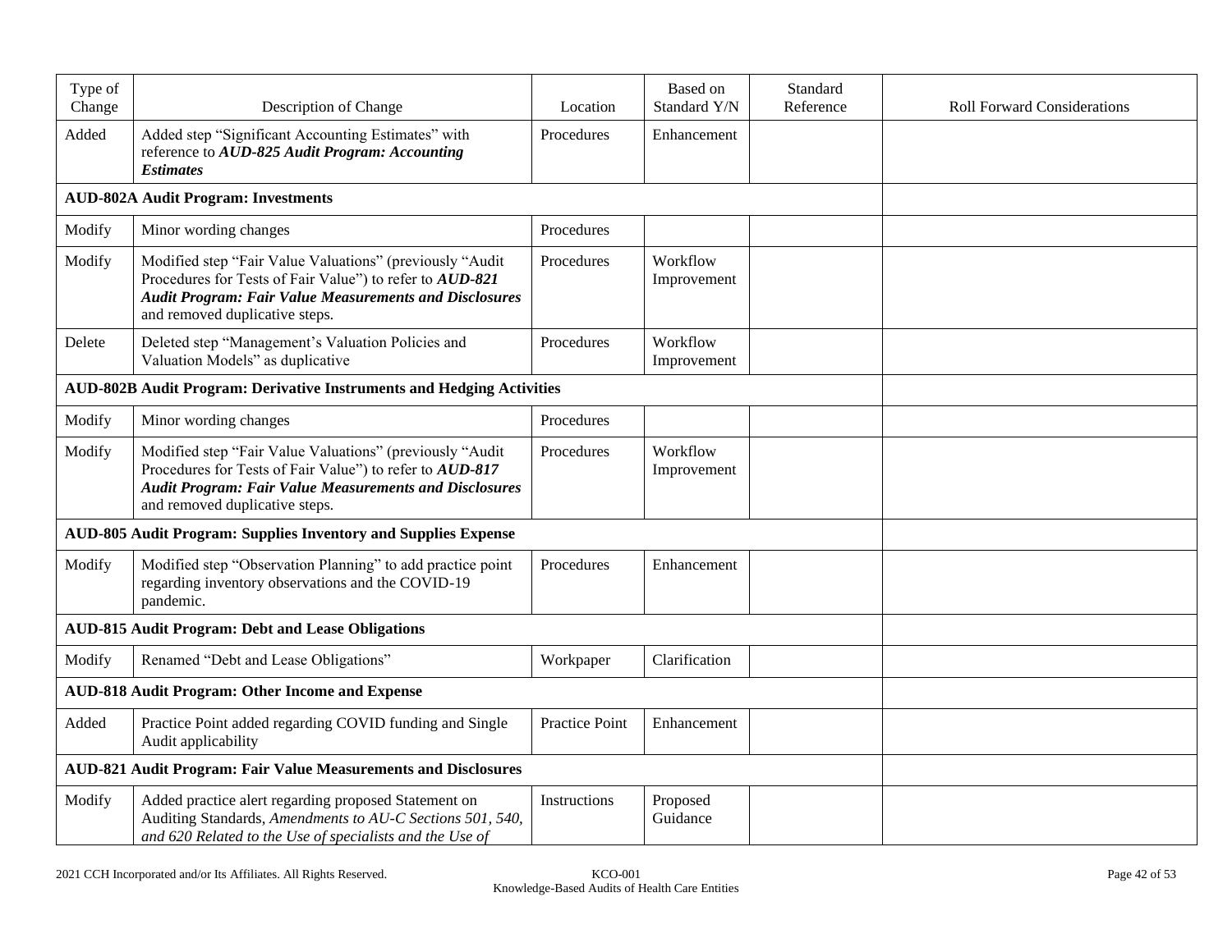| Type of Change | Description of Change | Location | Based on Standard Y/N | Standard Reference | Roll Forward Considerations |
|---|---|---|---|---|---|
| Added | Added step "Significant Accounting Estimates" with reference to ***AUD-825 Audit Program: Accounting Estimates*** | Procedures | Enhancement | | |
| **AUD-802A Audit Program: Investments** | | | | | |
| Modify | Minor wording changes | Procedures | | | |
| Modify | Modified step "Fair Value Valuations" (previously "Audit Procedures for Tests of Fair Value") to refer to ***AUD-821 Audit Program: Fair Value Measurements and Disclosures*** and removed duplicative steps. | Procedures | Workflow Improvement | | |
| Delete | Deleted step "Management's Valuation Policies and Valuation Models" as duplicative | Procedures | Workflow Improvement | | |
| **AUD-802B Audit Program: Derivative Instruments and Hedging Activities** | | | | | |
| Modify | Minor wording changes | Procedures | | | |
| Modify | Modified step "Fair Value Valuations" (previously "Audit Procedures for Tests of Fair Value") to refer to ***AUD-817 Audit Program: Fair Value Measurements and Disclosures*** and removed duplicative steps. | Procedures | Workflow Improvement | | |
| **AUD-805 Audit Program: Supplies Inventory and Supplies Expense** | | | | | |
| Modify | Modified step "Observation Planning" to add practice point regarding inventory observations and the COVID-19 pandemic. | Procedures | Enhancement | | |
| **AUD-815 Audit Program: Debt and Lease Obligations** | | | | | |
| Modify | Renamed "Debt and Lease Obligations" | Workpaper | Clarification | | |
| **AUD-818 Audit Program: Other Income and Expense** | | | | | |
| Added | Practice Point added regarding COVID funding and Single Audit applicability | Practice Point | Enhancement | | |
| **AUD-821 Audit Program: Fair Value Measurements and Disclosures** | | | | | |
| Modify | Added practice alert regarding proposed Statement on Auditing Standards, *Amendments to AU-C Sections 501, 540, and 620 Related to the Use of specialists and the Use of* | Instructions | Proposed Guidance | | |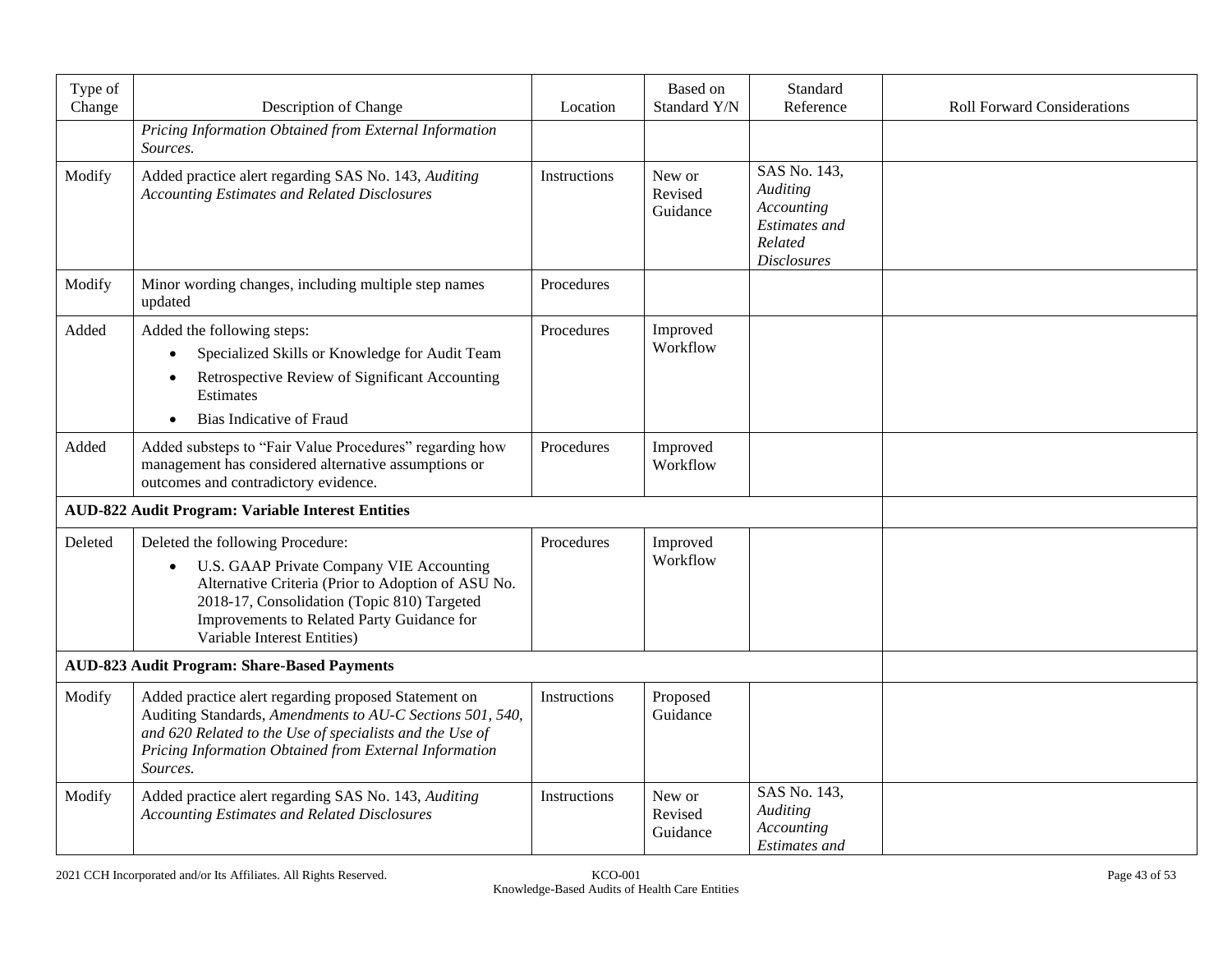| Type of Change | Description of Change | Location | Based on Standard Y/N | Standard Reference | Roll Forward Considerations |
|---|---|---|---|---|---|
| | *Pricing Information Obtained from External Information Sources.* | | | | |
| Modify | Added practice alert regarding SAS No. 143, *Auditing Accounting Estimates and Related Disclosures* | Instructions | New or Revised Guidance | SAS No. 143, *Auditing Accounting Estimates and Related Disclosures* | |
| Modify | Minor wording changes, including multiple step names updated | Procedures | | | |
| Added | Added the following steps:<br>• Specialized Skills or Knowledge for Audit Team<br>• Retrospective Review of Significant Accounting Estimates<br>• Bias Indicative of Fraud | Procedures | Improved Workflow | | |
| Added | Added substeps to "Fair Value Procedures" regarding how management has considered alternative assumptions or outcomes and contradictory evidence. | Procedures | Improved Workflow | | |
| **AUD-822 Audit Program: Variable Interest Entities** | | | | | |
| Deleted | Deleted the following Procedure:<br>• U.S. GAAP Private Company VIE Accounting Alternative Criteria (Prior to Adoption of ASU No. 2018-17, Consolidation (Topic 810) Targeted Improvements to Related Party Guidance for Variable Interest Entities) | Procedures | Improved Workflow | | |
| **AUD-823 Audit Program: Share-Based Payments** | | | | | |
| Modify | Added practice alert regarding proposed Statement on Auditing Standards, *Amendments to AU-C Sections 501, 540, and 620 Related to the Use of specialists and the Use of Pricing Information Obtained from External Information Sources.* | Instructions | Proposed Guidance | | |
| Modify | Added practice alert regarding SAS No. 143, *Auditing Accounting Estimates and Related Disclosures* | Instructions | New or Revised Guidance | SAS No. 143, *Auditing Accounting Estimates and* | |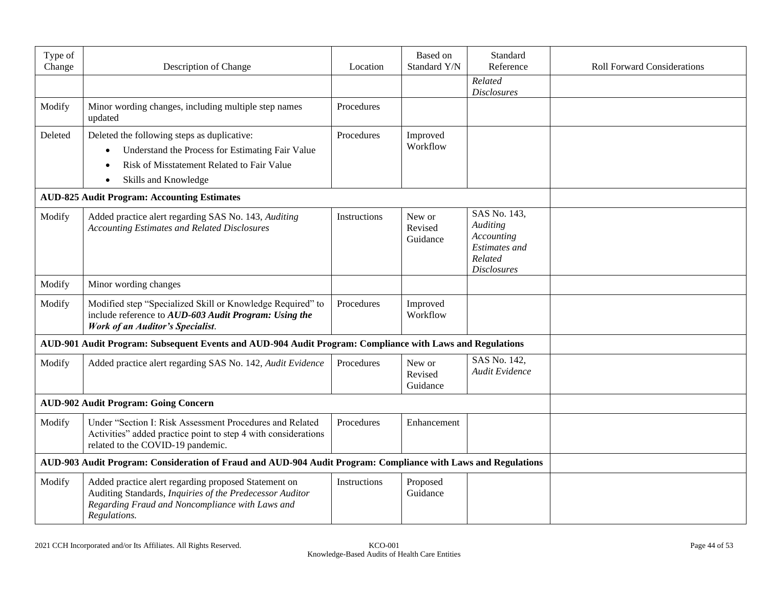| Type of Change | Description of Change | Location | Based on Standard Y/N | Standard Reference | Roll Forward Considerations |
|---|---|---|---|---|---|
| | | | | *Related Disclosures* | |
| Modify | Minor wording changes, including multiple step names updated | Procedures | | | |
| Deleted | Deleted the following steps as duplicative:<br>• Understand the Process for Estimating Fair Value<br>• Risk of Misstatement Related to Fair Value<br>• Skills and Knowledge | Procedures | Improved Workflow | | |
| **AUD-825 Audit Program: Accounting Estimates** | | | | | |
| Modify | Added practice alert regarding SAS No. 143, *Auditing Accounting Estimates and Related Disclosures* | Instructions | New or Revised Guidance | SAS No. 143, *Auditing Accounting Estimates and Related Disclosures* | |
| Modify | Minor wording changes | | | | |
| Modify | Modified step "Specialized Skill or Knowledge Required" to include reference to ***AUD-603 Audit Program: Using the Work of an Auditor's Specialist***. | Procedures | Improved Workflow | | |
| **AUD-901 Audit Program: Subsequent Events and AUD-904 Audit Program: Compliance with Laws and Regulations** | | | | | |
| Modify | Added practice alert regarding SAS No. 142, *Audit Evidence* | Procedures | New or Revised Guidance | SAS No. 142, *Audit Evidence* | |
| **AUD-902 Audit Program: Going Concern** | | | | | |
| Modify | Under "Section I: Risk Assessment Procedures and Related Activities" added practice point to step 4 with considerations related to the COVID-19 pandemic. | Procedures | Enhancement | | |
| **AUD-903 Audit Program: Consideration of Fraud and AUD-904 Audit Program: Compliance with Laws and Regulations** | | | | | |
| Modify | Added practice alert regarding proposed Statement on Auditing Standards, *Inquiries of the Predecessor Auditor Regarding Fraud and Noncompliance with Laws and Regulations.* | Instructions | Proposed Guidance | | |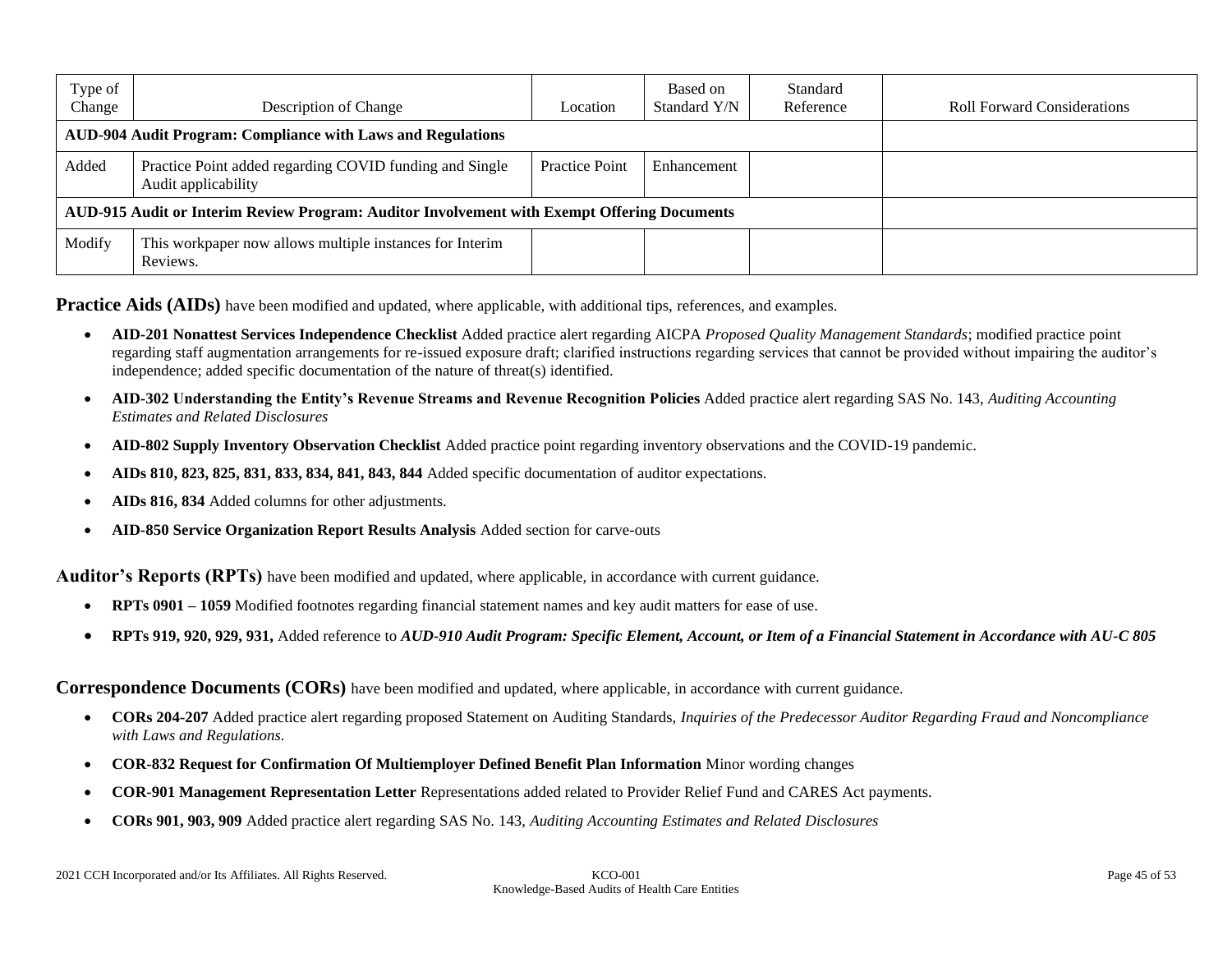| Type of Change | Description of Change | Location | Based on Standard Y/N | Standard Reference | Roll Forward Considerations |
|---|---|---|---|---|---|
| **AUD-904 Audit Program: Compliance with Laws and Regulations** | | | | | |
| Added | Practice Point added regarding COVID funding and Single Audit applicability | Practice Point | Enhancement | | |
| **AUD-915 Audit or Interim Review Program: Auditor Involvement with Exempt Offering Documents** | | | | | |
| Modify | This workpaper now allows multiple instances for Interim Reviews. | | | | |

**Practice Aids (AIDs)** have been modified and updated, where applicable, with additional tips, references, and examples.

- **AID-201 Nonattest Services Independence Checklist** Added practice alert regarding AICPA *Proposed Quality Management Standards*; modified practice point regarding staff augmentation arrangements for re-issued exposure draft; clarified instructions regarding services that cannot be provided without impairing the auditor's independence; added specific documentation of the nature of threat(s) identified.
- **AID-302 Understanding the Entity's Revenue Streams and Revenue Recognition Policies** Added practice alert regarding SAS No. 143, *Auditing Accounting Estimates and Related Disclosures*
- **AID-802 Supply Inventory Observation Checklist** Added practice point regarding inventory observations and the COVID-19 pandemic.
- **AIDs 810, 823, 825, 831, 833, 834, 841, 843, 844** Added specific documentation of auditor expectations.
- **AIDs 816, 834** Added columns for other adjustments.
- **AID-850 Service Organization Report Results Analysis** Added section for carve-outs

**Auditor's Reports (RPTs)** have been modified and updated, where applicable, in accordance with current guidance.

- **RPTs 0901 – 1059** Modified footnotes regarding financial statement names and key audit matters for ease of use.
- **RPTs 919, 920, 929, 931,** Added reference to ***AUD-910 Audit Program: Specific Element, Account, or Item of a Financial Statement in Accordance with AU-C 805***

**Correspondence Documents (CORs)** have been modified and updated, where applicable, in accordance with current guidance.

- **CORs 204-207** Added practice alert regarding proposed Statement on Auditing Standards, *Inquiries of the Predecessor Auditor Regarding Fraud and Noncompliance with Laws and Regulations.*
- **COR-832 Request for Confirmation Of Multiemployer Defined Benefit Plan Information** Minor wording changes
- **COR-901 Management Representation Letter** Representations added related to Provider Relief Fund and CARES Act payments.
- **CORs 901, 903, 909** Added practice alert regarding SAS No. 143, *Auditing Accounting Estimates and Related Disclosures*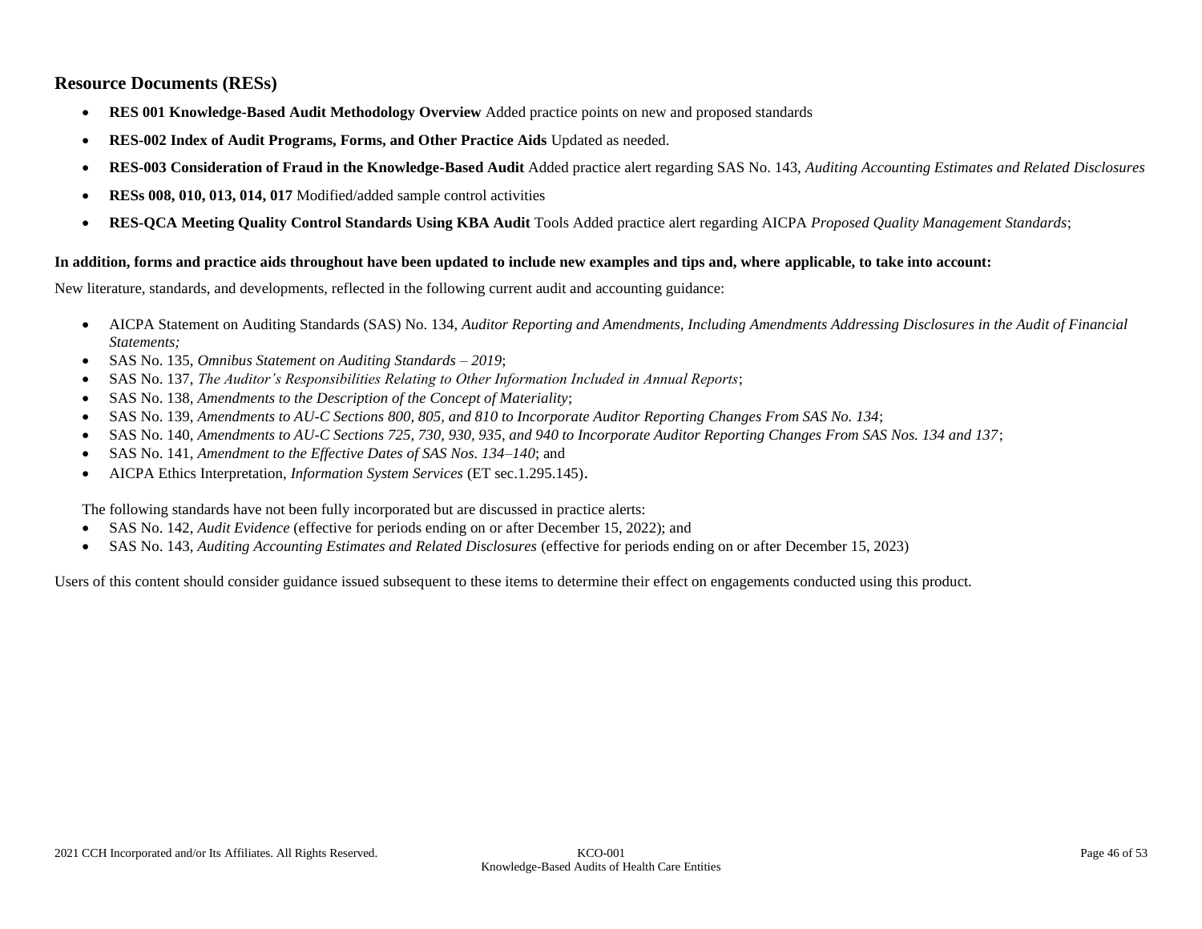## Resource Documents (RESs)

- **RES 001 Knowledge-Based Audit Methodology Overview** Added practice points on new and proposed standards
- **RES-002 Index of Audit Programs, Forms, and Other Practice Aids** Updated as needed.
- **RES-003 Consideration of Fraud in the Knowledge-Based Audit** Added practice alert regarding SAS No. 143, *Auditing Accounting Estimates and Related Disclosures*
- **RESs 008, 010, 013, 014, 017** Modified/added sample control activities
- **RES-QCA Meeting Quality Control Standards Using KBA Audit** Tools Added practice alert regarding AICPA *Proposed Quality Management Standards*;

**In addition, forms and practice aids throughout have been updated to include new examples and tips and, where applicable, to take into account:**

New literature, standards, and developments, reflected in the following current audit and accounting guidance:

- AICPA Statement on Auditing Standards (SAS) No. 134, *Auditor Reporting and Amendments, Including Amendments Addressing Disclosures in the Audit of Financial Statements;*
- SAS No. 135, *Omnibus Statement on Auditing Standards – 2019*;
- SAS No. 137, *The Auditor's Responsibilities Relating to Other Information Included in Annual Reports*;
- SAS No. 138, *Amendments to the Description of the Concept of Materiality*;
- SAS No. 139, *Amendments to AU-C Sections 800, 805, and 810 to Incorporate Auditor Reporting Changes From SAS No. 134*;
- SAS No. 140, *Amendments to AU-C Sections 725, 730, 930, 935, and 940 to Incorporate Auditor Reporting Changes From SAS Nos. 134 and 137*;
- SAS No. 141, *Amendment to the Effective Dates of SAS Nos. 134–140*; and
- AICPA Ethics Interpretation, *Information System Services* (ET sec.1.295.145).

The following standards have not been fully incorporated but are discussed in practice alerts:

- SAS No. 142, *Audit Evidence* (effective for periods ending on or after December 15, 2022); and
- SAS No. 143, *Auditing Accounting Estimates and Related Disclosures* (effective for periods ending on or after December 15, 2023)

Users of this content should consider guidance issued subsequent to these items to determine their effect on engagements conducted using this product.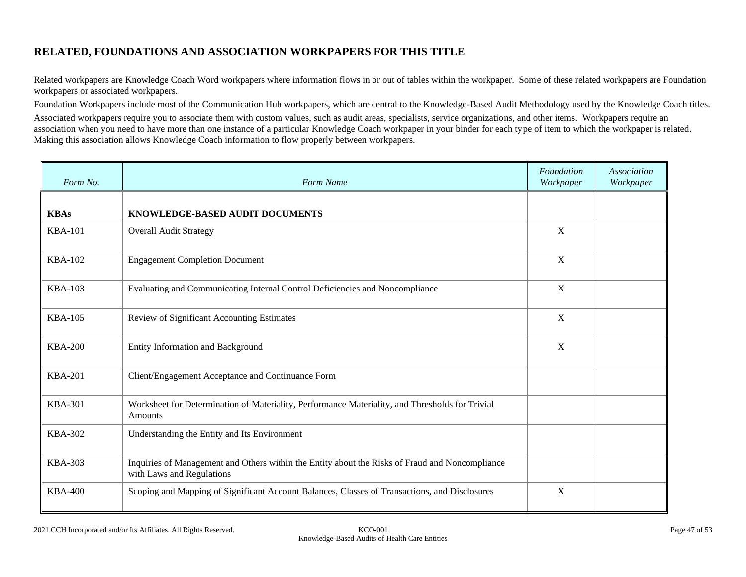## RELATED, FOUNDATIONS AND ASSOCIATION WORKPAPERS FOR THIS TITLE

Related workpapers are Knowledge Coach Word workpapers where information flows in or out of tables within the workpaper. Some of these related workpapers are Foundation workpapers or associated workpapers.

Foundation Workpapers include most of the Communication Hub workpapers, which are central to the Knowledge-Based Audit Methodology used by the Knowledge Coach titles.

Associated workpapers require you to associate them with custom values, such as audit areas, specialists, service organizations, and other items. Workpapers require an association when you need to have more than one instance of a particular Knowledge Coach workpaper in your binder for each type of item to which the workpaper is related. Making this association allows Knowledge Coach information to flow properly between workpapers.

| *Form No.* | *Form Name* | *Foundation Workpaper* | *Association Workpaper* |
|---|---|---|---|
| **KBAs** | **KNOWLEDGE-BASED AUDIT DOCUMENTS** | | |
| KBA-101 | Overall Audit Strategy | X | |
| KBA-102 | Engagement Completion Document | X | |
| KBA-103 | Evaluating and Communicating Internal Control Deficiencies and Noncompliance | X | |
| KBA-105 | Review of Significant Accounting Estimates | X | |
| KBA-200 | Entity Information and Background | X | |
| KBA-201 | Client/Engagement Acceptance and Continuance Form | | |
| KBA-301 | Worksheet for Determination of Materiality, Performance Materiality, and Thresholds for Trivial Amounts | | |
| KBA-302 | Understanding the Entity and Its Environment | | |
| KBA-303 | Inquiries of Management and Others within the Entity about the Risks of Fraud and Noncompliance with Laws and Regulations | | |
| KBA-400 | Scoping and Mapping of Significant Account Balances, Classes of Transactions, and Disclosures | X | |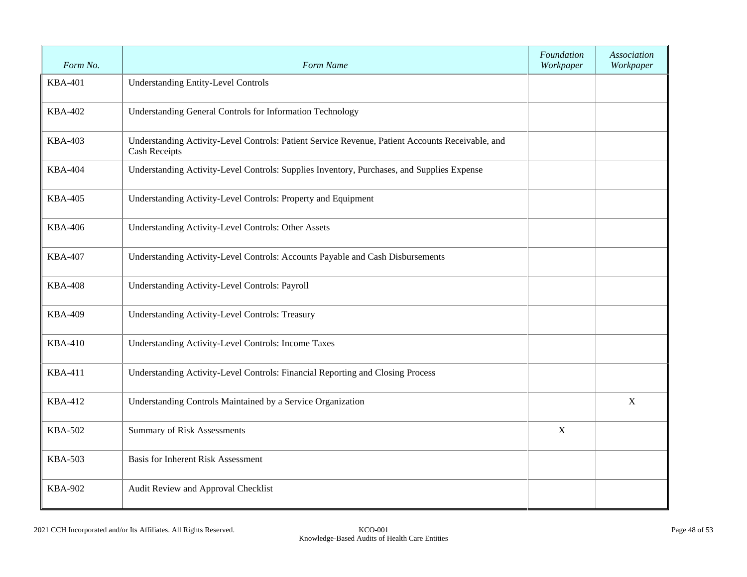| Form No. | Form Name | Foundation Workpaper | Association Workpaper |
|---|---|---|---|
| KBA-401 | Understanding Entity-Level Controls | | |
| KBA-402 | Understanding General Controls for Information Technology | | |
| KBA-403 | Understanding Activity-Level Controls: Patient Service Revenue, Patient Accounts Receivable, and Cash Receipts | | |
| KBA-404 | Understanding Activity-Level Controls: Supplies Inventory, Purchases, and Supplies Expense | | |
| KBA-405 | Understanding Activity-Level Controls: Property and Equipment | | |
| KBA-406 | Understanding Activity-Level Controls: Other Assets | | |
| KBA-407 | Understanding Activity-Level Controls: Accounts Payable and Cash Disbursements | | |
| KBA-408 | Understanding Activity-Level Controls: Payroll | | |
| KBA-409 | Understanding Activity-Level Controls: Treasury | | |
| KBA-410 | Understanding Activity-Level Controls: Income Taxes | | |
| KBA-411 | Understanding Activity-Level Controls: Financial Reporting and Closing Process | | |
| KBA-412 | Understanding Controls Maintained by a Service Organization | | X |
| KBA-502 | Summary of Risk Assessments | X | |
| KBA-503 | Basis for Inherent Risk Assessment | | |
| KBA-902 | Audit Review and Approval Checklist | | |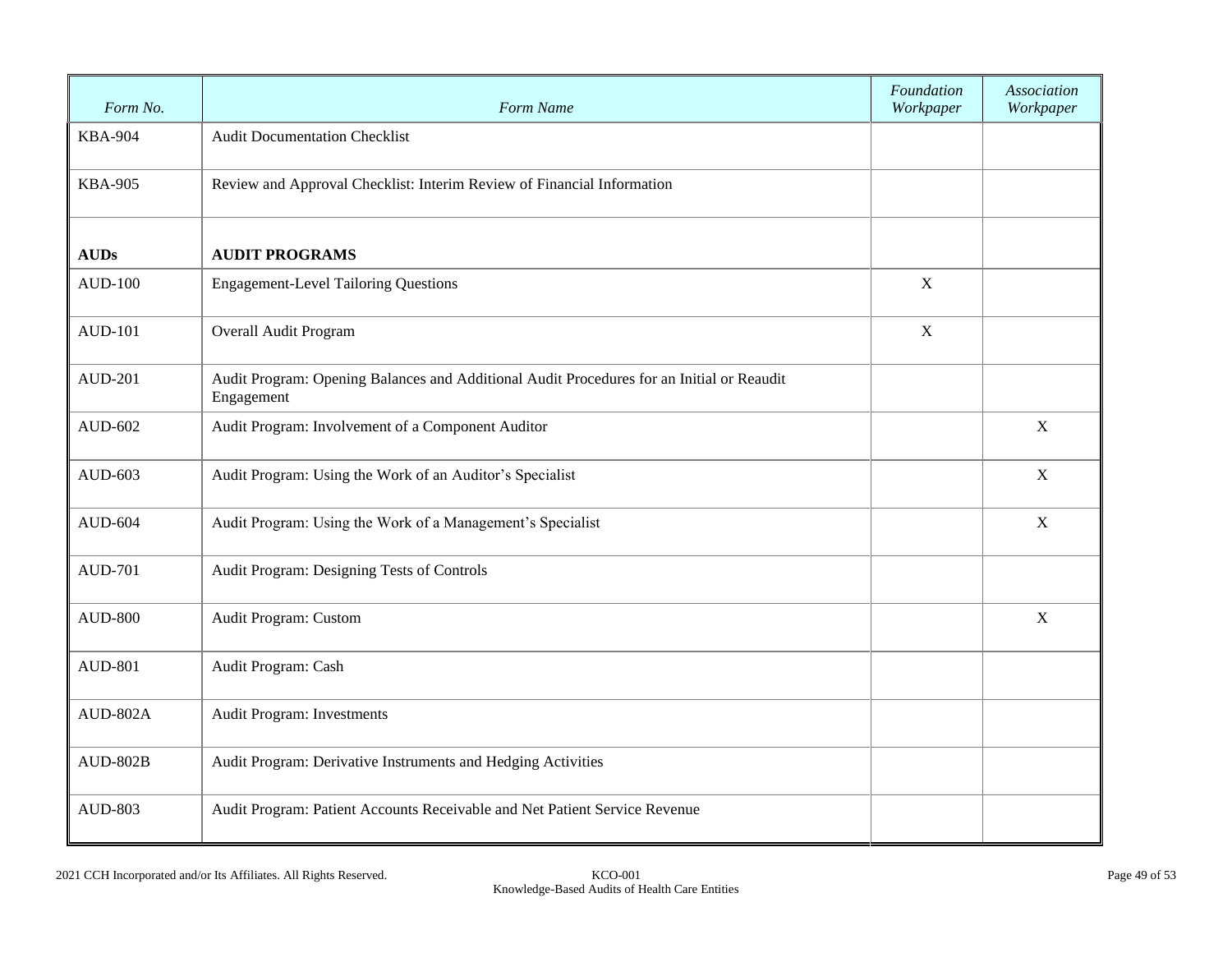| *Form No.* | *Form Name* | *Foundation Workpaper* | *Association Workpaper* |
|---|---|---|---|
| KBA-904 | Audit Documentation Checklist | | |
| KBA-905 | Review and Approval Checklist: Interim Review of Financial Information | | |
| **AUDs** | **AUDIT PROGRAMS** | | |
| AUD-100 | Engagement-Level Tailoring Questions | X | |
| AUD-101 | Overall Audit Program | X | |
| AUD-201 | Audit Program: Opening Balances and Additional Audit Procedures for an Initial or Reaudit Engagement | | |
| AUD-602 | Audit Program: Involvement of a Component Auditor | | X |
| AUD-603 | Audit Program: Using the Work of an Auditor's Specialist | | X |
| AUD-604 | Audit Program: Using the Work of a Management's Specialist | | X |
| AUD-701 | Audit Program: Designing Tests of Controls | | |
| AUD-800 | Audit Program: Custom | | X |
| AUD-801 | Audit Program: Cash | | |
| AUD-802A | Audit Program: Investments | | |
| AUD-802B | Audit Program: Derivative Instruments and Hedging Activities | | |
| AUD-803 | Audit Program: Patient Accounts Receivable and Net Patient Service Revenue | | |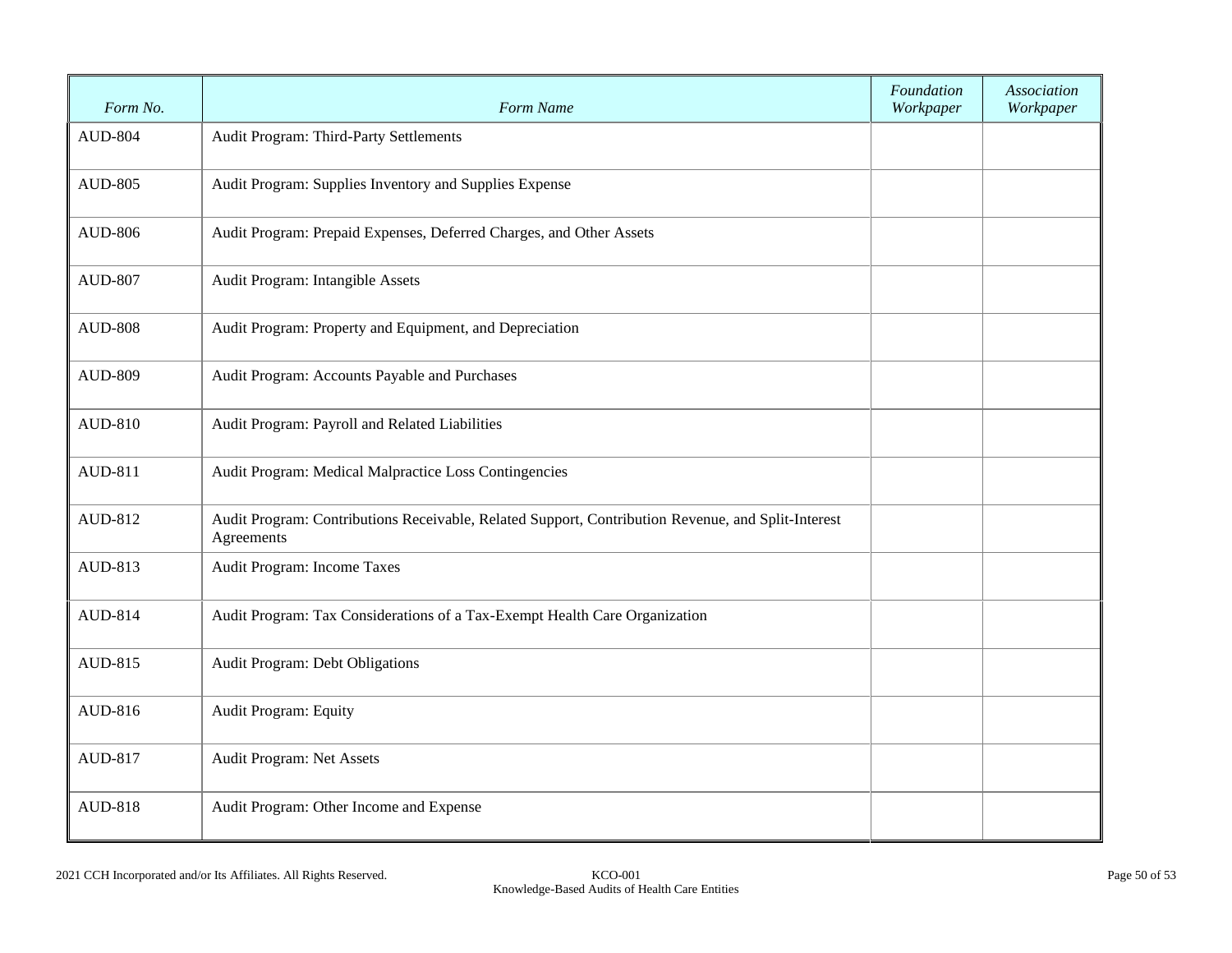| *Form No.* | *Form Name* | *Foundation Workpaper* | *Association Workpaper* |
|---|---|---|---|
| AUD-804 | Audit Program: Third-Party Settlements | | |
| AUD-805 | Audit Program: Supplies Inventory and Supplies Expense | | |
| AUD-806 | Audit Program: Prepaid Expenses, Deferred Charges, and Other Assets | | |
| AUD-807 | Audit Program: Intangible Assets | | |
| AUD-808 | Audit Program: Property and Equipment, and Depreciation | | |
| AUD-809 | Audit Program: Accounts Payable and Purchases | | |
| AUD-810 | Audit Program: Payroll and Related Liabilities | | |
| AUD-811 | Audit Program: Medical Malpractice Loss Contingencies | | |
| AUD-812 | Audit Program: Contributions Receivable, Related Support, Contribution Revenue, and Split-Interest Agreements | | |
| AUD-813 | Audit Program: Income Taxes | | |
| AUD-814 | Audit Program: Tax Considerations of a Tax-Exempt Health Care Organization | | |
| AUD-815 | Audit Program: Debt Obligations | | |
| AUD-816 | Audit Program: Equity | | |
| AUD-817 | Audit Program: Net Assets | | |
| AUD-818 | Audit Program: Other Income and Expense | | |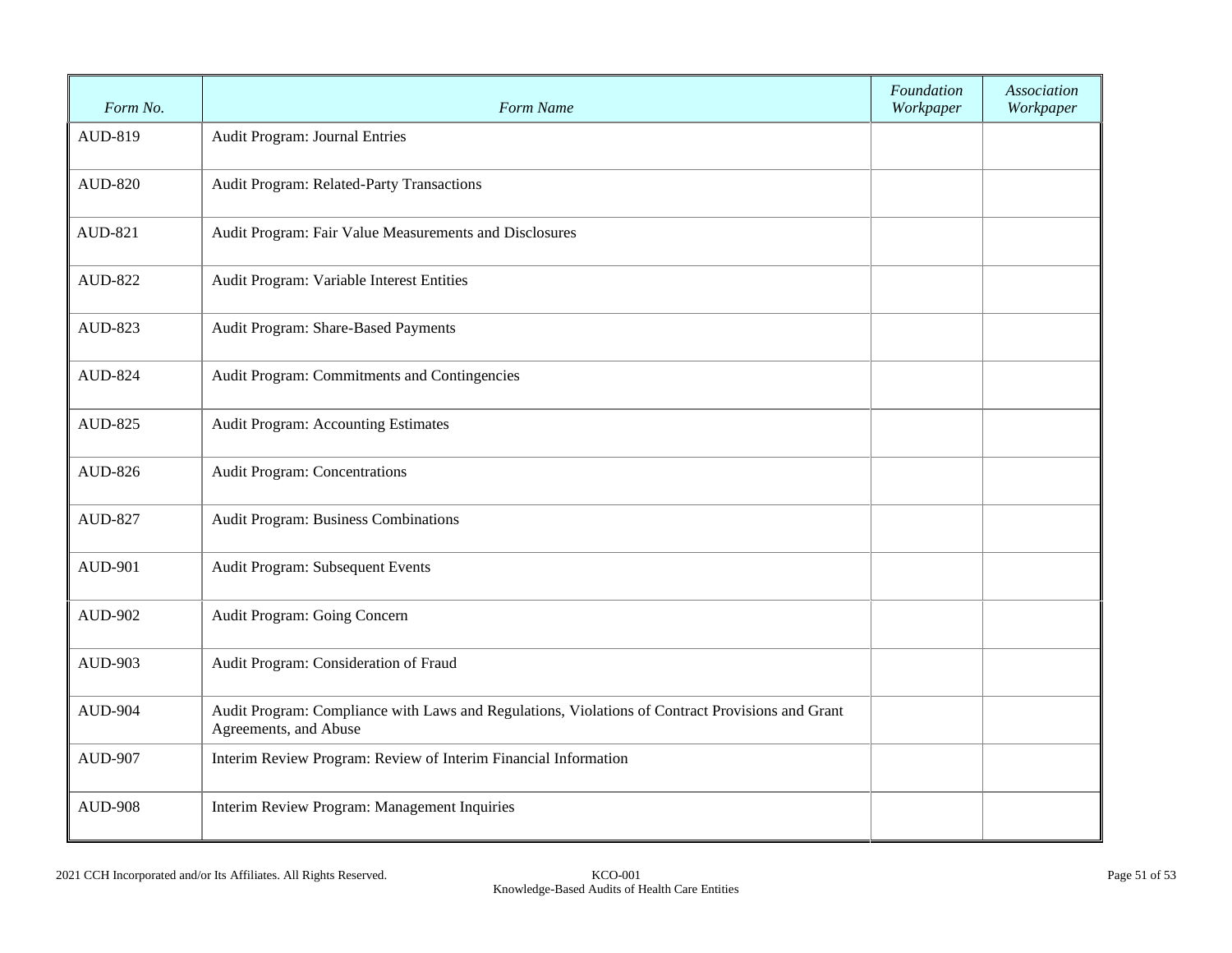| Form No. | Form Name | Foundation Workpaper | Association Workpaper |
|---|---|---|---|
| AUD-819 | Audit Program: Journal Entries | | |
| AUD-820 | Audit Program: Related-Party Transactions | | |
| AUD-821 | Audit Program: Fair Value Measurements and Disclosures | | |
| AUD-822 | Audit Program: Variable Interest Entities | | |
| AUD-823 | Audit Program: Share-Based Payments | | |
| AUD-824 | Audit Program: Commitments and Contingencies | | |
| AUD-825 | Audit Program: Accounting Estimates | | |
| AUD-826 | Audit Program: Concentrations | | |
| AUD-827 | Audit Program: Business Combinations | | |
| AUD-901 | Audit Program: Subsequent Events | | |
| AUD-902 | Audit Program: Going Concern | | |
| AUD-903 | Audit Program: Consideration of Fraud | | |
| AUD-904 | Audit Program: Compliance with Laws and Regulations, Violations of Contract Provisions and Grant Agreements, and Abuse | | |
| AUD-907 | Interim Review Program: Review of Interim Financial Information | | |
| AUD-908 | Interim Review Program: Management Inquiries | | |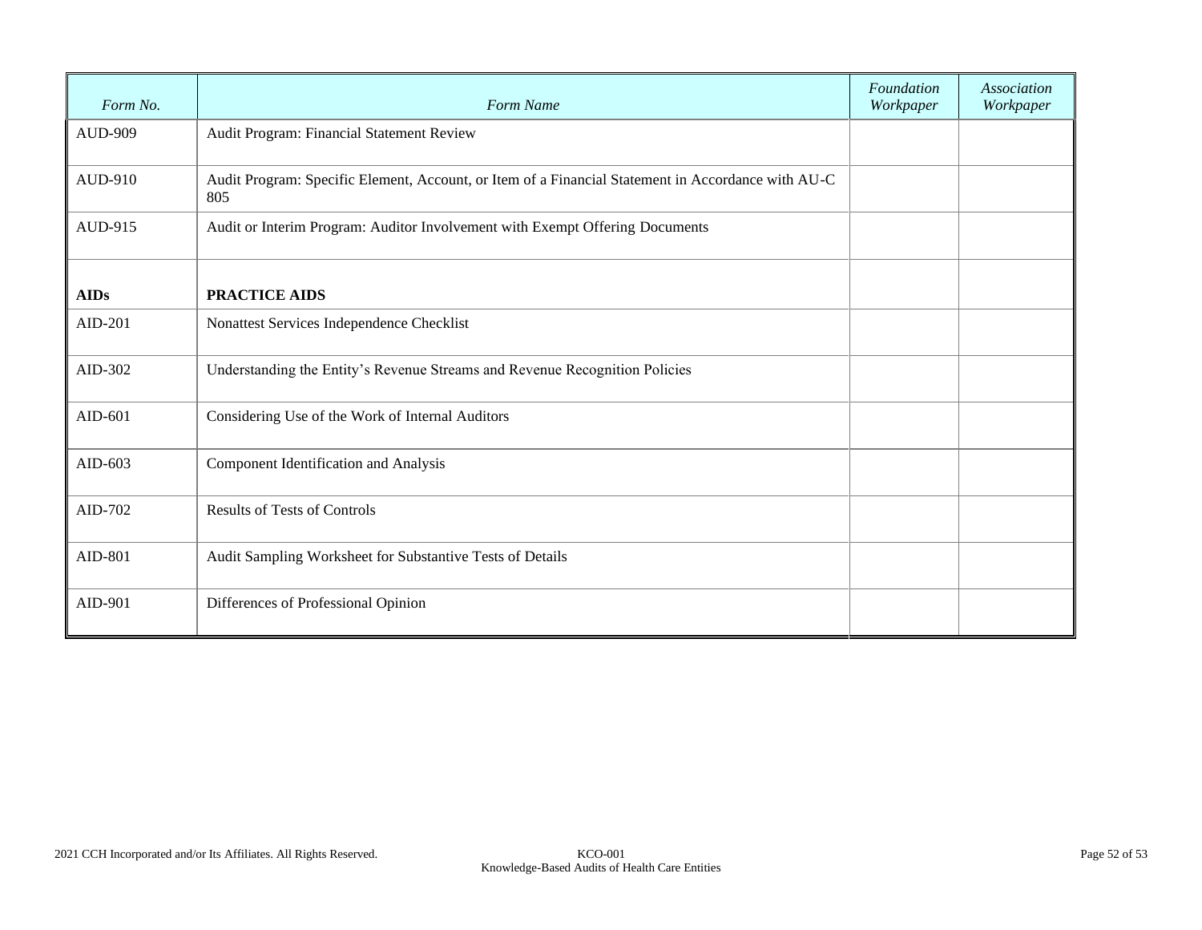| *Form No.* | *Form Name* | *Foundation Workpaper* | *Association Workpaper* |
|---|---|---|---|
| AUD-909 | Audit Program: Financial Statement Review | | |
| AUD-910 | Audit Program: Specific Element, Account, or Item of a Financial Statement in Accordance with AU-C 805 | | |
| AUD-915 | Audit or Interim Program: Auditor Involvement with Exempt Offering Documents | | |
| **AIDs** | **PRACTICE AIDS** | | |
| AID-201 | Nonattest Services Independence Checklist | | |
| AID-302 | Understanding the Entity's Revenue Streams and Revenue Recognition Policies | | |
| AID-601 | Considering Use of the Work of Internal Auditors | | |
| AID-603 | Component Identification and Analysis | | |
| AID-702 | Results of Tests of Controls | | |
| AID-801 | Audit Sampling Worksheet for Substantive Tests of Details | | |
| AID-901 | Differences of Professional Opinion | | |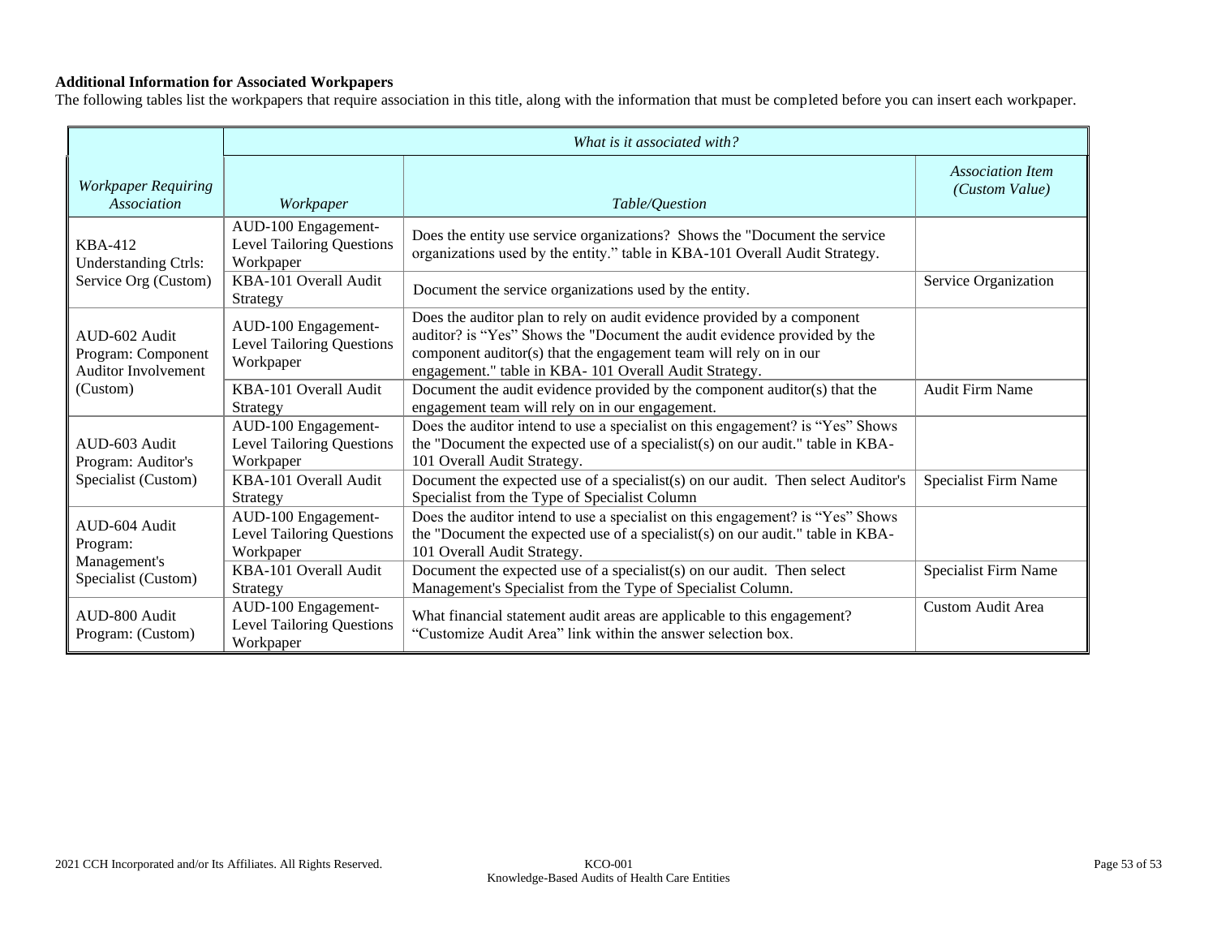**Additional Information for Associated Workpapers**

The following tables list the workpapers that require association in this title, along with the information that must be completed before you can insert each workpaper.

| | *What is it associated with?* | | |
|---|---|---|---|
| *Workpaper Requiring Association* | *Workpaper* | *Table/Question* | *Association Item (Custom Value)* |
| KBA-412 Understanding Ctrls: Service Org (Custom) | AUD-100 Engagement-Level Tailoring Questions Workpaper | Does the entity use service organizations? Shows the "Document the service organizations used by the entity." table in KBA-101 Overall Audit Strategy. | |
| | KBA-101 Overall Audit Strategy | Document the service organizations used by the entity. | Service Organization |
| AUD-602 Audit Program: Component Auditor Involvement (Custom) | AUD-100 Engagement-Level Tailoring Questions Workpaper | Does the auditor plan to rely on audit evidence provided by a component auditor? is "Yes" Shows the "Document the audit evidence provided by the component auditor(s) that the engagement team will rely on in our engagement." table in KBA- 101 Overall Audit Strategy. | |
| | KBA-101 Overall Audit Strategy | Document the audit evidence provided by the component auditor(s) that the engagement team will rely on in our engagement. | Audit Firm Name |
| AUD-603 Audit Program: Auditor's Specialist (Custom) | AUD-100 Engagement-Level Tailoring Questions Workpaper | Does the auditor intend to use a specialist on this engagement? is "Yes" Shows the "Document the expected use of a specialist(s) on our audit." table in KBA-101 Overall Audit Strategy. | |
| | KBA-101 Overall Audit Strategy | Document the expected use of a specialist(s) on our audit. Then select Auditor's Specialist from the Type of Specialist Column | Specialist Firm Name |
| AUD-604 Audit Program: Management's Specialist (Custom) | AUD-100 Engagement-Level Tailoring Questions Workpaper | Does the auditor intend to use a specialist on this engagement? is "Yes" Shows the "Document the expected use of a specialist(s) on our audit." table in KBA-101 Overall Audit Strategy. | |
| | KBA-101 Overall Audit Strategy | Document the expected use of a specialist(s) on our audit. Then select Management's Specialist from the Type of Specialist Column. | Specialist Firm Name |
| AUD-800 Audit Program: (Custom) | AUD-100 Engagement-Level Tailoring Questions Workpaper | What financial statement audit areas are applicable to this engagement? "Customize Audit Area" link within the answer selection box. | Custom Audit Area |